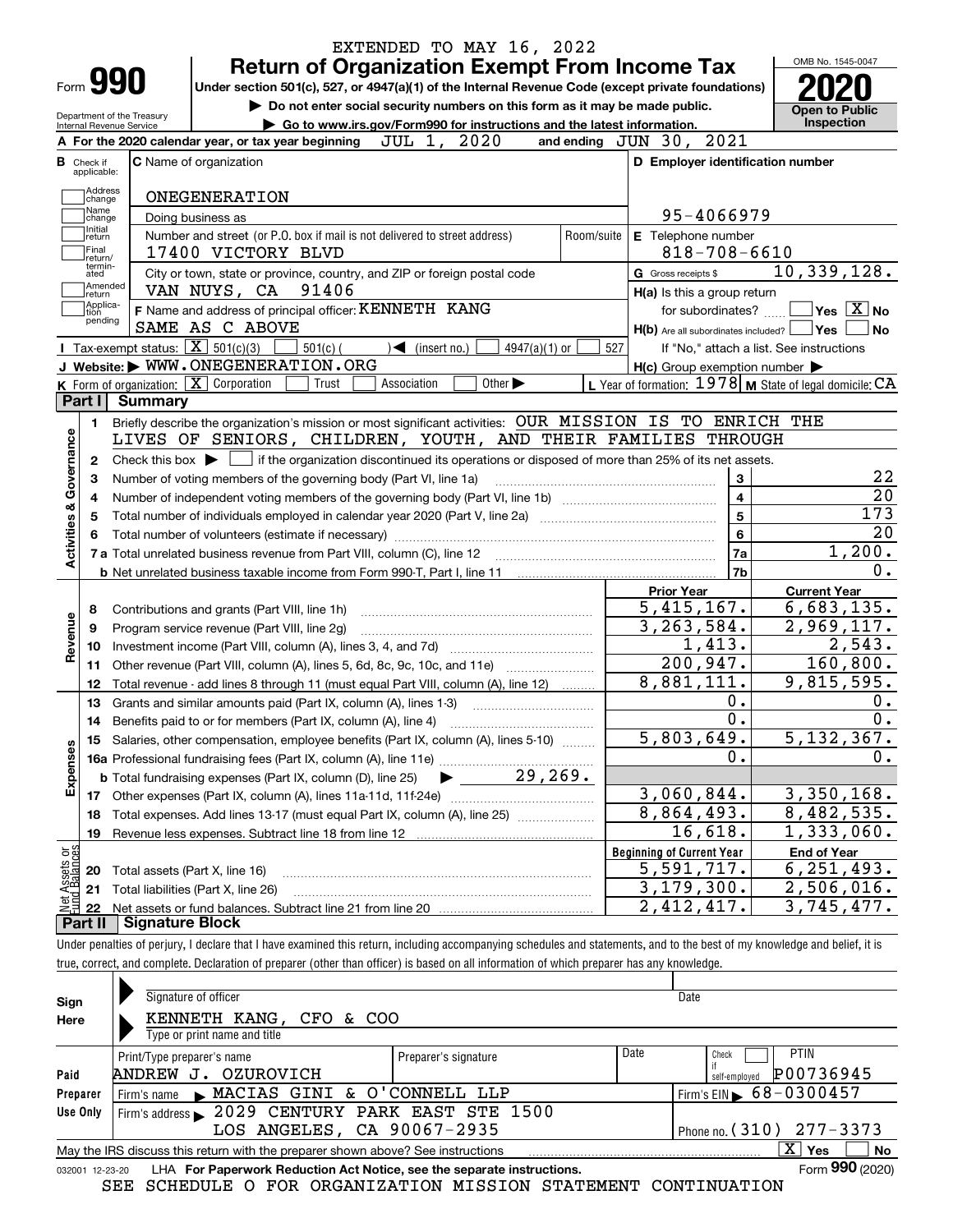EXTENDED TO MAY 16, 2022

# Form 990 — Return of Organization Exempt From Income Tax

Under section 501(c), 527, or 4947(a)(1) of the Internal Revenue Code (except private foundations)

▶ Do not enter social security numbers on this form as it may be made public.

▶ Go to www.irs.gov/Form990 for instructions and the latest information.

Department of the Treasury Internal Revenue Service

OMB No. 1545-0047

**2020**

**Open to Public Inspection**

**A** For the 2020 calendar year, or tax year beginning JUL 1, 2020 and ending JUN 30, 2021

**B** Check if applicable: Address change, Name change, Initial return, Final return/terminated, Amended return, Application pending

**C** Name of organization: ONEGENERATION

Doing business as

Number and street (or P.O. box if mail is not delivered to street address): 17400 VICTORY BLVD — Room/suite

City or town, state or province, country, and ZIP or foreign postal code: VAN NUYS, CA 91406

**D** Employer identification number: 95-4066979

**E** Telephone number: 818-708-6610

**G** Gross receipts $ 10,339,128.

**F** Name and address of principal officer: KENNETH KANG, SAME AS C ABOVE

**H(a)** Is this a group return for subordinates? Yes [ ] No [X]

**H(b)** Are all subordinates included? Yes [ ] No [ ] If "No," attach a list. See instructions

**H(c)** Group exemption number ▶

**I** Tax-exempt status: [X] 501(c)(3) [ ] 501(c) ( ) ◀ (insert no.) [ ] 4947(a)(1) or [ ] 527

**J** Website: ▶ WWW.ONEGENERATION.ORG

**K** Form of organization: [X] Corporation [ ] Trust [ ] Association [ ] Other ▶

**L** Year of formation: 1978 **M** State of legal domicile: CA

## Part I Summary

**Activities & Governance**

1. Briefly describe the organization's mission or most significant activities: OUR MISSION IS TO ENRICH THE LIVES OF SENIORS, CHILDREN, YOUTH, AND THEIR FAMILIES THROUGH
2. Check this box ▶ [ ] if the organization discontinued its operations or disposed of more than 25% of its net assets.

| | | Line | |
|---|---|---|---|
| 3 | Number of voting members of the governing body (Part VI, line 1a) | 3 | 22 |
| 4 | Number of independent voting members of the governing body (Part VI, line 1b) | 4 | 20 |
| 5 | Total number of individuals employed in calendar year 2020 (Part V, line 2a) | 5 | 173 |
| 6 | Total number of volunteers (estimate if necessary) | 6 | 20 |
| 7a | Total unrelated business revenue from Part VIII, column (C), line 12 | 7a | 1,200. |
| 7b | Net unrelated business taxable income from Form 990-T, Part I, line 11 | 7b | 0. |

| | | Prior Year | Current Year |
|---|---|---|---|
| **Revenue** | | | |
| 8 | Contributions and grants (Part VIII, line 1h) | 5,415,167. | 6,683,135. |
| 9 | Program service revenue (Part VIII, line 2g) | 3,263,584. | 2,969,117. |
| 10 | Investment income (Part VIII, column (A), lines 3, 4, and 7d) | 1,413. | 2,543. |
| 11 | Other revenue (Part VIII, column (A), lines 5, 6d, 8c, 9c, 10c, and 11e) | 200,947. | 160,800. |
| 12 | Total revenue - add lines 8 through 11 (must equal Part VIII, column (A), line 12) | 8,881,111. | 9,815,595. |
| **Expenses** | | | |
| 13 | Grants and similar amounts paid (Part IX, column (A), lines 1-3) | 0. | 0. |
| 14 | Benefits paid to or for members (Part IX, column (A), line 4) | 0. | 0. |
| 15 | Salaries, other compensation, employee benefits (Part IX, column (A), lines 5-10) | 5,803,649. | 5,132,367. |
| 16a | Professional fundraising fees (Part IX, column (A), line 11e) | 0. | 0. |
| b | Total fundraising expenses (Part IX, column (D), line 25) ▶ 29,269. | | |
| 17 | Other expenses (Part IX, column (A), lines 11a-11d, 11f-24e) | 3,060,844. | 3,350,168. |
| 18 | Total expenses. Add lines 13-17 (must equal Part IX, column (A), line 25) | 8,864,493. | 8,482,535. |
| 19 | Revenue less expenses. Subtract line 18 from line 12 | 16,618. | 1,333,060. |

| **Net Assets or Fund Balances** | | Beginning of Current Year | End of Year |
|---|---|---|---|
| 20 | Total assets (Part X, line 16) | 5,591,717. | 6,251,493. |
| 21 | Total liabilities (Part X, line 26) | 3,179,300. | 2,506,016. |
| 22 | Net assets or fund balances. Subtract line 21 from line 20 | 2,412,417. | 3,745,477. |

## Part II Signature Block

Under penalties of perjury, I declare that I have examined this return, including accompanying schedules and statements, and to the best of my knowledge and belief, it is true, correct, and complete. Declaration of preparer (other than officer) is based on all information of which preparer has any knowledge.

**Sign Here**

Signature of officer — Date

KENNETH KANG, CFO & COO

Type or print name and title

**Paid Preparer Use Only**

| Print/Type preparer's name | Preparer's signature | Date | Check if self-employed | PTIN |
|---|---|---|---|---|
| ANDREW J. OZUROVICH | | | [ ] | P00736945 |

Firm's name ▶ MACIAS GINI & O'CONNELL LLP — Firm's EIN ▶ 68-0300457

Firm's address ▶ 2029 CENTURY PARK EAST STE 1500, LOS ANGELES, CA 90067-2935 — Phone no. (310) 277-3373

May the IRS discuss this return with the preparer shown above? See instructions [X] Yes [ ] No

032001 12-23-20 LHA For Paperwork Reduction Act Notice, see the separate instructions. Form **990** (2020)

SEE SCHEDULE O FOR ORGANIZATION MISSION STATEMENT CONTINUATION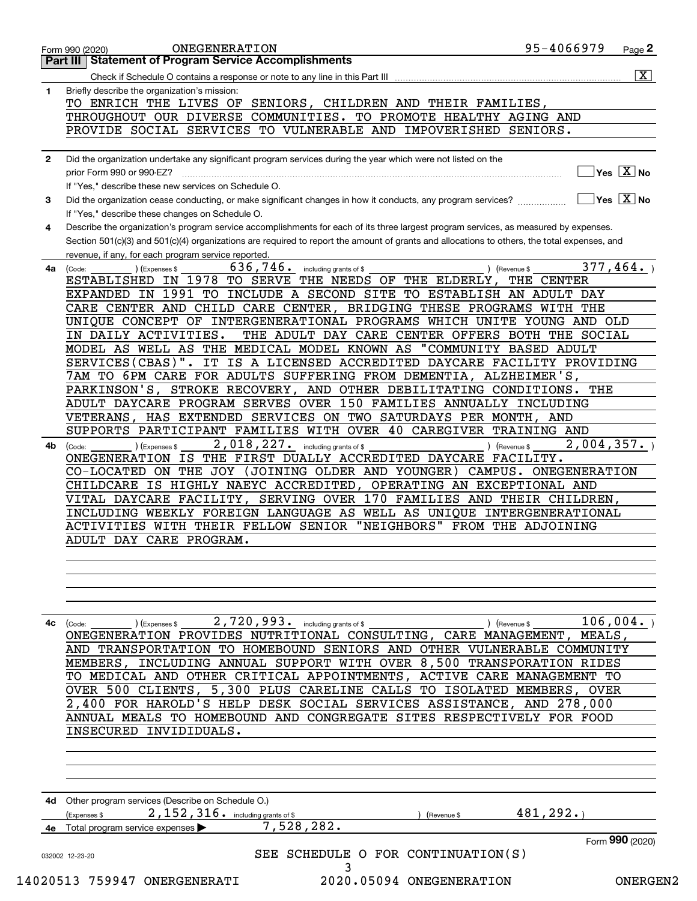Form 990 (2020) ONEGENERATION 95-4066979 Page 2

## Part III Statement of Program Service Accomplishments

Check if Schedule O contains a response or note to any line in this Part III .......... [X]

**1** Briefly describe the organization's mission:

TO ENRICH THE LIVES OF SENIORS, CHILDREN AND THEIR FAMILIES, THROUGHOUT OUR DIVERSE COMMUNITIES. TO PROMOTE HEALTHY AGING AND PROVIDE SOCIAL SERVICES TO VULNERABLE AND IMPOVERISHED SENIORS.

**2** Did the organization undertake any significant program services during the year which were not listed on the prior Form 990 or 990-EZ? .......... [ ] Yes [X] No

If "Yes," describe these new services on Schedule O.

**3** Did the organization cease conducting, or make significant changes in how it conducts, any program services? .......... [ ] Yes [X] No

If "Yes," describe these changes on Schedule O.

**4** Describe the organization's program service accomplishments for each of its three largest program services, as measured by expenses. Section 501(c)(3) and 501(c)(4) organizations are required to report the amount of grants and allocations to others, the total expenses, and revenue, if any, for each program service reported.

**4a** (Code: ) (Expenses $ 636,746. including grants of $ ) (Revenue $ 377,464. )

ESTABLISHED IN 1978 TO SERVE THE NEEDS OF THE ELDERLY, THE CENTER EXPANDED IN 1991 TO INCLUDE A SECOND SITE TO ESTABLISH AN ADULT DAY CARE CENTER AND CHILD CARE CENTER, BRIDGING THESE PROGRAMS WITH THE UNIQUE CONCEPT OF INTERGENERATIONAL PROGRAMS WHICH UNITE YOUNG AND OLD IN DAILY ACTIVITIES. THE ADULT DAY CARE CENTER OFFERS BOTH THE SOCIAL MODEL AS WELL AS THE MEDICAL MODEL KNOWN AS "COMMUNITY BASED ADULT SERVICES(CBAS)". IT IS A LICENSED ACCREDITED DAYCARE FACILITY PROVIDING 7AM TO 6PM CARE FOR ADULTS SUFFERING FROM DEMENTIA, ALZHEIMER'S, PARKINSON'S, STROKE RECOVERY, AND OTHER DEBILITATING CONDITIONS. THE ADULT DAYCARE PROGRAM SERVES OVER 150 FAMILIES ANNUALLY INCLUDING VETERANS, HAS EXTENDED SERVICES ON TWO SATURDAYS PER MONTH, AND SUPPORTS PARTICIPANT FAMILIES WITH OVER 40 CAREGIVER TRAINING AND

**4b** (Code: ) (Expenses $ 2,018,227. including grants of $ ) (Revenue $ 2,004,357. )

ONEGENERATION IS THE FIRST DUALLY ACCREDITED DAYCARE FACILITY. CO-LOCATED ON THE JOY (JOINING OLDER AND YOUNGER) CAMPUS. ONEGENERATION CHILDCARE IS HIGHLY NAEYC ACCREDITED, OPERATING AN EXCEPTIONAL AND VITAL DAYCARE FACILITY, SERVING OVER 170 FAMILIES AND THEIR CHILDREN, INCLUDING WEEKLY FOREIGN LANGUAGE AS WELL AS UNIQUE INTERGENERATIONAL ACTIVITIES WITH THEIR FELLOW SENIOR "NEIGHBORS" FROM THE ADJOINING ADULT DAY CARE PROGRAM.

**4c** (Code: ) (Expenses $ 2,720,993. including grants of $ ) (Revenue $ 106,004. )

ONEGENERATION PROVIDES NUTRITIONAL CONSULTING, CARE MANAGEMENT, MEALS, AND TRANSPORTATION TO HOMEBOUND SENIORS AND OTHER VULNERABLE COMMUNITY MEMBERS, INCLUDING ANNUAL SUPPORT WITH OVER 8,500 TRANSPORATION RIDES TO MEDICAL AND OTHER CRITICAL APPOINTMENTS, ACTIVE CARE MANAGEMENT TO OVER 500 CLIENTS, 5,300 PLUS CARELINE CALLS TO ISOLATED MEMBERS, OVER 2,400 FOR HAROLD'S HELP DESK SOCIAL SERVICES ASSISTANCE, AND 278,000 ANNUAL MEALS TO HOMEBOUND AND CONGREGATE SITES RESPECTIVELY FOR FOOD INSECURED INVIDIDUALS.

**4d** Other program services (Describe on Schedule O.)

(Expenses $ 2,152,316. including grants of $ ) (Revenue $ 481,292.)

**4e** Total program service expenses ▶ 7,528,282.

Form **990** (2020)

SEE SCHEDULE O FOR CONTINUATION(S)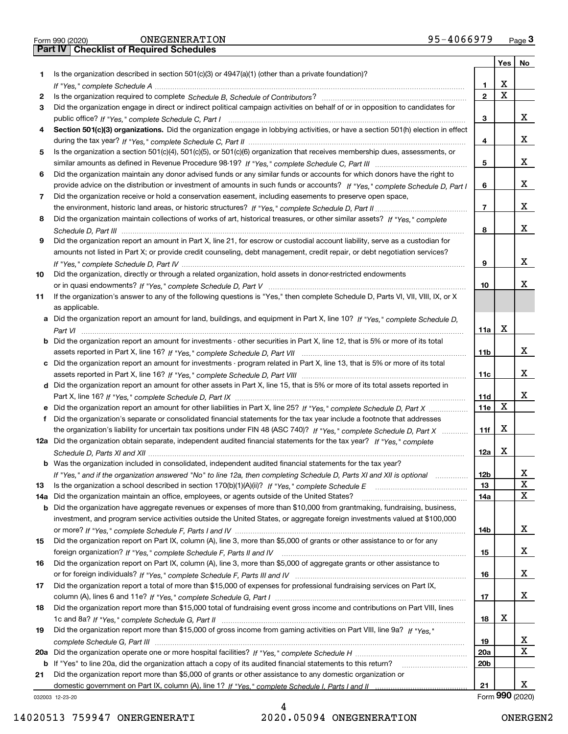Form 990 (2020) ONEGENERATION 95-4066979

## Part IV Checklist of Required Schedules

| | | | Yes | No |
|---|---|---|---|---|
| 1 | Is the organization described in section 501(c)(3) or 4947(a)(1) (other than a private foundation)? *If "Yes," complete Schedule A* | 1 | X | |
| 2 | Is the organization required to complete *Schedule B, Schedule of Contributors*? | 2 | X | |
| 3 | Did the organization engage in direct or indirect political campaign activities on behalf of or in opposition to candidates for public office? *If "Yes," complete Schedule C, Part I* | 3 | | X |
| 4 | **Section 501(c)(3) organizations.** Did the organization engage in lobbying activities, or have a section 501(h) election in effect during the tax year? *If "Yes," complete Schedule C, Part II* | 4 | | X |
| 5 | Is the organization a section 501(c)(4), 501(c)(5), or 501(c)(6) organization that receives membership dues, assessments, or similar amounts as defined in Revenue Procedure 98-19? *If "Yes," complete Schedule C, Part III* | 5 | | X |
| 6 | Did the organization maintain any donor advised funds or any similar funds or accounts for which donors have the right to provide advice on the distribution or investment of amounts in such funds or accounts? *If "Yes," complete Schedule D, Part I* | 6 | | X |
| 7 | Did the organization receive or hold a conservation easement, including easements to preserve open space, the environment, historic land areas, or historic structures? *If "Yes," complete Schedule D, Part II* | 7 | | X |
| 8 | Did the organization maintain collections of works of art, historical treasures, or other similar assets? *If "Yes," complete Schedule D, Part III* | 8 | | X |
| 9 | Did the organization report an amount in Part X, line 21, for escrow or custodial account liability, serve as a custodian for amounts not listed in Part X; or provide credit counseling, debt management, credit repair, or debt negotiation services? *If "Yes," complete Schedule D, Part IV* | 9 | | X |
| 10 | Did the organization, directly or through a related organization, hold assets in donor-restricted endowments or in quasi endowments? *If "Yes," complete Schedule D, Part V* | 10 | | X |
| 11 | If the organization's answer to any of the following questions is "Yes," then complete Schedule D, Parts VI, VII, VIII, IX, or X as applicable. | | | |
| a | Did the organization report an amount for land, buildings, and equipment in Part X, line 10? *If "Yes," complete Schedule D, Part VI* | 11a | X | |
| b | Did the organization report an amount for investments - other securities in Part X, line 12, that is 5% or more of its total assets reported in Part X, line 16? *If "Yes," complete Schedule D, Part VII* | 11b | | X |
| c | Did the organization report an amount for investments - program related in Part X, line 13, that is 5% or more of its total assets reported in Part X, line 16? *If "Yes," complete Schedule D, Part VIII* | 11c | | X |
| d | Did the organization report an amount for other assets in Part X, line 15, that is 5% or more of its total assets reported in Part X, line 16? *If "Yes," complete Schedule D, Part IX* | 11d | | X |
| e | Did the organization report an amount for other liabilities in Part X, line 25? *If "Yes," complete Schedule D, Part X* | 11e | X | |
| f | Did the organization's separate or consolidated financial statements for the tax year include a footnote that addresses the organization's liability for uncertain tax positions under FIN 48 (ASC 740)? *If "Yes," complete Schedule D, Part X* | 11f | X | |
| 12a | Did the organization obtain separate, independent audited financial statements for the tax year? *If "Yes," complete Schedule D, Parts XI and XII* | 12a | X | |
| b | Was the organization included in consolidated, independent audited financial statements for the tax year? *If "Yes," and if the organization answered "No" to line 12a, then completing Schedule D, Parts XI and XII is optional* | 12b | | X |
| 13 | Is the organization a school described in section 170(b)(1)(A)(ii)? *If "Yes," complete Schedule E* | 13 | | X |
| 14a | Did the organization maintain an office, employees, or agents outside of the United States? | 14a | | X |
| b | Did the organization have aggregate revenues or expenses of more than $10,000 from grantmaking, fundraising, business, investment, and program service activities outside the United States, or aggregate foreign investments valued at $100,000 or more? *If "Yes," complete Schedule F, Parts I and IV* | 14b | | X |
| 15 | Did the organization report on Part IX, column (A), line 3, more than $5,000 of grants or other assistance to or for any foreign organization? *If "Yes," complete Schedule F, Parts II and IV* | 15 | | X |
| 16 | Did the organization report on Part IX, column (A), line 3, more than $5,000 of aggregate grants or other assistance to or for foreign individuals? *If "Yes," complete Schedule F, Parts III and IV* | 16 | | X |
| 17 | Did the organization report a total of more than $15,000 of expenses for professional fundraising services on Part IX, column (A), lines 6 and 11e? *If "Yes," complete Schedule G, Part I* | 17 | | X |
| 18 | Did the organization report more than $15,000 total of fundraising event gross income and contributions on Part VIII, lines 1c and 8a? *If "Yes," complete Schedule G, Part II* | 18 | X | |
| 19 | Did the organization report more than $15,000 of gross income from gaming activities on Part VIII, line 9a? *If "Yes," complete Schedule G, Part III* | 19 | | X |
| 20a | Did the organization operate one or more hospital facilities? *If "Yes," complete Schedule H* | 20a | | X |
| b | If "Yes" to line 20a, did the organization attach a copy of its audited financial statements to this return? | 20b | | |
| 21 | Did the organization report more than $5,000 of grants or other assistance to any domestic organization or domestic government on Part IX, column (A), line 1? *If "Yes," complete Schedule I, Parts I and II* | 21 | | X |

032003 12-23-20 Form **990** (2020)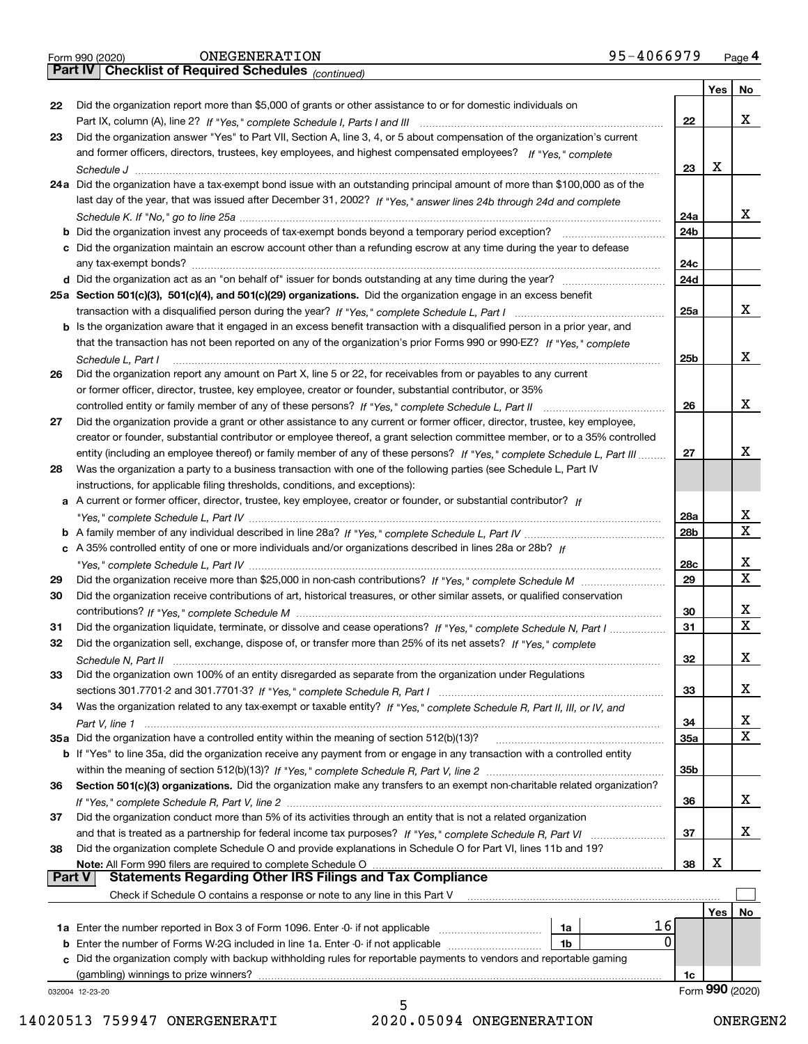Form 990 (2020) ONEGENERATION 95-4066979 Page 4

## Part IV Checklist of Required Schedules *(continued)*

| | | | Yes | No |
|---|---|---|---|---|
| 22 | Did the organization report more than $5,000 of grants or other assistance to or for domestic individuals on Part IX, column (A), line 2? *If "Yes," complete Schedule I, Parts I and III* | 22 | | X |
| 23 | Did the organization answer "Yes" to Part VII, Section A, line 3, 4, or 5 about compensation of the organization's current and former officers, directors, trustees, key employees, and highest compensated employees? *If "Yes," complete Schedule J* | 23 | X | |
| 24a | Did the organization have a tax-exempt bond issue with an outstanding principal amount of more than $100,000 as of the last day of the year, that was issued after December 31, 2002? *If "Yes," answer lines 24b through 24d and complete Schedule K. If "No," go to line 25a* | 24a | | X |
| b | Did the organization invest any proceeds of tax-exempt bonds beyond a temporary period exception? | 24b | | |
| c | Did the organization maintain an escrow account other than a refunding escrow at any time during the year to defease any tax-exempt bonds? | 24c | | |
| d | Did the organization act as an "on behalf of" issuer for bonds outstanding at any time during the year? | 24d | | |
| 25a | **Section 501(c)(3), 501(c)(4), and 501(c)(29) organizations.** Did the organization engage in an excess benefit transaction with a disqualified person during the year? *If "Yes," complete Schedule L, Part I* | 25a | | X |
| b | Is the organization aware that it engaged in an excess benefit transaction with a disqualified person in a prior year, and that the transaction has not been reported on any of the organization's prior Forms 990 or 990-EZ? *If "Yes," complete Schedule L, Part I* | 25b | | X |
| 26 | Did the organization report any amount on Part X, line 5 or 22, for receivables from or payables to any current or former officer, director, trustee, key employee, creator or founder, substantial contributor, or 35% controlled entity or family member of any of these persons? *If "Yes," complete Schedule L, Part II* | 26 | | X |
| 27 | Did the organization provide a grant or other assistance to any current or former officer, director, trustee, key employee, creator or founder, substantial contributor or employee thereof, a grant selection committee member, or to a 35% controlled entity (including an employee thereof) or family member of any of these persons? *If "Yes," complete Schedule L, Part III* | 27 | | X |
| 28 | Was the organization a party to a business transaction with one of the following parties (see Schedule L, Part IV instructions, for applicable filing thresholds, conditions, and exceptions): | | | |
| a | A current or former officer, director, trustee, key employee, creator or founder, or substantial contributor? *If "Yes," complete Schedule L, Part IV* | 28a | | X |
| b | A family member of any individual described in line 28a? *If "Yes," complete Schedule L, Part IV* | 28b | | X |
| c | A 35% controlled entity of one or more individuals and/or organizations described in lines 28a or 28b? *If "Yes," complete Schedule L, Part IV* | 28c | | X |
| 29 | Did the organization receive more than $25,000 in non-cash contributions? *If "Yes," complete Schedule M* | 29 | | X |
| 30 | Did the organization receive contributions of art, historical treasures, or other similar assets, or qualified conservation contributions? *If "Yes," complete Schedule M* | 30 | | X |
| 31 | Did the organization liquidate, terminate, or dissolve and cease operations? *If "Yes," complete Schedule N, Part I* | 31 | | X |
| 32 | Did the organization sell, exchange, dispose of, or transfer more than 25% of its net assets? *If "Yes," complete Schedule N, Part II* | 32 | | X |
| 33 | Did the organization own 100% of an entity disregarded as separate from the organization under Regulations sections 301.7701-2 and 301.7701-3? *If "Yes," complete Schedule R, Part I* | 33 | | X |
| 34 | Was the organization related to any tax-exempt or taxable entity? *If "Yes," complete Schedule R, Part II, III, or IV, and Part V, line 1* | 34 | | X |
| 35a | Did the organization have a controlled entity within the meaning of section 512(b)(13)? | 35a | | X |
| b | If "Yes" to line 35a, did the organization receive any payment from or engage in any transaction with a controlled entity within the meaning of section 512(b)(13)? *If "Yes," complete Schedule R, Part V, line 2* | 35b | | |
| 36 | **Section 501(c)(3) organizations.** Did the organization make any transfers to an exempt non-charitable related organization? *If "Yes," complete Schedule R, Part V, line 2* | 36 | | X |
| 37 | Did the organization conduct more than 5% of its activities through an entity that is not a related organization and that is treated as a partnership for federal income tax purposes? *If "Yes," complete Schedule R, Part VI* | 37 | | X |
| 38 | Did the organization complete Schedule O and provide explanations in Schedule O for Part VI, lines 11b and 19? **Note:** All Form 990 filers are required to complete Schedule O | 38 | X | |

## Part V Statements Regarding Other IRS Filings and Tax Compliance

Check if Schedule O contains a response or note to any line in this Part V ☐

| | | | | | Yes | No |
|---|---|---|---|---|---|---|
| 1a | Enter the number reported in Box 3 of Form 1096. Enter -0- if not applicable | 1a | 16 | | | |
| b | Enter the number of Forms W-2G included in line 1a. Enter -0- if not applicable | 1b | 0 | | | |
| c | Did the organization comply with backup withholding rules for reportable payments to vendors and reportable gaming (gambling) winnings to prize winners? | | | 1c | | |

032004 12-23-20 Form **990** (2020)

14020513 759947 ONERGENERATI 2020.05094 ONEGENERATION ONERGEN2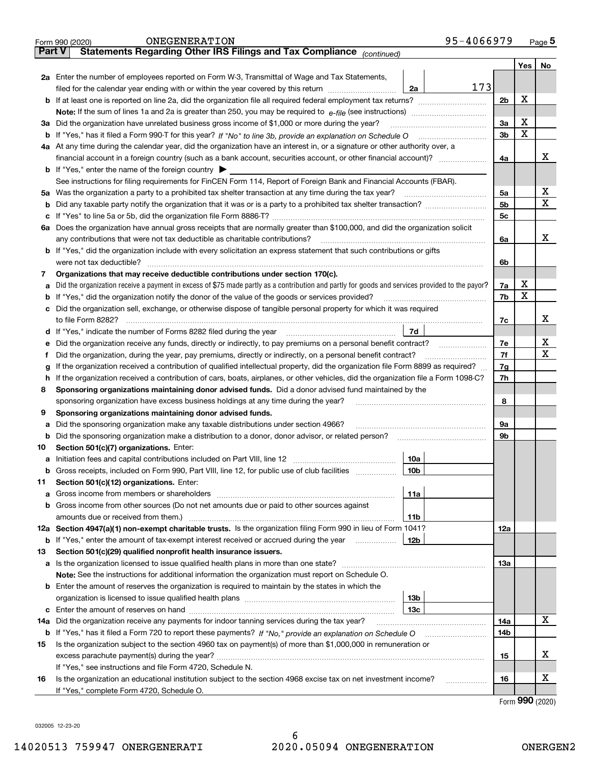Form 990 (2020) ONEGENERATION 95-4066979 Page 5

**Part V Statements Regarding Other IRS Filings and Tax Compliance** *(continued)*

| | | | | | Yes | No |
|---|---|---|---|---|---|---|
| **2a** | Enter the number of employees reported on Form W-3, Transmittal of Wage and Tax Statements, filed for the calendar year ending with or within the year covered by this return | 2a | 173 | | | |
| **b** | If at least one is reported on line 2a, did the organization file all required federal employment tax returns? | | | 2b | X | |
| | **Note:** If the sum of lines 1a and 2a is greater than 250, you may be required to *e-file* (see instructions) | | | | | |
| **3a** | Did the organization have unrelated business gross income of $1,000 or more during the year? | | | 3a | X | |
| **b** | If "Yes," has it filed a Form 990-T for this year? *If "No" to line 3b, provide an explanation on Schedule O* | | | 3b | X | |
| **4a** | At any time during the calendar year, did the organization have an interest in, or a signature or other authority over, a financial account in a foreign country (such as a bank account, securities account, or other financial account)? | | | 4a | | X |
| **b** | If "Yes," enter the name of the foreign country ▶ | | | | | |
| | See instructions for filing requirements for FinCEN Form 114, Report of Foreign Bank and Financial Accounts (FBAR). | | | | | |
| **5a** | Was the organization a party to a prohibited tax shelter transaction at any time during the tax year? | | | 5a | | X |
| **b** | Did any taxable party notify the organization that it was or is a party to a prohibited tax shelter transaction? | | | 5b | | X |
| **c** | If "Yes" to line 5a or 5b, did the organization file Form 8886-T? | | | 5c | | |
| **6a** | Does the organization have annual gross receipts that are normally greater than $100,000, and did the organization solicit any contributions that were not tax deductible as charitable contributions? | | | 6a | | X |
| **b** | If "Yes," did the organization include with every solicitation an express statement that such contributions or gifts were not tax deductible? | | | 6b | | |
| **7** | **Organizations that may receive deductible contributions under section 170(c).** | | | | | |
| **a** | Did the organization receive a payment in excess of $75 made partly as a contribution and partly for goods and services provided to the payor? | | | 7a | X | |
| **b** | If "Yes," did the organization notify the donor of the value of the goods or services provided? | | | 7b | X | |
| **c** | Did the organization sell, exchange, or otherwise dispose of tangible personal property for which it was required to file Form 8282? | | | 7c | | X |
| **d** | If "Yes," indicate the number of Forms 8282 filed during the year | 7d | | | | |
| **e** | Did the organization receive any funds, directly or indirectly, to pay premiums on a personal benefit contract? | | | 7e | | X |
| **f** | Did the organization, during the year, pay premiums, directly or indirectly, on a personal benefit contract? | | | 7f | | X |
| **g** | If the organization received a contribution of qualified intellectual property, did the organization file Form 8899 as required? | | | 7g | | |
| **h** | If the organization received a contribution of cars, boats, airplanes, or other vehicles, did the organization file a Form 1098-C? | | | 7h | | |
| **8** | **Sponsoring organizations maintaining donor advised funds.** Did a donor advised fund maintained by the sponsoring organization have excess business holdings at any time during the year? | | | 8 | | |
| **9** | **Sponsoring organizations maintaining donor advised funds.** | | | | | |
| **a** | Did the sponsoring organization make any taxable distributions under section 4966? | | | 9a | | |
| **b** | Did the sponsoring organization make a distribution to a donor, donor advisor, or related person? | | | 9b | | |
| **10** | **Section 501(c)(7) organizations.** Enter: | | | | | |
| **a** | Initiation fees and capital contributions included on Part VIII, line 12 | 10a | | | | |
| **b** | Gross receipts, included on Form 990, Part VIII, line 12, for public use of club facilities | 10b | | | | |
| **11** | **Section 501(c)(12) organizations.** Enter: | | | | | |
| **a** | Gross income from members or shareholders | 11a | | | | |
| **b** | Gross income from other sources (Do not net amounts due or paid to other sources against amounts due or received from them.) | 11b | | | | |
| **12a** | **Section 4947(a)(1) non-exempt charitable trusts.** Is the organization filing Form 990 in lieu of Form 1041? | | | 12a | | |
| **b** | If "Yes," enter the amount of tax-exempt interest received or accrued during the year | 12b | | | | |
| **13** | **Section 501(c)(29) qualified nonprofit health insurance issuers.** | | | | | |
| **a** | Is the organization licensed to issue qualified health plans in more than one state? | | | 13a | | |
| | **Note:** See the instructions for additional information the organization must report on Schedule O. | | | | | |
| **b** | Enter the amount of reserves the organization is required to maintain by the states in which the organization is licensed to issue qualified health plans | 13b | | | | |
| **c** | Enter the amount of reserves on hand | 13c | | | | |
| **14a** | Did the organization receive any payments for indoor tanning services during the tax year? | | | 14a | | X |
| **b** | If "Yes," has it filed a Form 720 to report these payments? *If "No," provide an explanation on Schedule O* | | | 14b | | |
| **15** | Is the organization subject to the section 4960 tax on payment(s) of more than $1,000,000 in remuneration or excess parachute payment(s) during the year? | | | 15 | | X |
| | If "Yes," see instructions and file Form 4720, Schedule N. | | | | | |
| **16** | Is the organization an educational institution subject to the section 4968 excise tax on net investment income? | | | 16 | | X |
| | If "Yes," complete Form 4720, Schedule O. | | | | | |

Form **990** (2020)

032005 12-23-20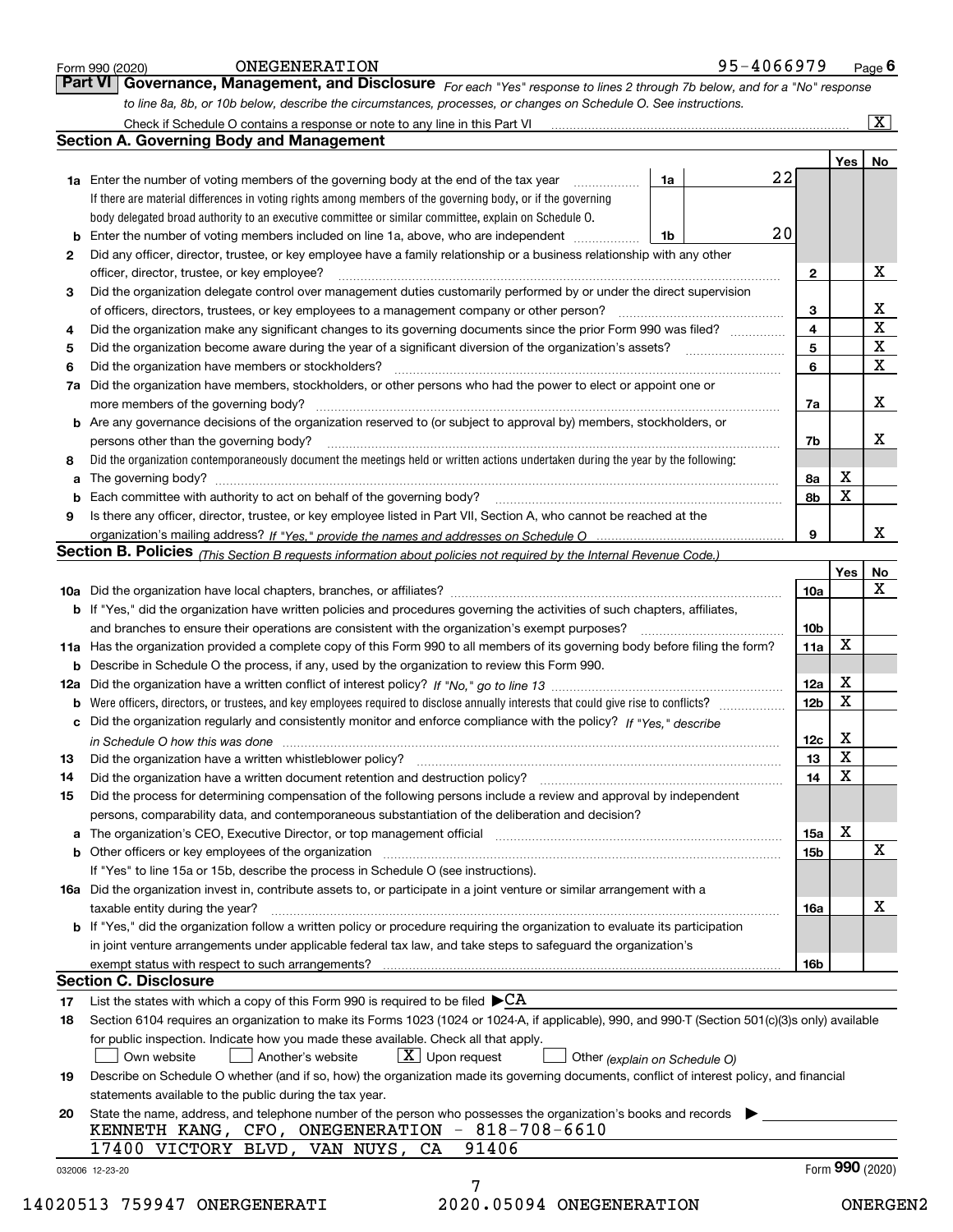Form 990 (2020) ONEGENERATION 95-4066979 Page 6

## Part VI Governance, Management, and Disclosure

*For each "Yes" response to lines 2 through 7b below, and for a "No" response to line 8a, 8b, or 10b below, describe the circumstances, processes, or changes on Schedule O. See instructions.*

Check if Schedule O contains a response or note to any line in this Part VI [X]

### Section A. Governing Body and Management

| | | | | | Yes | No |
|---|---|---|---|---|---|---|
| 1a | Enter the number of voting members of the governing body at the end of the tax year | 1a | 22 | | | |
| | If there are material differences in voting rights among members of the governing body, or if the governing body delegated broad authority to an executive committee or similar committee, explain on Schedule O. | | | | | |
| b | Enter the number of voting members included on line 1a, above, who are independent | 1b | 20 | | | |
| 2 | Did any officer, director, trustee, or key employee have a family relationship or a business relationship with any other officer, director, trustee, or key employee? | | | 2 | | X |
| 3 | Did the organization delegate control over management duties customarily performed by or under the direct supervision of officers, directors, trustees, or key employees to a management company or other person? | | | 3 | | X |
| 4 | Did the organization make any significant changes to its governing documents since the prior Form 990 was filed? | | | 4 | | X |
| 5 | Did the organization become aware during the year of a significant diversion of the organization's assets? | | | 5 | | X |
| 6 | Did the organization have members or stockholders? | | | 6 | | X |
| 7a | Did the organization have members, stockholders, or other persons who had the power to elect or appoint one or more members of the governing body? | | | 7a | | X |
| b | Are any governance decisions of the organization reserved to (or subject to approval by) members, stockholders, or persons other than the governing body? | | | 7b | | X |
| 8 | Did the organization contemporaneously document the meetings held or written actions undertaken during the year by the following: | | | | | |
| a | The governing body? | | | 8a | X | |
| b | Each committee with authority to act on behalf of the governing body? | | | 8b | X | |
| 9 | Is there any officer, director, trustee, or key employee listed in Part VII, Section A, who cannot be reached at the organization's mailing address? *If "Yes," provide the names and addresses on Schedule O* | | | 9 | | X |

### Section B. Policies *(This Section B requests information about policies not required by the Internal Revenue Code.)*

| | | | Yes | No |
|---|---|---|---|---|
| 10a | Did the organization have local chapters, branches, or affiliates? | 10a | | X |
| b | If "Yes," did the organization have written policies and procedures governing the activities of such chapters, affiliates, and branches to ensure their operations are consistent with the organization's exempt purposes? | 10b | | |
| 11a | Has the organization provided a complete copy of this Form 990 to all members of its governing body before filing the form? | 11a | X | |
| b | Describe in Schedule O the process, if any, used by the organization to review this Form 990. | | | |
| 12a | Did the organization have a written conflict of interest policy? *If "No," go to line 13* | 12a | X | |
| b | Were officers, directors, or trustees, and key employees required to disclose annually interests that could give rise to conflicts? | 12b | X | |
| c | Did the organization regularly and consistently monitor and enforce compliance with the policy? *If "Yes," describe in Schedule O how this was done* | 12c | X | |
| 13 | Did the organization have a written whistleblower policy? | 13 | X | |
| 14 | Did the organization have a written document retention and destruction policy? | 14 | X | |
| 15 | Did the process for determining compensation of the following persons include a review and approval by independent persons, comparability data, and contemporaneous substantiation of the deliberation and decision? | | | |
| a | The organization's CEO, Executive Director, or top management official | 15a | X | |
| b | Other officers or key employees of the organization | 15b | | X |
| | If "Yes" to line 15a or 15b, describe the process in Schedule O (see instructions). | | | |
| 16a | Did the organization invest in, contribute assets to, or participate in a joint venture or similar arrangement with a taxable entity during the year? | 16a | | X |
| b | If "Yes," did the organization follow a written policy or procedure requiring the organization to evaluate its participation in joint venture arrangements under applicable federal tax law, and take steps to safeguard the organization's exempt status with respect to such arrangements? | 16b | | |

### Section C. Disclosure

17 List the states with which a copy of this Form 990 is required to be filed ▶CA

18 Section 6104 requires an organization to make its Forms 1023 (1024 or 1024-A, if applicable), 990, and 990-T (Section 501(c)(3)s only) available for public inspection. Indicate how you made these available. Check all that apply.

[ ] Own website [ ] Another's website [X] Upon request [ ] Other *(explain on Schedule O)*

19 Describe on Schedule O whether (and if so, how) the organization made its governing documents, conflict of interest policy, and financial statements available to the public during the tax year.

20 State the name, address, and telephone number of the person who possesses the organization's books and records ▶

KENNETH KANG, CFO, ONEGENERATION - 818-708-6610
17400 VICTORY BLVD, VAN NUYS, CA 91406

032006 12-23-20 Form 990 (2020)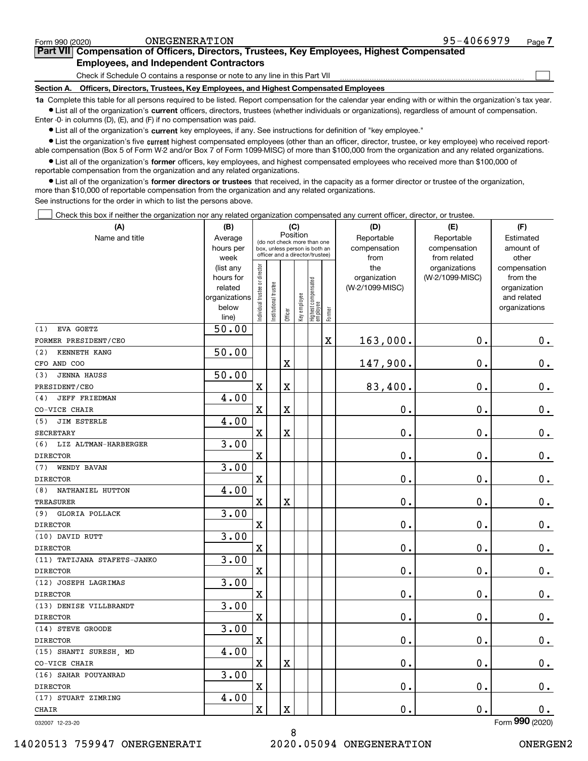Form 990 (2020) ONEGENERATION 95-4066979

## Part VII Compensation of Officers, Directors, Trustees, Key Employees, Highest Compensated Employees, and Independent Contractors

Check if Schedule O contains a response or note to any line in this Part VII ☐

### Section A. Officers, Directors, Trustees, Key Employees, and Highest Compensated Employees

**1a** Complete this table for all persons required to be listed. Report compensation for the calendar year ending with or within the organization's tax year.

- List all of the organization's **current** officers, directors, trustees (whether individuals or organizations), regardless of amount of compensation. Enter -0- in columns (D), (E), and (F) if no compensation was paid.
- List all of the organization's **current** key employees, if any. See instructions for definition of "key employee."
- List the organization's five **current** highest compensated employees (other than an officer, director, trustee, or key employee) who received reportable compensation (Box 5 of Form W-2 and/or Box 7 of Form 1099-MISC) of more than $100,000 from the organization and any related organizations.
- List all of the organization's **former** officers, key employees, and highest compensated employees who received more than $100,000 of reportable compensation from the organization and any related organizations.
- List all of the organization's **former directors or trustees** that received, in the capacity as a former director or trustee of the organization, more than $10,000 of reportable compensation from the organization and any related organizations.

See instructions for the order in which to list the persons above.

☐ Check this box if neither the organization nor any related organization compensated any current officer, director, or trustee.

| (A) Name and title | (B) Average hours per week (list any hours for related organizations below line) | (C) Position: Individual trustee or director | Institutional trustee | Officer | Key employee | Highest compensated employee | Former | (D) Reportable compensation from the organization (W-2/1099-MISC) | (E) Reportable compensation from related organizations (W-2/1099-MISC) | (F) Estimated amount of other compensation from the organization and related organizations |
|---|---|---|---|---|---|---|---|---|---|---|
| (1) EVA GOETZ<br>FORMER PRESIDENT/CEO | 50.00 | | | | | | X | 163,000. | 0. | 0. |
| (2) KENNETH KANG<br>CFO AND COO | 50.00 | | | X | | | | 147,900. | 0. | 0. |
| (3) JENNA HAUSS<br>PRESIDENT/CEO | 50.00 | X | | X | | | | 83,400. | 0. | 0. |
| (4) JEFF FRIEDMAN<br>CO-VICE CHAIR | 4.00 | X | | X | | | | 0. | 0. | 0. |
| (5) JIM ESTERLE<br>SECRETARY | 4.00 | X | | X | | | | 0. | 0. | 0. |
| (6) LIZ ALTMAN-HARBERGER<br>DIRECTOR | 3.00 | X | | | | | | 0. | 0. | 0. |
| (7) WENDY BAVAN<br>DIRECTOR | 3.00 | X | | | | | | 0. | 0. | 0. |
| (8) NATHANIEL HUTTON<br>TREASURER | 4.00 | X | | X | | | | 0. | 0. | 0. |
| (9) GLORIA POLLACK<br>DIRECTOR | 3.00 | X | | | | | | 0. | 0. | 0. |
| (10) DAVID RUTT<br>DIRECTOR | 3.00 | X | | | | | | 0. | 0. | 0. |
| (11) TATIJANA STAFETS-JANKO<br>DIRECTOR | 3.00 | X | | | | | | 0. | 0. | 0. |
| (12) JOSEPH LAGRIMAS<br>DIRECTOR | 3.00 | X | | | | | | 0. | 0. | 0. |
| (13) DENISE VILLBRANDT<br>DIRECTOR | 3.00 | X | | | | | | 0. | 0. | 0. |
| (14) STEVE GROODE<br>DIRECTOR | 3.00 | X | | | | | | 0. | 0. | 0. |
| (15) SHANTI SURESH, MD<br>CO-VICE CHAIR | 4.00 | X | | X | | | | 0. | 0. | 0. |
| (16) SAHAR POUYANRAD<br>DIRECTOR | 3.00 | X | | | | | | 0. | 0. | 0. |
| (17) STUART ZIMRING<br>CHAIR | 4.00 | X | | X | | | | 0. | 0. | 0. |

Form **990** (2020)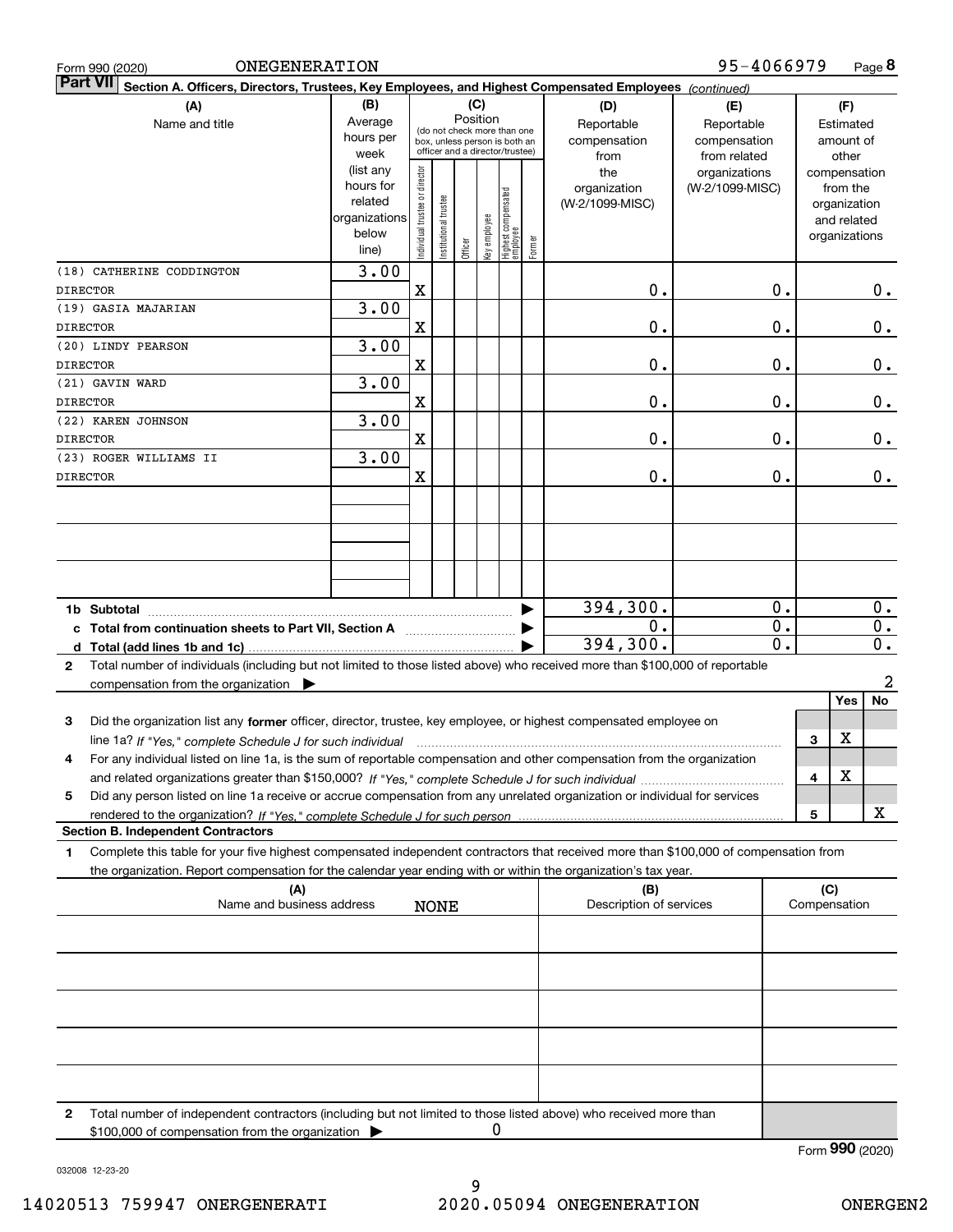Form 990 (2020) ONEGENERATION 95-4066979 Page 8

**Part VII Section A. Officers, Directors, Trustees, Key Employees, and Highest Compensated Employees** *(continued)*

| (A) Name and title | (B) Average hours per week (list any hours for related organizations below line) | (C) Position: Individual trustee or director | Institutional trustee | Officer | Key employee | Highest compensated employee | Former | (D) Reportable compensation from the organization (W-2/1099-MISC) | (E) Reportable compensation from related organizations (W-2/1099-MISC) | (F) Estimated amount of other compensation from the organization and related organizations |
|---|---|---|---|---|---|---|---|---|---|---|
| (18) CATHERINE CODDINGTON DIRECTOR | 3.00 | X | | | | | | 0. | 0. | 0. |
| (19) GASIA MAJARIAN DIRECTOR | 3.00 | X | | | | | | 0. | 0. | 0. |
| (20) LINDY PEARSON DIRECTOR | 3.00 | X | | | | | | 0. | 0. | 0. |
| (21) GAVIN WARD DIRECTOR | 3.00 | X | | | | | | 0. | 0. | 0. |
| (22) KAREN JOHNSON DIRECTOR | 3.00 | X | | | | | | 0. | 0. | 0. |
| (23) ROGER WILLIAMS II DIRECTOR | 3.00 | X | | | | | | 0. | 0. | 0. |
| 1b Subtotal | | | | | | | | 394,300. | 0. | 0. |
| c Total from continuation sheets to Part VII, Section A | | | | | | | | 0. | 0. | 0. |
| d Total (add lines 1b and 1c) | | | | | | | | 394,300. | 0. | 0. |

2 Total number of individuals (including but not limited to those listed above) who received more than $100,000 of reportable compensation from the organization ▶ 2

| | | Yes | No |
|---|---|---|---|
| 3 Did the organization list any **former** officer, director, trustee, key employee, or highest compensated employee on line 1a? *If "Yes," complete Schedule J for such individual* | 3 | X | |
| 4 For any individual listed on line 1a, is the sum of reportable compensation and other compensation from the organization and related organizations greater than $150,000? *If "Yes," complete Schedule J for such individual* | 4 | X | |
| 5 Did any person listed on line 1a receive or accrue compensation from any unrelated organization or individual for services rendered to the organization? *If "Yes," complete Schedule J for such person* | 5 | | X |

**Section B. Independent Contractors**

1 Complete this table for your five highest compensated independent contractors that received more than $100,000 of compensation from the organization. Report compensation for the calendar year ending with or within the organization's tax year.

| (A) Name and business address | (B) Description of services | (C) Compensation |
|---|---|---|
| NONE | | |
| | | |
| | | |
| | | |
| | | |

2 Total number of independent contractors (including but not limited to those listed above) who received more than $100,000 of compensation from the organization ▶ 0

Form **990** (2020)

032008 12-23-20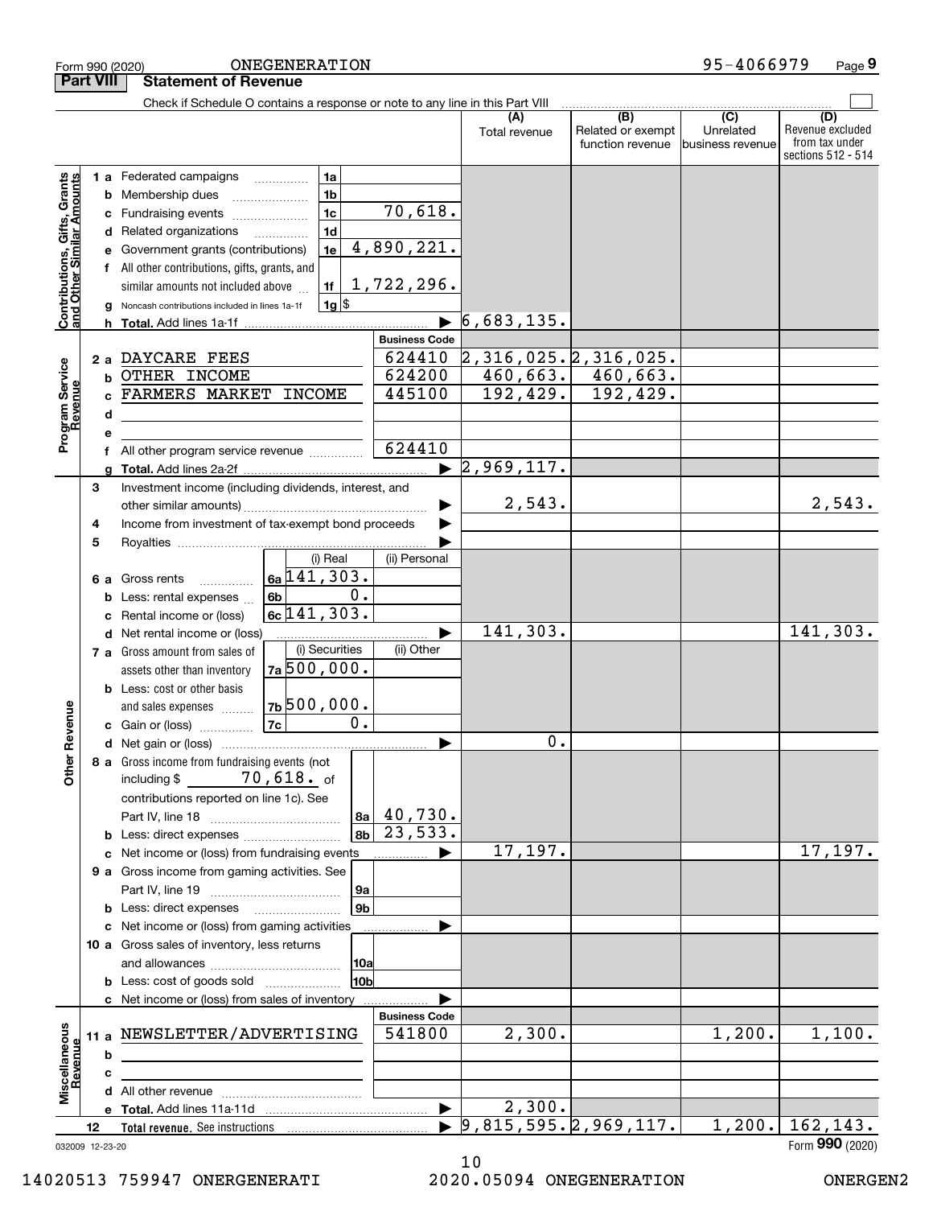Form 990 (2020) ONEGENERATION 95-4066979

## Part VIII Statement of Revenue

Check if Schedule O contains a response or note to any line in this Part VIII

| | | | | (A) Total revenue | (B) Related or exempt function revenue | (C) Unrelated business revenue | (D) Revenue excluded from tax under sections 512 - 514 |
|---|---|---|---|---|---|---|---|
| **Contributions, Gifts, Grants and Other Similar Amounts** | 1a Federated campaigns | 1a | | | | | |
| | b Membership dues | 1b | | | | | |
| | c Fundraising events | 1c | 70,618. | | | | |
| | d Related organizations | 1d | | | | | |
| | e Government grants (contributions) | 1e | 4,890,221. | | | | |
| | f All other contributions, gifts, grants, and similar amounts not included above | 1f | 1,722,296. | | | | |
| | g Noncash contributions included in lines 1a-1f | 1g | $ | | | | |
| | h **Total.** Add lines 1a-1f | | ▶ | 6,683,135. | | | |
| **Program Service Revenue** | | | **Business Code** | | | | |
| | 2a DAYCARE FEES | | 624410 | 2,316,025. | 2,316,025. | | |
| | b OTHER INCOME | | 624200 | 460,663. | 460,663. | | |
| | c FARMERS MARKET INCOME | | 445100 | 192,429. | 192,429. | | |
| | d | | | | | | |
| | e | | | | | | |
| | f All other program service revenue | | 624410 | | | | |
| | g **Total.** Add lines 2a-2f | | ▶ | 2,969,117. | | | |
| **Other Revenue** | 3 Investment income (including dividends, interest, and other similar amounts) | | ▶ | 2,543. | | | 2,543. |
| | 4 Income from investment of tax-exempt bond proceeds | | ▶ | | | | |
| | 5 Royalties | | ▶ | | | | |
| | | (i) Real | (ii) Personal | | | | |
| | 6a Gross rents | 6a 141,303. | | | | | |
| | b Less: rental expenses | 6b 0. | | | | | |
| | c Rental income or (loss) | 6c 141,303. | | | | | |
| | d Net rental income or (loss) | | ▶ | 141,303. | | | 141,303. |
| | | (i) Securities | (ii) Other | | | | |
| | 7a Gross amount from sales of assets other than inventory | 7a 500,000. | | | | | |
| | b Less: cost or other basis and sales expenses | 7b 500,000. | | | | | |
| | c Gain or (loss) | 7c 0. | | | | | |
| | d Net gain or (loss) | | ▶ | 0. | | | |
| | 8a Gross income from fundraising events (not including $ 70,618. of contributions reported on line 1c). See Part IV, line 18 | 8a | 40,730. | | | | |
| | b Less: direct expenses | 8b | 23,533. | | | | |
| | c Net income or (loss) from fundraising events | | ▶ | 17,197. | | | 17,197. |
| | 9a Gross income from gaming activities. See Part IV, line 19 | 9a | | | | | |
| | b Less: direct expenses | 9b | | | | | |
| | c Net income or (loss) from gaming activities | | ▶ | | | | |
| | 10a Gross sales of inventory, less returns and allowances | 10a | | | | | |
| | b Less: cost of goods sold | 10b | | | | | |
| | c Net income or (loss) from sales of inventory | | ▶ | | | | |
| **Miscellaneous Revenue** | | | **Business Code** | | | | |
| | 11a NEWSLETTER/ADVERTISING | | 541800 | 2,300. | | 1,200. | 1,100. |
| | b | | | | | | |
| | c | | | | | | |
| | d All other revenue | | | | | | |
| | e **Total.** Add lines 11a-11d | | ▶ | 2,300. | | | |
| 12 | **Total revenue.** See instructions | | ▶ | 9,815,595. | 2,969,117. | 1,200. | 162,143. |

032009 12-23-20

Form **990** (2020)

14020513 759947 ONEGENERATI 2020.05094 ONEGENERATION ONERGEN2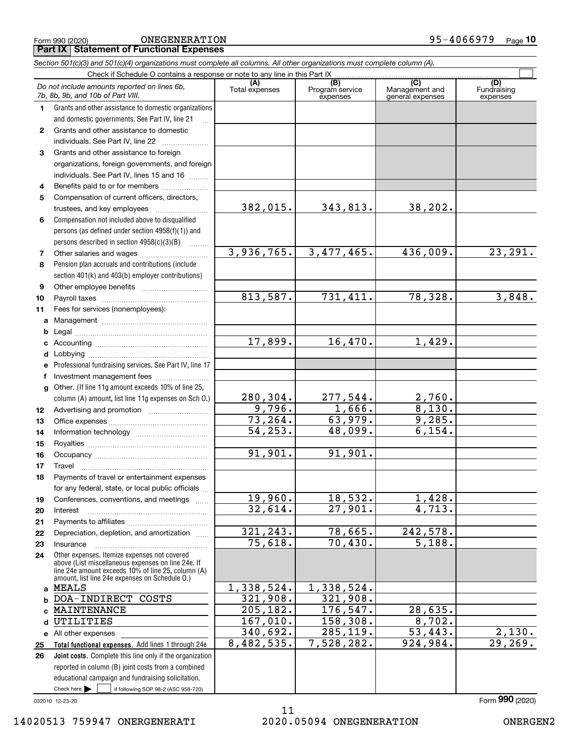Form 990 (2020) ONEGENERATION 95-4066979 Page 10

**Part IX Statement of Functional Expenses**

*Section 501(c)(3) and 501(c)(4) organizations must complete all columns. All other organizations must complete column (A).*

Check if Schedule O contains a response or note to any line in this Part IX ☐

| | *Do not include amounts reported on lines 6b, 7b, 8b, 9b, and 10b of Part VIII.* | (A) Total expenses | (B) Program service expenses | (C) Management and general expenses | (D) Fundraising expenses |
|---|---|---|---|---|---|
| 1 | Grants and other assistance to domestic organizations and domestic governments. See Part IV, line 21 | | | | |
| 2 | Grants and other assistance to domestic individuals. See Part IV, line 22 | | | | |
| 3 | Grants and other assistance to foreign organizations, foreign governments, and foreign individuals. See Part IV, lines 15 and 16 | | | | |
| 4 | Benefits paid to or for members | | | | |
| 5 | Compensation of current officers, directors, trustees, and key employees | 382,015. | 343,813. | 38,202. | |
| 6 | Compensation not included above to disqualified persons (as defined under section 4958(f)(1)) and persons described in section 4958(c)(3)(B) | | | | |
| 7 | Other salaries and wages | 3,936,765. | 3,477,465. | 436,009. | 23,291. |
| 8 | Pension plan accruals and contributions (include section 401(k) and 403(b) employer contributions) | | | | |
| 9 | Other employee benefits | | | | |
| 10 | Payroll taxes | 813,587. | 731,411. | 78,328. | 3,848. |
| 11 | Fees for services (nonemployees): | | | | |
| a | Management | | | | |
| b | Legal | | | | |
| c | Accounting | 17,899. | 16,470. | 1,429. | |
| d | Lobbying | | | | |
| e | Professional fundraising services. See Part IV, line 17 | | | | |
| f | Investment management fees | | | | |
| g | Other. (If line 11g amount exceeds 10% of line 25, column (A) amount, list line 11g expenses on Sch O.) | 280,304. | 277,544. | 2,760. | |
| 12 | Advertising and promotion | 9,796. | 1,666. | 8,130. | |
| 13 | Office expenses | 73,264. | 63,979. | 9,285. | |
| 14 | Information technology | 54,253. | 48,099. | 6,154. | |
| 15 | Royalties | | | | |
| 16 | Occupancy | 91,901. | 91,901. | | |
| 17 | Travel | | | | |
| 18 | Payments of travel or entertainment expenses for any federal, state, or local public officials | | | | |
| 19 | Conferences, conventions, and meetings | 19,960. | 18,532. | 1,428. | |
| 20 | Interest | 32,614. | 27,901. | 4,713. | |
| 21 | Payments to affiliates | | | | |
| 22 | Depreciation, depletion, and amortization | 321,243. | 78,665. | 242,578. | |
| 23 | Insurance | 75,618. | 70,430. | 5,188. | |
| 24 | Other expenses. Itemize expenses not covered above (List miscellaneous expenses on line 24e. If line 24e amount exceeds 10% of line 25, column (A) amount, list line 24e expenses on Schedule O.) | | | | |
| a | MEALS | 1,338,524. | 1,338,524. | | |
| b | DOA-INDIRECT COSTS | 321,908. | 321,908. | | |
| c | MAINTENANCE | 205,182. | 176,547. | 28,635. | |
| d | UTILITIES | 167,010. | 158,308. | 8,702. | |
| e | All other expenses | 340,692. | 285,119. | 53,443. | 2,130. |
| 25 | **Total functional expenses.** Add lines 1 through 24e | 8,482,535. | 7,528,282. | 924,984. | 29,269. |
| 26 | **Joint costs.** Complete this line only if the organization reported in column (B) joint costs from a combined educational campaign and fundraising solicitation. Check here ☐ if following SOP 98-2 (ASC 958-720) | | | | |

032010 12-23-20

Form **990** (2020)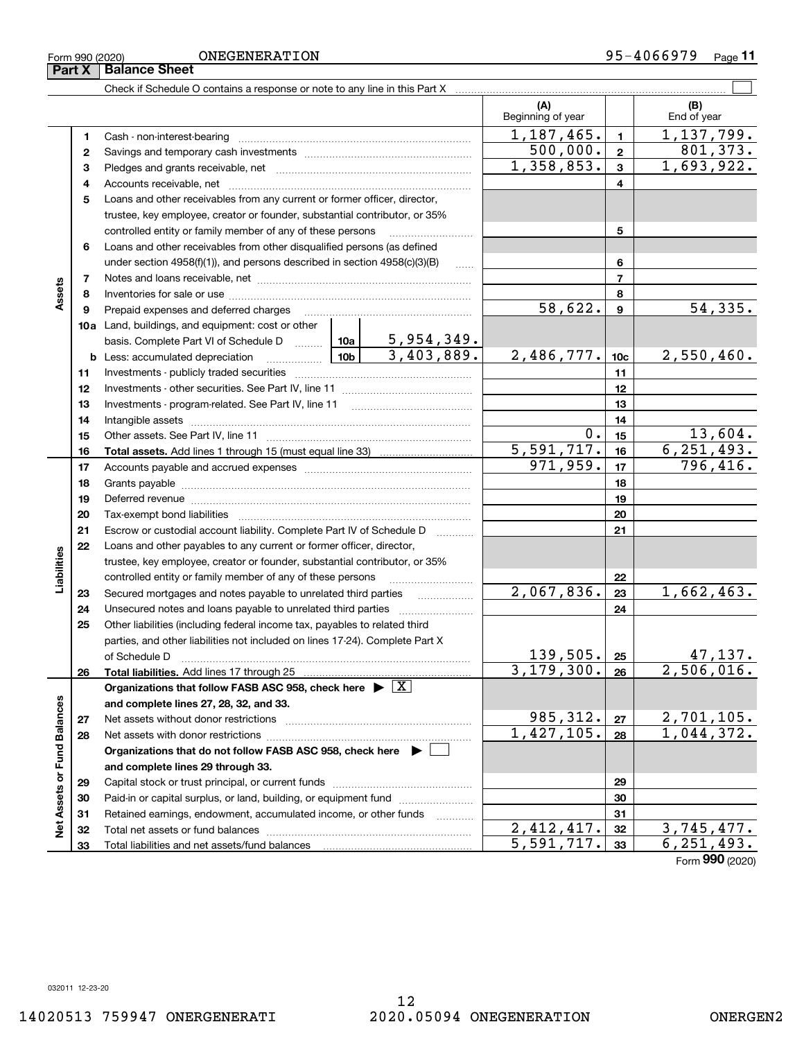Form 990 (2020) ONEGENERATION 95-4066979

## Part X Balance Sheet

Check if Schedule O contains a response or note to any line in this Part X ☐

| | | | (A) Beginning of year | | (B) End of year |
|---|---|---|---|---|---|
| **Assets** | 1 | Cash - non-interest-bearing | 1,187,465. | 1 | 1,137,799. |
| | 2 | Savings and temporary cash investments | 500,000. | 2 | 801,373. |
| | 3 | Pledges and grants receivable, net | 1,358,853. | 3 | 1,693,922. |
| | 4 | Accounts receivable, net | | 4 | |
| | 5 | Loans and other receivables from any current or former officer, director, trustee, key employee, creator or founder, substantial contributor, or 35% controlled entity or family member of any of these persons | | 5 | |
| | 6 | Loans and other receivables from other disqualified persons (as defined under section 4958(f)(1)), and persons described in section 4958(c)(3)(B) | | 6 | |
| | 7 | Notes and loans receivable, net | | 7 | |
| | 8 | Inventories for sale or use | | 8 | |
| | 9 | Prepaid expenses and deferred charges | 58,622. | 9 | 54,335. |
| | 10a | Land, buildings, and equipment: cost or other basis. Complete Part VI of Schedule D — 10a: 5,954,349. | | | |
| | b | Less: accumulated depreciation — 10b: 3,403,889. | 2,486,777. | 10c | 2,550,460. |
| | 11 | Investments - publicly traded securities | | 11 | |
| | 12 | Investments - other securities. See Part IV, line 11 | | 12 | |
| | 13 | Investments - program-related. See Part IV, line 11 | | 13 | |
| | 14 | Intangible assets | | 14 | |
| | 15 | Other assets. See Part IV, line 11 | 0. | 15 | 13,604. |
| | 16 | **Total assets.** Add lines 1 through 15 (must equal line 33) | 5,591,717. | 16 | 6,251,493. |
| **Liabilities** | 17 | Accounts payable and accrued expenses | 971,959. | 17 | 796,416. |
| | 18 | Grants payable | | 18 | |
| | 19 | Deferred revenue | | 19 | |
| | 20 | Tax-exempt bond liabilities | | 20 | |
| | 21 | Escrow or custodial account liability. Complete Part IV of Schedule D | | 21 | |
| | 22 | Loans and other payables to any current or former officer, director, trustee, key employee, creator or founder, substantial contributor, or 35% controlled entity or family member of any of these persons | | 22 | |
| | 23 | Secured mortgages and notes payable to unrelated third parties | 2,067,836. | 23 | 1,662,463. |
| | 24 | Unsecured notes and loans payable to unrelated third parties | | 24 | |
| | 25 | Other liabilities (including federal income tax, payables to related third parties, and other liabilities not included on lines 17-24). Complete Part X of Schedule D | 139,505. | 25 | 47,137. |
| | 26 | **Total liabilities.** Add lines 17 through 25 | 3,179,300. | 26 | 2,506,016. |
| **Net Assets or Fund Balances** | | **Organizations that follow FASB ASC 958, check here ▶ ☒ and complete lines 27, 28, 32, and 33.** | | | |
| | 27 | Net assets without donor restrictions | 985,312. | 27 | 2,701,105. |
| | 28 | Net assets with donor restrictions | 1,427,105. | 28 | 1,044,372. |
| | | **Organizations that do not follow FASB ASC 958, check here ▶ ☐ and complete lines 29 through 33.** | | | |
| | 29 | Capital stock or trust principal, or current funds | | 29 | |
| | 30 | Paid-in or capital surplus, or land, building, or equipment fund | | 30 | |
| | 31 | Retained earnings, endowment, accumulated income, or other funds | | 31 | |
| | 32 | Total net assets or fund balances | 2,412,417. | 32 | 3,745,477. |
| | 33 | Total liabilities and net assets/fund balances | 5,591,717. | 33 | 6,251,493. |

Form **990** (2020)

032011 12-23-20

14020513 759947 ONEGENERATI 2020.05094 ONEGENERATION ONERGEN2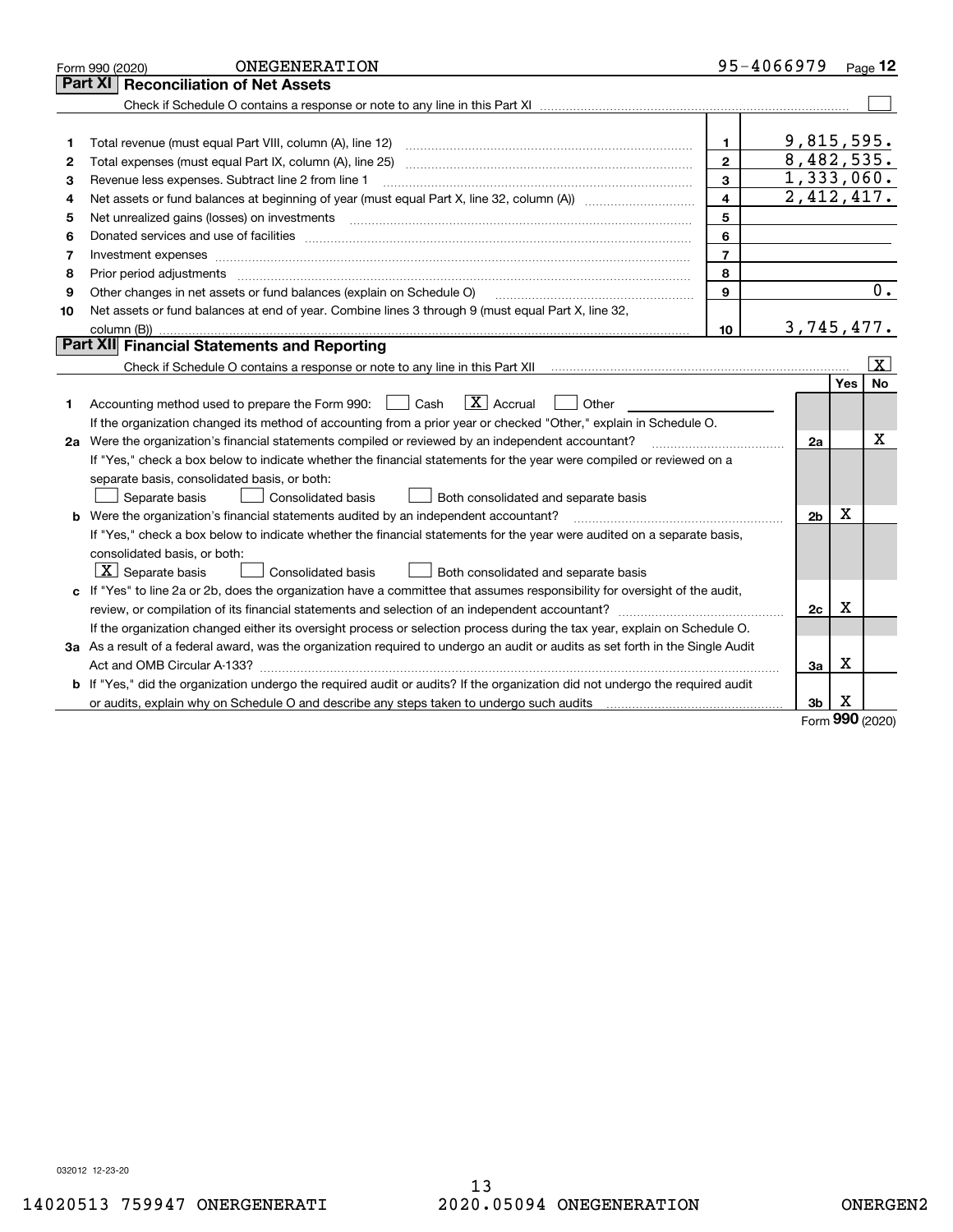Form 990 (2020) ONEGENERATION 95-4066979 Page **12**

## Part XI Reconciliation of Net Assets

Check if Schedule O contains a response or note to any line in this Part XI ☐

| | | | |
|---|---|---|---|
| 1 | Total revenue (must equal Part VIII, column (A), line 12) | 1 | 9,815,595. |
| 2 | Total expenses (must equal Part IX, column (A), line 25) | 2 | 8,482,535. |
| 3 | Revenue less expenses. Subtract line 2 from line 1 | 3 | 1,333,060. |
| 4 | Net assets or fund balances at beginning of year (must equal Part X, line 32, column (A)) | 4 | 2,412,417. |
| 5 | Net unrealized gains (losses) on investments | 5 | |
| 6 | Donated services and use of facilities | 6 | |
| 7 | Investment expenses | 7 | |
| 8 | Prior period adjustments | 8 | |
| 9 | Other changes in net assets or fund balances (explain on Schedule O) | 9 | 0. |
| 10 | Net assets or fund balances at end of year. Combine lines 3 through 9 (must equal Part X, line 32, column (B)) | 10 | 3,745,477. |

## Part XII Financial Statements and Reporting

Check if Schedule O contains a response or note to any line in this Part XII ☒

| | | | Yes | No |
|---|---|---|---|---|
| 1 | Accounting method used to prepare the Form 990: ☐ Cash ☒ Accrual ☐ Other<br>If the organization changed its method of accounting from a prior year or checked "Other," explain in Schedule O. | | | |
| 2a | Were the organization's financial statements compiled or reviewed by an independent accountant?<br>If "Yes," check a box below to indicate whether the financial statements for the year were compiled or reviewed on a separate basis, consolidated basis, or both:<br>☐ Separate basis ☐ Consolidated basis ☐ Both consolidated and separate basis | 2a | | X |
| b | Were the organization's financial statements audited by an independent accountant?<br>If "Yes," check a box below to indicate whether the financial statements for the year were audited on a separate basis, consolidated basis, or both:<br>☒ Separate basis ☐ Consolidated basis ☐ Both consolidated and separate basis | 2b | X | |
| c | If "Yes" to line 2a or 2b, does the organization have a committee that assumes responsibility for oversight of the audit, review, or compilation of its financial statements and selection of an independent accountant?<br>If the organization changed either its oversight process or selection process during the tax year, explain on Schedule O. | 2c | X | |
| 3a | As a result of a federal award, was the organization required to undergo an audit or audits as set forth in the Single Audit Act and OMB Circular A-133? | 3a | X | |
| b | If "Yes," did the organization undergo the required audit or audits? If the organization did not undergo the required audit or audits, explain why on Schedule O and describe any steps taken to undergo such audits | 3b | X | |

Form **990** (2020)

032012 12-23-20

14020513 759947 ONEGENERATI 2020.05094 ONEGENERATION ONERGEN2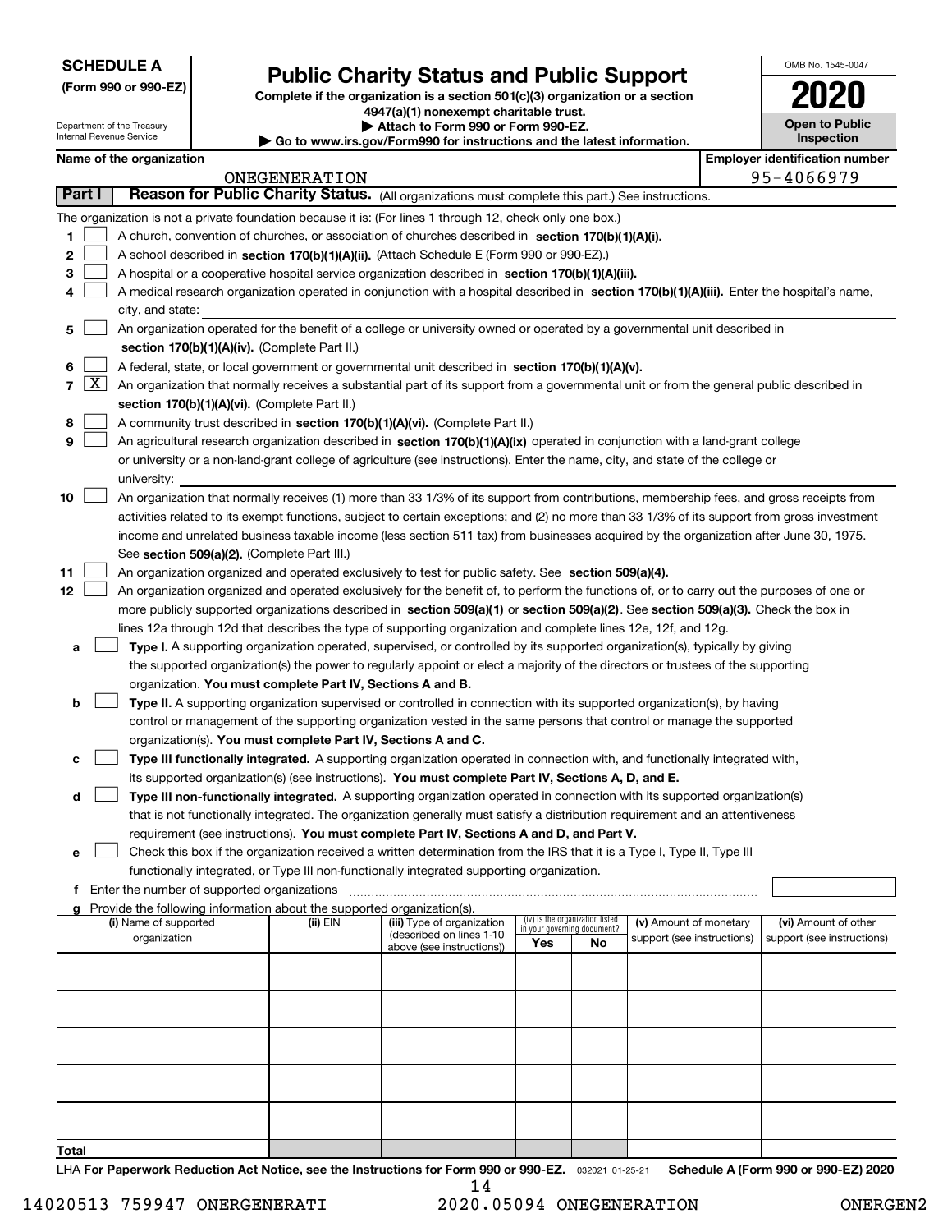**SCHEDULE A**
**(Form 990 or 990-EZ)**

Department of the Treasury
Internal Revenue Service

# Public Charity Status and Public Support

**Complete if the organization is a section 501(c)(3) organization or a section 4947(a)(1) nonexempt charitable trust.**
**▶ Attach to Form 990 or Form 990-EZ.**
**▶ Go to www.irs.gov/Form990 for instructions and the latest information.**

OMB No. 1545-0047

**2020**

**Open to Public Inspection**

**Name of the organization** ONEGENERATION
**Employer identification number** 95-4066979

## Part I Reason for Public Charity Status. (All organizations must complete this part.) See instructions.

The organization is not a private foundation because it is: (For lines 1 through 12, check only one box.)

1. ☐ A church, convention of churches, or association of churches described in **section 170(b)(1)(A)(i).**
2. ☐ A school described in **section 170(b)(1)(A)(ii).** (Attach Schedule E (Form 990 or 990-EZ).)
3. ☐ A hospital or a cooperative hospital service organization described in **section 170(b)(1)(A)(iii).**
4. ☐ A medical research organization operated in conjunction with a hospital described in **section 170(b)(1)(A)(iii).** Enter the hospital's name, city, and state:
5. ☐ An organization operated for the benefit of a college or university owned or operated by a governmental unit described in **section 170(b)(1)(A)(iv).** (Complete Part II.)
6. ☐ A federal, state, or local government or governmental unit described in **section 170(b)(1)(A)(v).**
7. ☒ An organization that normally receives a substantial part of its support from a governmental unit or from the general public described in **section 170(b)(1)(A)(vi).** (Complete Part II.)
8. ☐ A community trust described in **section 170(b)(1)(A)(vi).** (Complete Part II.)
9. ☐ An agricultural research organization described in **section 170(b)(1)(A)(ix)** operated in conjunction with a land-grant college or university or a non-land-grant college of agriculture (see instructions). Enter the name, city, and state of the college or university:
10. ☐ An organization that normally receives (1) more than 33 1/3% of its support from contributions, membership fees, and gross receipts from activities related to its exempt functions, subject to certain exceptions; and (2) no more than 33 1/3% of its support from gross investment income and unrelated business taxable income (less section 511 tax) from businesses acquired by the organization after June 30, 1975. See **section 509(a)(2).** (Complete Part III.)
11. ☐ An organization organized and operated exclusively to test for public safety. See **section 509(a)(4).**
12. ☐ An organization organized and operated exclusively for the benefit of, to perform the functions of, or to carry out the purposes of one or more publicly supported organizations described in **section 509(a)(1)** or **section 509(a)(2)**. See **section 509(a)(3).** Check the box in lines 12a through 12d that describes the type of supporting organization and complete lines 12e, 12f, and 12g.
   - **a** ☐ **Type I.** A supporting organization operated, supervised, or controlled by its supported organization(s), typically by giving the supported organization(s) the power to regularly appoint or elect a majority of the directors or trustees of the supporting organization. **You must complete Part IV, Sections A and B.**
   - **b** ☐ **Type II.** A supporting organization supervised or controlled in connection with its supported organization(s), by having control or management of the supporting organization vested in the same persons that control or manage the supported organization(s). **You must complete Part IV, Sections A and C.**
   - **c** ☐ **Type III functionally integrated.** A supporting organization operated in connection with, and functionally integrated with, its supported organization(s) (see instructions). **You must complete Part IV, Sections A, D, and E.**
   - **d** ☐ **Type III non-functionally integrated.** A supporting organization operated in connection with its supported organization(s) that is not functionally integrated. The organization generally must satisfy a distribution requirement and an attentiveness requirement (see instructions). **You must complete Part IV, Sections A and D, and Part V.**
   - **e** ☐ Check this box if the organization received a written determination from the IRS that it is a Type I, Type II, Type III functionally integrated, or Type III non-functionally integrated supporting organization.
   - **f** Enter the number of supported organizations
   - **g** Provide the following information about the supported organization(s).

| (i) Name of supported organization | (ii) EIN | (iii) Type of organization (described on lines 1-10 above (see instructions)) | (iv) Is the organization listed in your governing document? Yes | No | (v) Amount of monetary support (see instructions) | (vi) Amount of other support (see instructions) |
|---|---|---|---|---|---|---|
| | | | | | | |
| | | | | | | |
| | | | | | | |
| | | | | | | |
| | | | | | | |
| **Total** | | | | | | |

LHA **For Paperwork Reduction Act Notice, see the Instructions for Form 990 or 990-EZ.** 032021 01-25-21 **Schedule A (Form 990 or 990-EZ) 2020**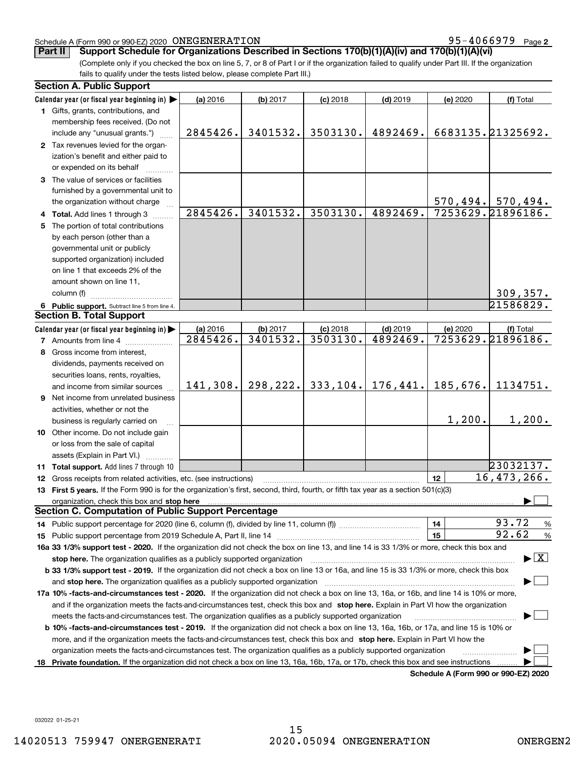Schedule A (Form 990 or 990-EZ) 2020 ONEGENERATION 95-4066979 Page 2

**Part II** **Support Schedule for Organizations Described in Sections 170(b)(1)(A)(iv) and 170(b)(1)(A)(vi)**

(Complete only if you checked the box on line 5, 7, or 8 of Part I or if the organization failed to qualify under Part III. If the organization fails to qualify under the tests listed below, please complete Part III.)

### Section A. Public Support

| Calendar year (or fiscal year beginning in) ▶ | (a) 2016 | (b) 2017 | (c) 2018 | (d) 2019 | (e) 2020 | (f) Total |
|---|---|---|---|---|---|---|
| **1** Gifts, grants, contributions, and membership fees received. (Do not include any "unusual grants.") | 2845426. | 3401532. | 3503130. | 4892469. | 6683135. | 21325692. |
| **2** Tax revenues levied for the organization's benefit and either paid to or expended on its behalf | | | | | | |
| **3** The value of services or facilities furnished by a governmental unit to the organization without charge | | | | | 570,494. | 570,494. |
| **4 Total.** Add lines 1 through 3 | 2845426. | 3401532. | 3503130. | 4892469. | 7253629. | 21896186. |
| **5** The portion of total contributions by each person (other than a governmental unit or publicly supported organization) included on line 1 that exceeds 2% of the amount shown on line 11, column (f) | | | | | | 309,357. |
| **6 Public support.** Subtract line 5 from line 4. | | | | | | 21586829. |

### Section B. Total Support

| Calendar year (or fiscal year beginning in) ▶ | (a) 2016 | (b) 2017 | (c) 2018 | (d) 2019 | (e) 2020 | (f) Total |
|---|---|---|---|---|---|---|
| **7** Amounts from line 4 | 2845426. | 3401532. | 3503130. | 4892469. | 7253629. | 21896186. |
| **8** Gross income from interest, dividends, payments received on securities loans, rents, royalties, and income from similar sources | 141,308. | 298,222. | 333,104. | 176,441. | 185,676. | 1134751. |
| **9** Net income from unrelated business activities, whether or not the business is regularly carried on | | | | | 1,200. | 1,200. |
| **10** Other income. Do not include gain or loss from the sale of capital assets (Explain in Part VI.) | | | | | | |
| **11 Total support.** Add lines 7 through 10 | | | | | | 23032137. |

**12** Gross receipts from related activities, etc. (see instructions) ..... **12** 16,473,266.

**13 First 5 years.** If the Form 990 is for the organization's first, second, third, fourth, or fifth tax year as a section 501(c)(3) organization, check this box and **stop here** ▶ ☐

### Section C. Computation of Public Support Percentage

**14** Public support percentage for 2020 (line 6, column (f), divided by line 11, column (f)) ..... **14** 93.72 %

**15** Public support percentage from 2019 Schedule A, Part II, line 14 ..... **15** 92.62 %

**16a 33 1/3% support test - 2020.** If the organization did not check the box on line 13, and line 14 is 33 1/3% or more, check this box and **stop here.** The organization qualifies as a publicly supported organization ▶ ☒

**b 33 1/3% support test - 2019.** If the organization did not check a box on line 13 or 16a, and line 15 is 33 1/3% or more, check this box and **stop here.** The organization qualifies as a publicly supported organization ▶ ☐

**17a 10% -facts-and-circumstances test - 2020.** If the organization did not check a box on line 13, 16a, or 16b, and line 14 is 10% or more, and if the organization meets the facts-and-circumstances test, check this box and **stop here.** Explain in Part VI how the organization meets the facts-and-circumstances test. The organization qualifies as a publicly supported organization ▶ ☐

**b 10% -facts-and-circumstances test - 2019.** If the organization did not check a box on line 13, 16a, 16b, or 17a, and line 15 is 10% or more, and if the organization meets the facts-and-circumstances test, check this box and **stop here.** Explain in Part VI how the organization meets the facts-and-circumstances test. The organization qualifies as a publicly supported organization ▶ ☐

**18 Private foundation.** If the organization did not check a box on line 13, 16a, 16b, 17a, or 17b, check this box and see instructions ▶ ☐

**Schedule A (Form 990 or 990-EZ) 2020**

032022 01-25-21

14020513 759947 ONERGENERATI 2020.05094 ONEGENERATION ONERGEN2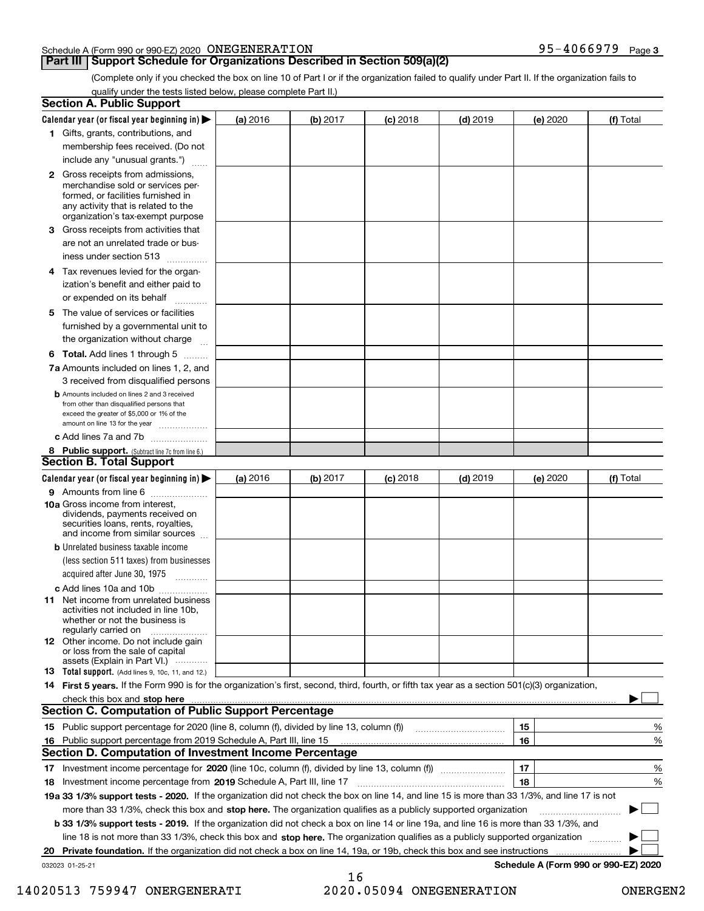Schedule A (Form 990 or 990-EZ) 2020 ONEGENERATION 95-4066979

## Part III Support Schedule for Organizations Described in Section 509(a)(2)

(Complete only if you checked the box on line 10 of Part I or if the organization failed to qualify under Part II. If the organization fails to qualify under the tests listed below, please complete Part II.)

### Section A. Public Support

| Calendar year (or fiscal year beginning in) ▶ | (a) 2016 | (b) 2017 | (c) 2018 | (d) 2019 | (e) 2020 | (f) Total |
|---|---|---|---|---|---|---|
| 1 Gifts, grants, contributions, and membership fees received. (Do not include any "unusual grants.") | | | | | | |
| 2 Gross receipts from admissions, merchandise sold or services performed, or facilities furnished in any activity that is related to the organization's tax-exempt purpose | | | | | | |
| 3 Gross receipts from activities that are not an unrelated trade or business under section 513 | | | | | | |
| 4 Tax revenues levied for the organization's benefit and either paid to or expended on its behalf | | | | | | |
| 5 The value of services or facilities furnished by a governmental unit to the organization without charge | | | | | | |
| 6 **Total.** Add lines 1 through 5 | | | | | | |
| 7a Amounts included on lines 1, 2, and 3 received from disqualified persons | | | | | | |
| b Amounts included on lines 2 and 3 received from other than disqualified persons that exceed the greater of $5,000 or 1% of the amount on line 13 for the year | | | | | | |
| c Add lines 7a and 7b | | | | | | |
| 8 **Public support.** (Subtract line 7c from line 6.) | | | | | | |

### Section B. Total Support

| Calendar year (or fiscal year beginning in) ▶ | (a) 2016 | (b) 2017 | (c) 2018 | (d) 2019 | (e) 2020 | (f) Total |
|---|---|---|---|---|---|---|
| 9 Amounts from line 6 | | | | | | |
| 10a Gross income from interest, dividends, payments received on securities loans, rents, royalties, and income from similar sources | | | | | | |
| b Unrelated business taxable income (less section 511 taxes) from businesses acquired after June 30, 1975 | | | | | | |
| c Add lines 10a and 10b | | | | | | |
| 11 Net income from unrelated business activities not included in line 10b, whether or not the business is regularly carried on | | | | | | |
| 12 Other income. Do not include gain or loss from the sale of capital assets (Explain in Part VI.) | | | | | | |
| 13 **Total support.** (Add lines 9, 10c, 11, and 12.) | | | | | | |

14 **First 5 years.** If the Form 990 is for the organization's first, second, third, fourth, or fifth tax year as a section 501(c)(3) organization, check this box and **stop here** ▶ ☐

### Section C. Computation of Public Support Percentage

| | | | |
|---|---|---|---|
| 15 | Public support percentage for 2020 (line 8, column (f), divided by line 13, column (f)) | 15 | % |
| 16 | Public support percentage from 2019 Schedule A, Part III, line 15 | 16 | % |

### Section D. Computation of Investment Income Percentage

| | | | |
|---|---|---|---|
| 17 | Investment income percentage for **2020** (line 10c, column (f), divided by line 13, column (f)) | 17 | % |
| 18 | Investment income percentage from **2019** Schedule A, Part III, line 17 | 18 | % |

**19a 33 1/3% support tests - 2020.** If the organization did not check the box on line 14, and line 15 is more than 33 1/3%, and line 17 is not more than 33 1/3%, check this box and **stop here.** The organization qualifies as a publicly supported organization ▶ ☐

**b 33 1/3% support tests - 2019.** If the organization did not check a box on line 14 or line 19a, and line 16 is more than 33 1/3%, and line 18 is not more than 33 1/3%, check this box and **stop here.** The organization qualifies as a publicly supported organization ▶ ☐

**20 Private foundation.** If the organization did not check a box on line 14, 19a, or 19b, check this box and see instructions ▶ ☐

032023 01-25-21 **Schedule A (Form 990 or 990-EZ) 2020**

14020513 759947 ONERGENERATI 2020.05094 ONEGENERATION ONERGEN2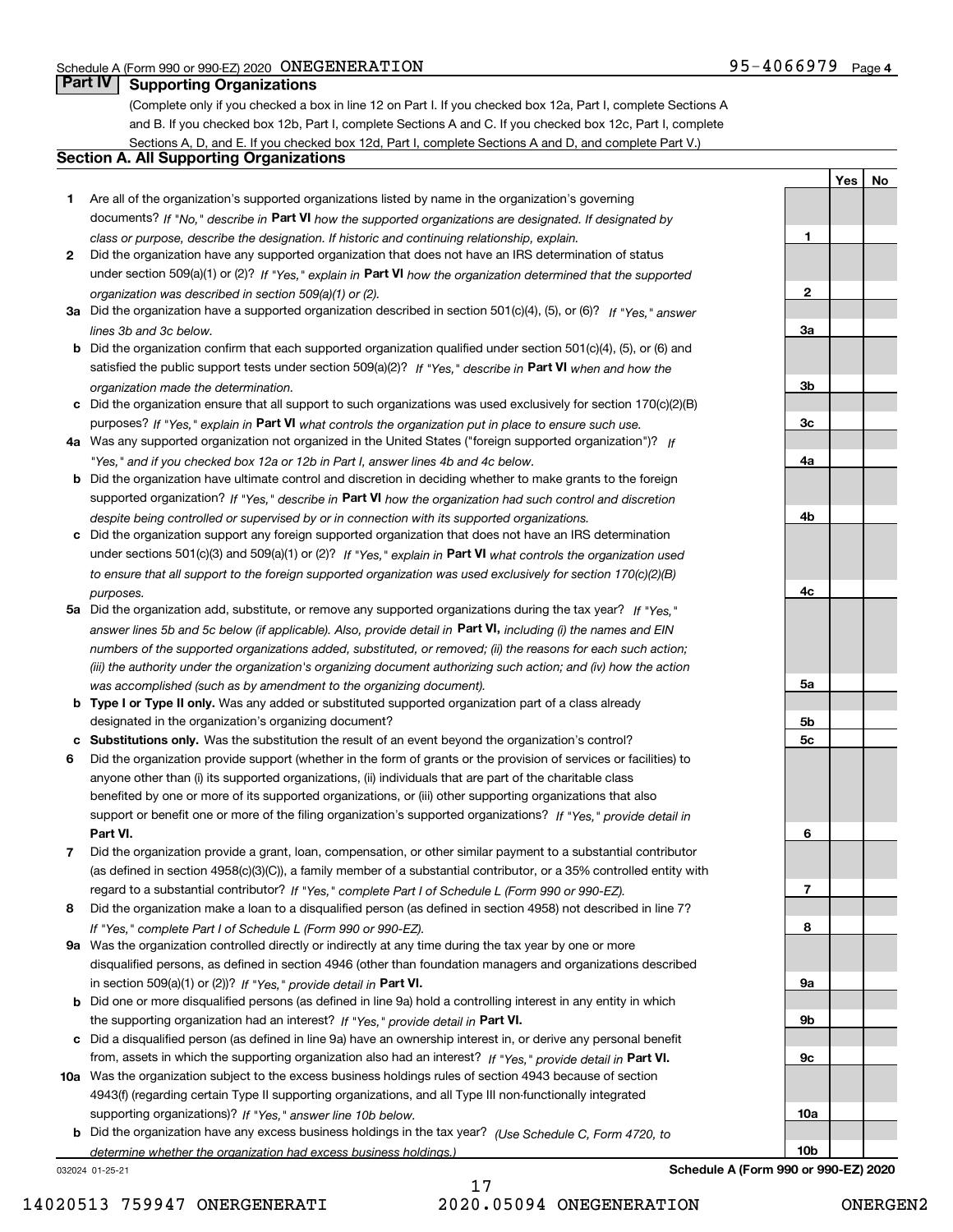Schedule A (Form 990 or 990-EZ) 2020 ONEGENERATION 95-4066979 Page 4

## Part IV Supporting Organizations

(Complete only if you checked a box in line 12 on Part I. If you checked box 12a, Part I, complete Sections A and B. If you checked box 12b, Part I, complete Sections A and C. If you checked box 12c, Part I, complete Sections A, D, and E. If you checked box 12d, Part I, complete Sections A and D, and complete Part V.)

### Section A. All Supporting Organizations

| | | Line | Yes | No |
|---|---|---|---|---|
| **1** | Are all of the organization's supported organizations listed by name in the organization's governing documents? *If "No," describe in* **Part VI** *how the supported organizations are designated. If designated by class or purpose, describe the designation. If historic and continuing relationship, explain.* | 1 | | |
| **2** | Did the organization have any supported organization that does not have an IRS determination of status under section 509(a)(1) or (2)? *If "Yes," explain in* **Part VI** *how the organization determined that the supported organization was described in section 509(a)(1) or (2).* | 2 | | |
| **3a** | Did the organization have a supported organization described in section 501(c)(4), (5), or (6)? *If "Yes," answer lines 3b and 3c below.* | 3a | | |
| **b** | Did the organization confirm that each supported organization qualified under section 501(c)(4), (5), or (6) and satisfied the public support tests under section 509(a)(2)? *If "Yes," describe in* **Part VI** *when and how the organization made the determination.* | 3b | | |
| **c** | Did the organization ensure that all support to such organizations was used exclusively for section 170(c)(2)(B) purposes? *If "Yes," explain in* **Part VI** *what controls the organization put in place to ensure such use.* | 3c | | |
| **4a** | Was any supported organization not organized in the United States ("foreign supported organization")? *If "Yes," and if you checked box 12a or 12b in Part I, answer lines 4b and 4c below.* | 4a | | |
| **b** | Did the organization have ultimate control and discretion in deciding whether to make grants to the foreign supported organization? *If "Yes," describe in* **Part VI** *how the organization had such control and discretion despite being controlled or supervised by or in connection with its supported organizations.* | 4b | | |
| **c** | Did the organization support any foreign supported organization that does not have an IRS determination under sections 501(c)(3) and 509(a)(1) or (2)? *If "Yes," explain in* **Part VI** *what controls the organization used to ensure that all support to the foreign supported organization was used exclusively for section 170(c)(2)(B) purposes.* | 4c | | |
| **5a** | Did the organization add, substitute, or remove any supported organizations during the tax year? *If "Yes," answer lines 5b and 5c below (if applicable). Also, provide detail in* **Part VI,** *including (i) the names and EIN numbers of the supported organizations added, substituted, or removed; (ii) the reasons for each such action; (iii) the authority under the organization's organizing document authorizing such action; and (iv) how the action was accomplished (such as by amendment to the organizing document).* | 5a | | |
| **b** | **Type I or Type II only.** Was any added or substituted supported organization part of a class already designated in the organization's organizing document? | 5b | | |
| **c** | **Substitutions only.** Was the substitution the result of an event beyond the organization's control? | 5c | | |
| **6** | Did the organization provide support (whether in the form of grants or the provision of services or facilities) to anyone other than (i) its supported organizations, (ii) individuals that are part of the charitable class benefited by one or more of its supported organizations, or (iii) other supporting organizations that also support or benefit one or more of the filing organization's supported organizations? *If "Yes," provide detail in* **Part VI.** | 6 | | |
| **7** | Did the organization provide a grant, loan, compensation, or other similar payment to a substantial contributor (as defined in section 4958(c)(3)(C)), a family member of a substantial contributor, or a 35% controlled entity with regard to a substantial contributor? *If "Yes," complete Part I of Schedule L (Form 990 or 990-EZ).* | 7 | | |
| **8** | Did the organization make a loan to a disqualified person (as defined in section 4958) not described in line 7? *If "Yes," complete Part I of Schedule L (Form 990 or 990-EZ).* | 8 | | |
| **9a** | Was the organization controlled directly or indirectly at any time during the tax year by one or more disqualified persons, as defined in section 4946 (other than foundation managers and organizations described in section 509(a)(1) or (2))? *If "Yes," provide detail in* **Part VI.** | 9a | | |
| **b** | Did one or more disqualified persons (as defined in line 9a) hold a controlling interest in any entity in which the supporting organization had an interest? *If "Yes," provide detail in* **Part VI.** | 9b | | |
| **c** | Did a disqualified person (as defined in line 9a) have an ownership interest in, or derive any personal benefit from, assets in which the supporting organization also had an interest? *If "Yes," provide detail in* **Part VI.** | 9c | | |
| **10a** | Was the organization subject to the excess business holdings rules of section 4943 because of section 4943(f) (regarding certain Type II supporting organizations, and all Type III non-functionally integrated supporting organizations)? *If "Yes," answer line 10b below.* | 10a | | |
| **b** | Did the organization have any excess business holdings in the tax year? *(Use Schedule C, Form 4720, to determine whether the organization had excess business holdings.)* | 10b | | |

032024 01-25-21 **Schedule A (Form 990 or 990-EZ) 2020**

14020513 759947 ONERGENERATI 2020.05094 ONEGENERATION ONERGEN2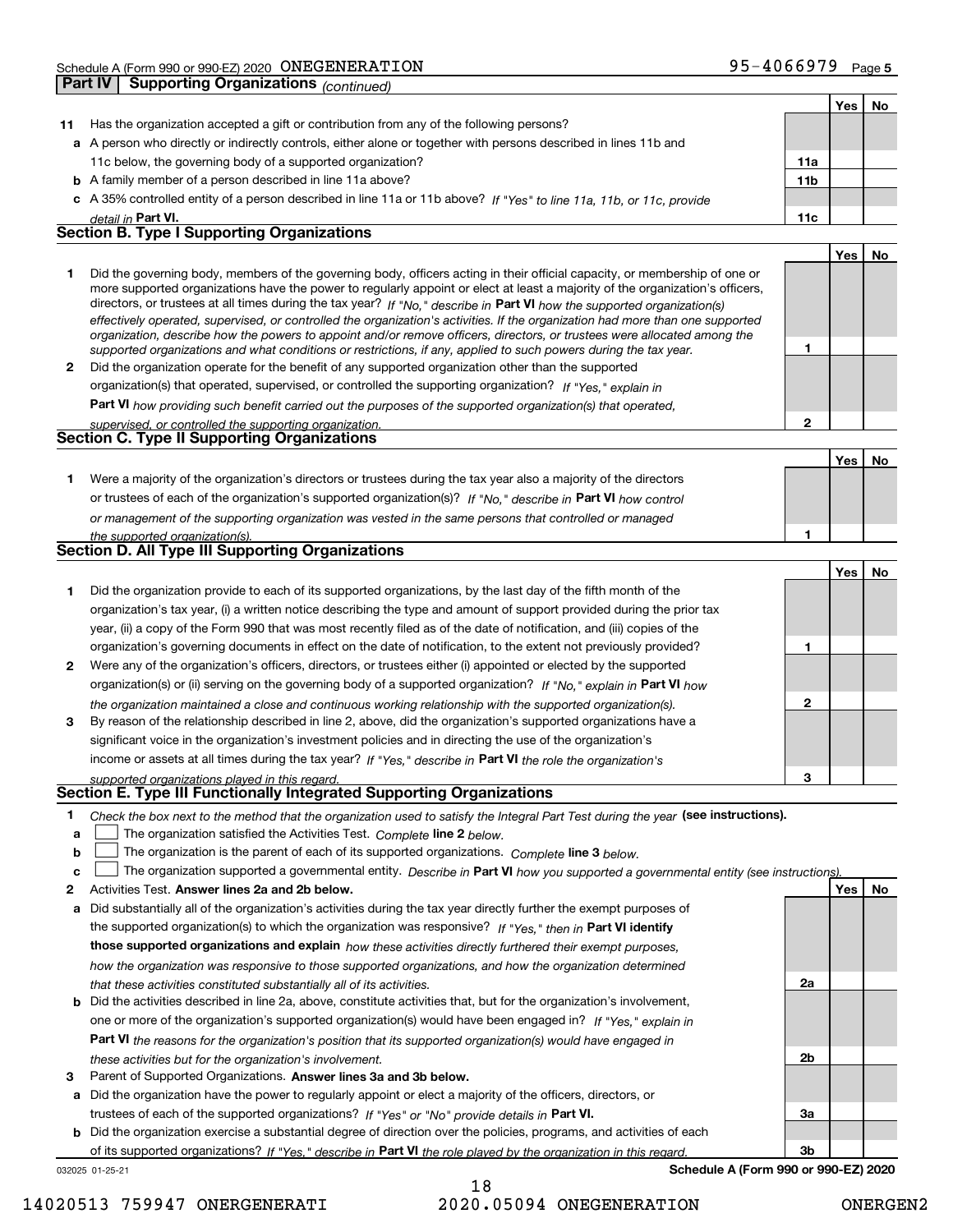Schedule A (Form 990 or 990-EZ) 2020 ONEGENERATION 95-4066979 Page 5

**Part IV Supporting Organizations** *(continued)*

| | | | Yes | No |
|---|---|---|---|---|
| **11** | Has the organization accepted a gift or contribution from any of the following persons? | | | |
| **a** | A person who directly or indirectly controls, either alone or together with persons described in lines 11b and 11c below, the governing body of a supported organization? | **11a** | | |
| **b** | A family member of a person described in line 11a above? | **11b** | | |
| **c** | A 35% controlled entity of a person described in line 11a or 11b above? *If "Yes" to line 11a, 11b, or 11c, provide detail in* **Part VI.** | **11c** | | |

## Section B. Type I Supporting Organizations

| | | | Yes | No |
|---|---|---|---|---|
| **1** | Did the governing body, members of the governing body, officers acting in their official capacity, or membership of one or more supported organizations have the power to regularly appoint or elect at least a majority of the organization's officers, directors, or trustees at all times during the tax year? *If "No," describe in* **Part VI** *how the supported organization(s) effectively operated, supervised, or controlled the organization's activities. If the organization had more than one supported organization, describe how the powers to appoint and/or remove officers, directors, or trustees were allocated among the supported organizations and what conditions or restrictions, if any, applied to such powers during the tax year.* | **1** | | |
| **2** | Did the organization operate for the benefit of any supported organization other than the supported organization(s) that operated, supervised, or controlled the supporting organization? *If "Yes," explain in* **Part VI** *how providing such benefit carried out the purposes of the supported organization(s) that operated, supervised, or controlled the supporting organization.* | **2** | | |

## Section C. Type II Supporting Organizations

| | | | Yes | No |
|---|---|---|---|---|
| **1** | Were a majority of the organization's directors or trustees during the tax year also a majority of the directors or trustees of each of the organization's supported organization(s)? *If "No," describe in* **Part VI** *how control or management of the supporting organization was vested in the same persons that controlled or managed the supported organization(s).* | **1** | | |

## Section D. All Type III Supporting Organizations

| | | | Yes | No |
|---|---|---|---|---|
| **1** | Did the organization provide to each of its supported organizations, by the last day of the fifth month of the organization's tax year, (i) a written notice describing the type and amount of support provided during the prior tax year, (ii) a copy of the Form 990 that was most recently filed as of the date of notification, and (iii) copies of the organization's governing documents in effect on the date of notification, to the extent not previously provided? | **1** | | |
| **2** | Were any of the organization's officers, directors, or trustees either (i) appointed or elected by the supported organization(s) or (ii) serving on the governing body of a supported organization? *If "No," explain in* **Part VI** *how the organization maintained a close and continuous working relationship with the supported organization(s).* | **2** | | |
| **3** | By reason of the relationship described in line 2, above, did the organization's supported organizations have a significant voice in the organization's investment policies and in directing the use of the organization's income or assets at all times during the tax year? *If "Yes," describe in* **Part VI** *the role the organization's supported organizations played in this regard.* | **3** | | |

## Section E. Type III Functionally Integrated Supporting Organizations

**1** *Check the box next to the method that the organization used to satisfy the Integral Part Test during the year* **(see instructions).**

**a** ☐ The organization satisfied the Activities Test. *Complete* **line 2** *below.*

**b** ☐ The organization is the parent of each of its supported organizations. *Complete* **line 3** *below.*

**c** ☐ The organization supported a governmental entity. *Describe in* **Part VI** *how you supported a governmental entity (see instructions).*

| | | | Yes | No |
|---|---|---|---|---|
| **2** | Activities Test. **Answer lines 2a and 2b below.** | | | |
| **a** | Did substantially all of the organization's activities during the tax year directly further the exempt purposes of the supported organization(s) to which the organization was responsive? *If "Yes," then in* **Part VI identify those supported organizations and explain** *how these activities directly furthered their exempt purposes, how the organization was responsive to those supported organizations, and how the organization determined that these activities constituted substantially all of its activities.* | **2a** | | |
| **b** | Did the activities described in line 2a, above, constitute activities that, but for the organization's involvement, one or more of the organization's supported organization(s) would have been engaged in? *If "Yes," explain in* **Part VI** *the reasons for the organization's position that its supported organization(s) would have engaged in these activities but for the organization's involvement.* | **2b** | | |
| **3** | Parent of Supported Organizations. **Answer lines 3a and 3b below.** | | | |
| **a** | Did the organization have the power to regularly appoint or elect a majority of the officers, directors, or trustees of each of the supported organizations? *If "Yes" or "No" provide details in* **Part VI.** | **3a** | | |
| **b** | Did the organization exercise a substantial degree of direction over the policies, programs, and activities of each of its supported organizations? *If "Yes," describe in* **Part VI** *the role played by the organization in this regard.* | **3b** | | |

032025 01-25-21 **Schedule A (Form 990 or 990-EZ) 2020**

14020513 759947 ONERGENERATI 2020.05094 ONEGENERATION ONERGEN2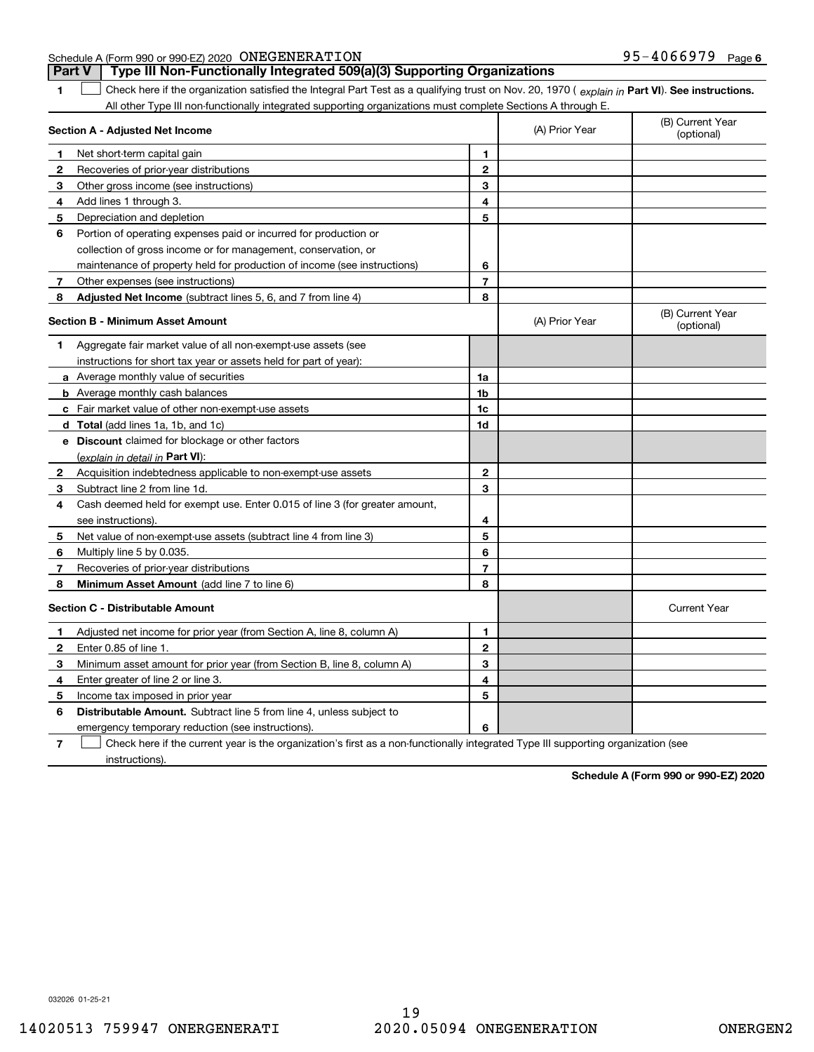Schedule A (Form 990 or 990-EZ) 2020 ONEGENERATION 95-4066979 Page 6

**Part V Type III Non-Functionally Integrated 509(a)(3) Supporting Organizations**

**1** ☐ Check here if the organization satisfied the Integral Part Test as a qualifying trust on Nov. 20, 1970 ( *explain in* **Part VI**). **See instructions.** All other Type III non-functionally integrated supporting organizations must complete Sections A through E.

| **Section A - Adjusted Net Income** | | | (A) Prior Year | (B) Current Year (optional) |
|---|---|---|---|---|
| **1** | Net short-term capital gain | 1 | | |
| **2** | Recoveries of prior-year distributions | 2 | | |
| **3** | Other gross income (see instructions) | 3 | | |
| **4** | Add lines 1 through 3. | 4 | | |
| **5** | Depreciation and depletion | 5 | | |
| **6** | Portion of operating expenses paid or incurred for production or collection of gross income or for management, conservation, or maintenance of property held for production of income (see instructions) | 6 | | |
| **7** | Other expenses (see instructions) | 7 | | |
| **8** | **Adjusted Net Income** (subtract lines 5, 6, and 7 from line 4) | 8 | | |

| **Section B - Minimum Asset Amount** | | | (A) Prior Year | (B) Current Year (optional) |
|---|---|---|---|---|
| **1** | Aggregate fair market value of all non-exempt-use assets (see instructions for short tax year or assets held for part of year): | | | |
| **a** | Average monthly value of securities | 1a | | |
| **b** | Average monthly cash balances | 1b | | |
| **c** | Fair market value of other non-exempt-use assets | 1c | | |
| **d** | **Total** (add lines 1a, 1b, and 1c) | 1d | | |
| **e** | **Discount** claimed for blockage or other factors (*explain in detail in* **Part VI**): | | | |
| **2** | Acquisition indebtedness applicable to non-exempt-use assets | 2 | | |
| **3** | Subtract line 2 from line 1d. | 3 | | |
| **4** | Cash deemed held for exempt use. Enter 0.015 of line 3 (for greater amount, see instructions). | 4 | | |
| **5** | Net value of non-exempt-use assets (subtract line 4 from line 3) | 5 | | |
| **6** | Multiply line 5 by 0.035. | 6 | | |
| **7** | Recoveries of prior-year distributions | 7 | | |
| **8** | **Minimum Asset Amount** (add line 7 to line 6) | 8 | | |

| **Section C - Distributable Amount** | | | | Current Year |
|---|---|---|---|---|
| **1** | Adjusted net income for prior year (from Section A, line 8, column A) | 1 | | |
| **2** | Enter 0.85 of line 1. | 2 | | |
| **3** | Minimum asset amount for prior year (from Section B, line 8, column A) | 3 | | |
| **4** | Enter greater of line 2 or line 3. | 4 | | |
| **5** | Income tax imposed in prior year | 5 | | |
| **6** | **Distributable Amount.** Subtract line 5 from line 4, unless subject to emergency temporary reduction (see instructions). | 6 | | |

**7** ☐ Check here if the current year is the organization's first as a non-functionally integrated Type III supporting organization (see instructions).

**Schedule A (Form 990 or 990-EZ) 2020**

032026 01-25-21

14020513 759947 ONERGENERATI 2020.05094 ONEGENERATION ONERGEN2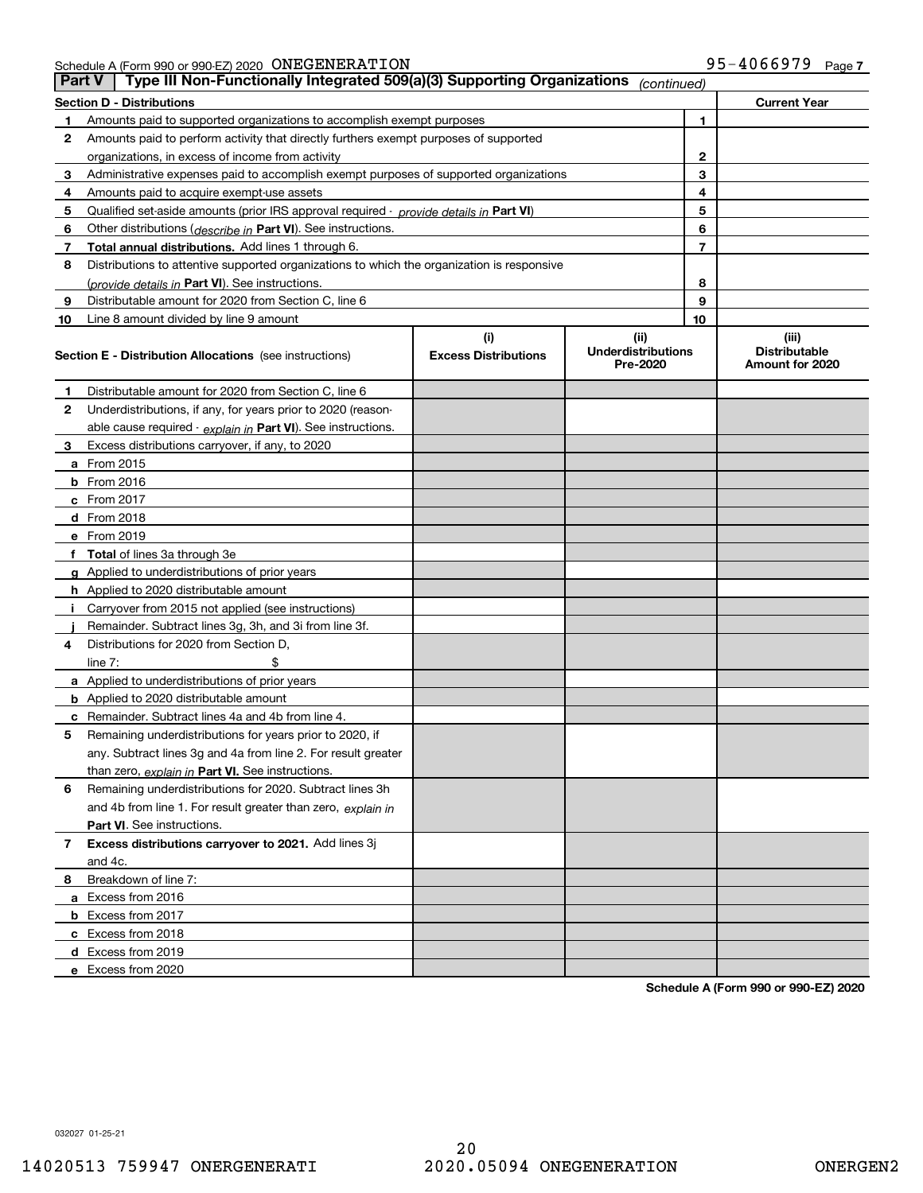Schedule A (Form 990 or 990-EZ) 2020 ONEGENERATION 95-4066979

**Part V | Type III Non-Functionally Integrated 509(a)(3) Supporting Organizations** *(continued)*

| **Section D - Distributions** | | | **Current Year** |
|---|---|---|---|
| **1** | Amounts paid to supported organizations to accomplish exempt purposes | 1 | |
| **2** | Amounts paid to perform activity that directly furthers exempt purposes of supported organizations, in excess of income from activity | 2 | |
| **3** | Administrative expenses paid to accomplish exempt purposes of supported organizations | 3 | |
| **4** | Amounts paid to acquire exempt-use assets | 4 | |
| **5** | Qualified set-aside amounts (prior IRS approval required - *provide details in* **Part VI**) | 5 | |
| **6** | Other distributions (*describe in* **Part VI**). See instructions. | 6 | |
| **7** | **Total annual distributions.** Add lines 1 through 6. | 7 | |
| **8** | Distributions to attentive supported organizations to which the organization is responsive (*provide details in* **Part VI**). See instructions. | 8 | |
| **9** | Distributable amount for 2020 from Section C, line 6 | 9 | |
| **10** | Line 8 amount divided by line 9 amount | 10 | |

| **Section E - Distribution Allocations** (see instructions) | **(i) Excess Distributions** | **(ii) Underdistributions Pre-2020** | **(iii) Distributable Amount for 2020** |
|---|---|---|---|
| **1** Distributable amount for 2020 from Section C, line 6 | | | |
| **2** Underdistributions, if any, for years prior to 2020 (reasonable cause required - *explain in* **Part VI**). See instructions. | | | |
| **3** Excess distributions carryover, if any, to 2020 | | | |
| **a** From 2015 | | | |
| **b** From 2016 | | | |
| **c** From 2017 | | | |
| **d** From 2018 | | | |
| **e** From 2019 | | | |
| **f** **Total** of lines 3a through 3e | | | |
| **g** Applied to underdistributions of prior years | | | |
| **h** Applied to 2020 distributable amount | | | |
| **i** Carryover from 2015 not applied (see instructions) | | | |
| **j** Remainder. Subtract lines 3g, 3h, and 3i from line 3f. | | | |
| **4** Distributions for 2020 from Section D, line 7: $ | | | |
| **a** Applied to underdistributions of prior years | | | |
| **b** Applied to 2020 distributable amount | | | |
| **c** Remainder. Subtract lines 4a and 4b from line 4. | | | |
| **5** Remaining underdistributions for years prior to 2020, if any. Subtract lines 3g and 4a from line 2. For result greater than zero, *explain in* **Part VI.** See instructions. | | | |
| **6** Remaining underdistributions for 2020. Subtract lines 3h and 4b from line 1. For result greater than zero, *explain in* **Part VI**. See instructions. | | | |
| **7** **Excess distributions carryover to 2021.** Add lines 3j and 4c. | | | |
| **8** Breakdown of line 7: | | | |
| **a** Excess from 2016 | | | |
| **b** Excess from 2017 | | | |
| **c** Excess from 2018 | | | |
| **d** Excess from 2019 | | | |
| **e** Excess from 2020 | | | |

**Schedule A (Form 990 or 990-EZ) 2020**

032027 01-25-21

14020513 759947 ONERGENERATI 2020.05094 ONEGENERATION ONERGEN2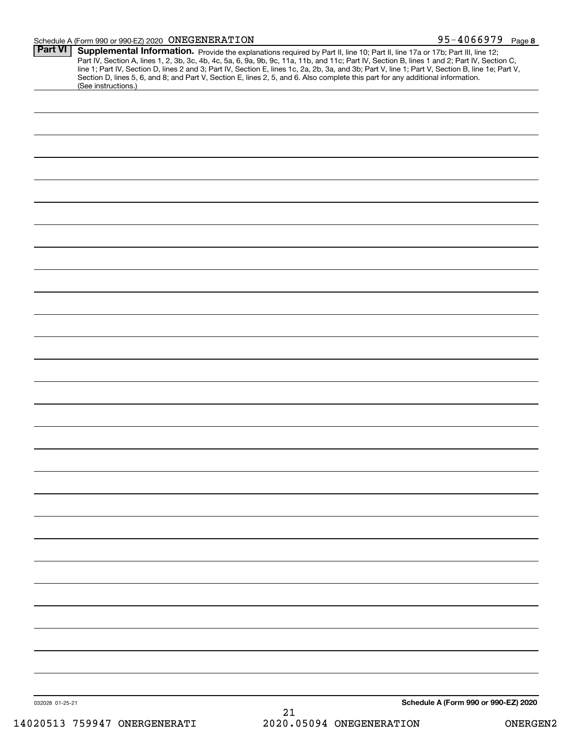**Part VI** **Supplemental Information.** Provide the explanations required by Part II, line 10; Part II, line 17a or 17b; Part III, line 12; Part IV, Section A, lines 1, 2, 3b, 3c, 4b, 4c, 5a, 6, 9a, 9b, 9c, 11a, 11b, and 11c; Part IV, Section B, lines 1 and 2; Part IV, Section C, line 1; Part IV, Section D, lines 2 and 3; Part IV, Section E, lines 1c, 2a, 2b, 3a, and 3b; Part V, line 1; Part V, Section B, line 1e; Part V, Section D, lines 5, 6, and 8; and Part V, Section E, lines 2, 5, and 6. Also complete this part for any additional information. (See instructions.)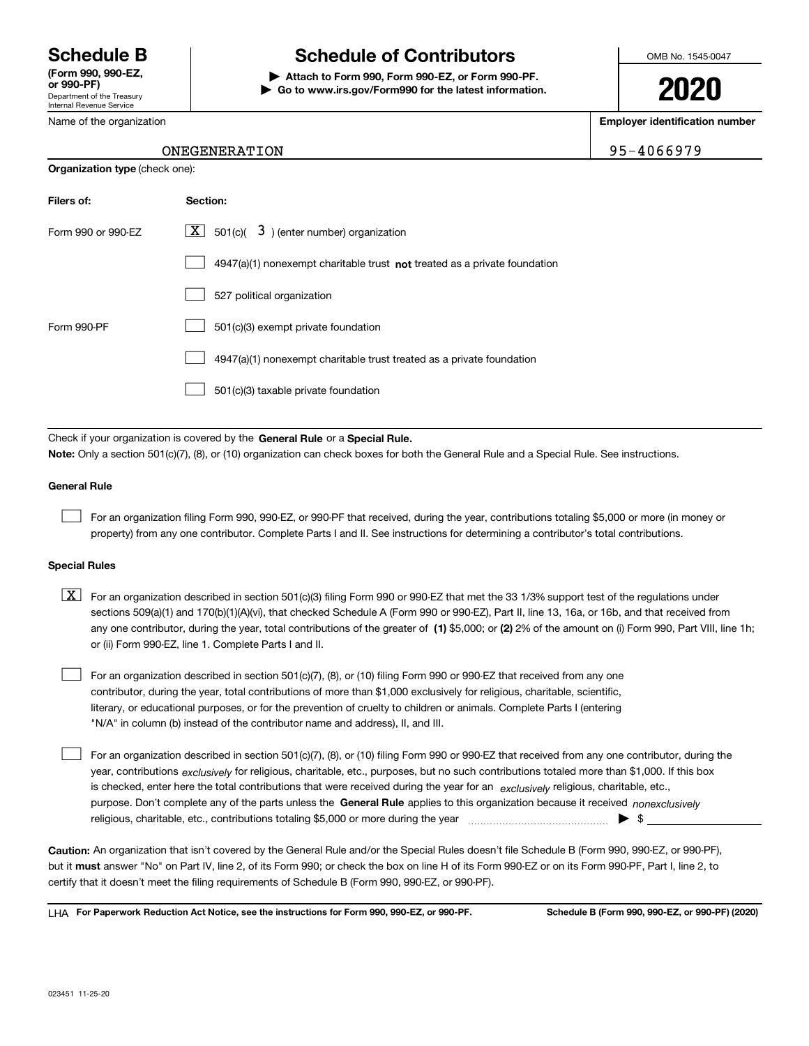# Schedule B

**(Form 990, 990-EZ, or 990-PF)**
Department of the Treasury
Internal Revenue Service

# Schedule of Contributors

**▶ Attach to Form 990, Form 990-EZ, or Form 990-PF.**
**▶ Go to www.irs.gov/Form990 for the latest information.**

OMB No. 1545-0047

**2020**

Name of the organization: ONEGENERATION

**Employer identification number**: 95-4066979

**Organization type** (check one):

| **Filers of:** | **Section:** |
|---|---|
| Form 990 or 990-EZ | [X] 501(c)( 3 ) (enter number) organization |
| | [ ] 4947(a)(1) nonexempt charitable trust **not** treated as a private foundation |
| | [ ] 527 political organization |
| Form 990-PF | [ ] 501(c)(3) exempt private foundation |
| | [ ] 4947(a)(1) nonexempt charitable trust treated as a private foundation |
| | [ ] 501(c)(3) taxable private foundation |

Check if your organization is covered by the **General Rule** or a **Special Rule.**

**Note:** Only a section 501(c)(7), (8), or (10) organization can check boxes for both the General Rule and a Special Rule. See instructions.

**General Rule**

[ ] For an organization filing Form 990, 990-EZ, or 990-PF that received, during the year, contributions totaling $5,000 or more (in money or property) from any one contributor. Complete Parts I and II. See instructions for determining a contributor's total contributions.

**Special Rules**

[X] For an organization described in section 501(c)(3) filing Form 990 or 990-EZ that met the 33 1/3% support test of the regulations under sections 509(a)(1) and 170(b)(1)(A)(vi), that checked Schedule A (Form 990 or 990-EZ), Part II, line 13, 16a, or 16b, and that received from any one contributor, during the year, total contributions of the greater of **(1)** $5,000; or **(2)** 2% of the amount on (i) Form 990, Part VIII, line 1h; or (ii) Form 990-EZ, line 1. Complete Parts I and II.

[ ] For an organization described in section 501(c)(7), (8), or (10) filing Form 990 or 990-EZ that received from any one contributor, during the year, total contributions of more than $1,000 exclusively for religious, charitable, scientific, literary, or educational purposes, or for the prevention of cruelty to children or animals. Complete Parts I (entering "N/A" in column (b) instead of the contributor name and address), II, and III.

[ ] For an organization described in section 501(c)(7), (8), or (10) filing Form 990 or 990-EZ that received from any one contributor, during the year, contributions *exclusively* for religious, charitable, etc., purposes, but no such contributions totaled more than $1,000. If this box is checked, enter here the total contributions that were received during the year for an *exclusively* religious, charitable, etc., purpose. Don't complete any of the parts unless the **General Rule** applies to this organization because it received *nonexclusively* religious, charitable, etc., contributions totaling $5,000 or more during the year ▶ $ ____________

**Caution:** An organization that isn't covered by the General Rule and/or the Special Rules doesn't file Schedule B (Form 990, 990-EZ, or 990-PF), but it **must** answer "No" on Part IV, line 2, of its Form 990; or check the box on line H of its Form 990-EZ or on its Form 990-PF, Part I, line 2, to certify that it doesn't meet the filing requirements of Schedule B (Form 990, 990-EZ, or 990-PF).

LHA **For Paperwork Reduction Act Notice, see the instructions for Form 990, 990-EZ, or 990-PF.** **Schedule B (Form 990, 990-EZ, or 990-PF) (2020)**

023451 11-25-20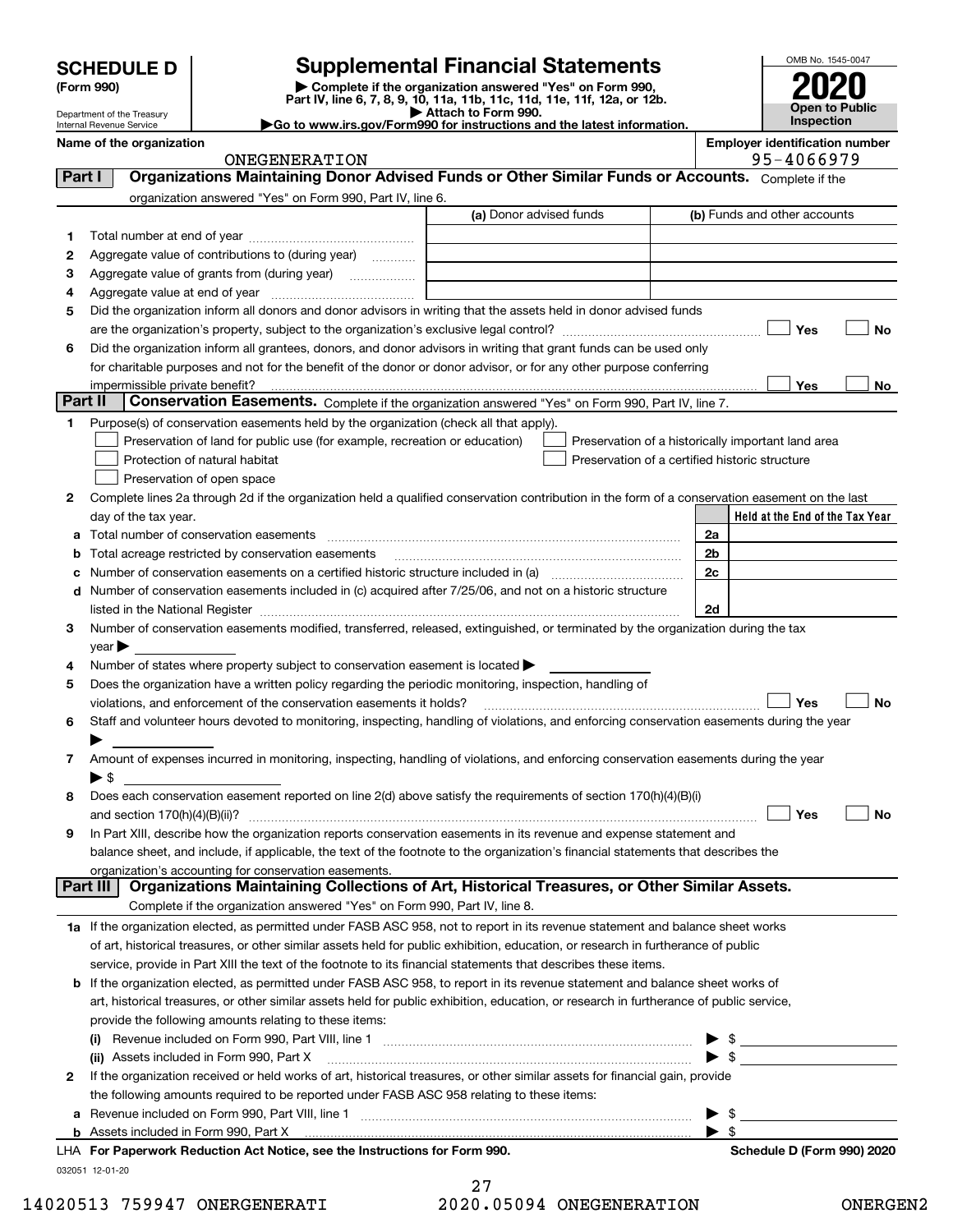# SCHEDULE D (Form 990)

Department of the Treasury
Internal Revenue Service

## Supplemental Financial Statements

▶ Complete if the organization answered "Yes" on Form 990, Part IV, line 6, 7, 8, 9, 10, 11a, 11b, 11c, 11d, 11e, 11f, 12a, or 12b.
▶ Attach to Form 990.
▶Go to www.irs.gov/Form990 for instructions and the latest information.

OMB No. 1545-0047

**2020**

**Open to Public Inspection**

**Name of the organization:** ONEGENERATION

**Employer identification number:** 95-4066979

### Part I — Organizations Maintaining Donor Advised Funds or Other Similar Funds or Accounts.
Complete if the organization answered "Yes" on Form 990, Part IV, line 6.

| | | (a) Donor advised funds | (b) Funds and other accounts |
|---|---|---|---|
| 1 | Total number at end of year | | |
| 2 | Aggregate value of contributions to (during year) | | |
| 3 | Aggregate value of grants from (during year) | | |
| 4 | Aggregate value at end of year | | |

5 Did the organization inform all donors and donor advisors in writing that the assets held in donor advised funds are the organization's property, subject to the organization's exclusive legal control? ☐ Yes ☐ No

6 Did the organization inform all grantees, donors, and donor advisors in writing that grant funds can be used only for charitable purposes and not for the benefit of the donor or donor advisor, or for any other purpose conferring impermissible private benefit? ☐ Yes ☐ No

### Part II — Conservation Easements.
Complete if the organization answered "Yes" on Form 990, Part IV, line 7.

1 Purpose(s) of conservation easements held by the organization (check all that apply).

- ☐ Preservation of land for public use (for example, recreation or education)
- ☐ Preservation of a historically important land area
- ☐ Protection of natural habitat
- ☐ Preservation of a certified historic structure
- ☐ Preservation of open space

2 Complete lines 2a through 2d if the organization held a qualified conservation contribution in the form of a conservation easement on the last day of the tax year.

| | | | Held at the End of the Tax Year |
|---|---|---|---|
| a | Total number of conservation easements | 2a | |
| b | Total acreage restricted by conservation easements | 2b | |
| c | Number of conservation easements on a certified historic structure included in (a) | 2c | |
| d | Number of conservation easements included in (c) acquired after 7/25/06, and not on a historic structure listed in the National Register | 2d | |

3 Number of conservation easements modified, transferred, released, extinguished, or terminated by the organization during the tax year ▶

4 Number of states where property subject to conservation easement is located ▶

5 Does the organization have a written policy regarding the periodic monitoring, inspection, handling of violations, and enforcement of the conservation easements it holds? ☐ Yes ☐ No

6 Staff and volunteer hours devoted to monitoring, inspecting, handling of violations, and enforcing conservation easements during the year ▶

7 Amount of expenses incurred in monitoring, inspecting, handling of violations, and enforcing conservation easements during the year ▶ $

8 Does each conservation easement reported on line 2(d) above satisfy the requirements of section 170(h)(4)(B)(i) and section 170(h)(4)(B)(ii)? ☐ Yes ☐ No

9 In Part XIII, describe how the organization reports conservation easements in its revenue and expense statement and balance sheet, and include, if applicable, the text of the footnote to the organization's financial statements that describes the organization's accounting for conservation easements.

### Part III — Organizations Maintaining Collections of Art, Historical Treasures, or Other Similar Assets.
Complete if the organization answered "Yes" on Form 990, Part IV, line 8.

1a If the organization elected, as permitted under FASB ASC 958, not to report in its revenue statement and balance sheet works of art, historical treasures, or other similar assets held for public exhibition, education, or research in furtherance of public service, provide in Part XIII the text of the footnote to its financial statements that describes these items.

b If the organization elected, as permitted under FASB ASC 958, to report in its revenue statement and balance sheet works of art, historical treasures, or other similar assets held for public exhibition, education, or research in furtherance of public service, provide the following amounts relating to these items:

(i) Revenue included on Form 990, Part VIII, line 1 ▶ $

(ii) Assets included in Form 990, Part X ▶ $

2 If the organization received or held works of art, historical treasures, or other similar assets for financial gain, provide the following amounts required to be reported under FASB ASC 958 relating to these items:

a Revenue included on Form 990, Part VIII, line 1 ▶ $

b Assets included in Form 990, Part X ▶ $

LHA For Paperwork Reduction Act Notice, see the Instructions for Form 990. — Schedule D (Form 990) 2020

032051 12-01-20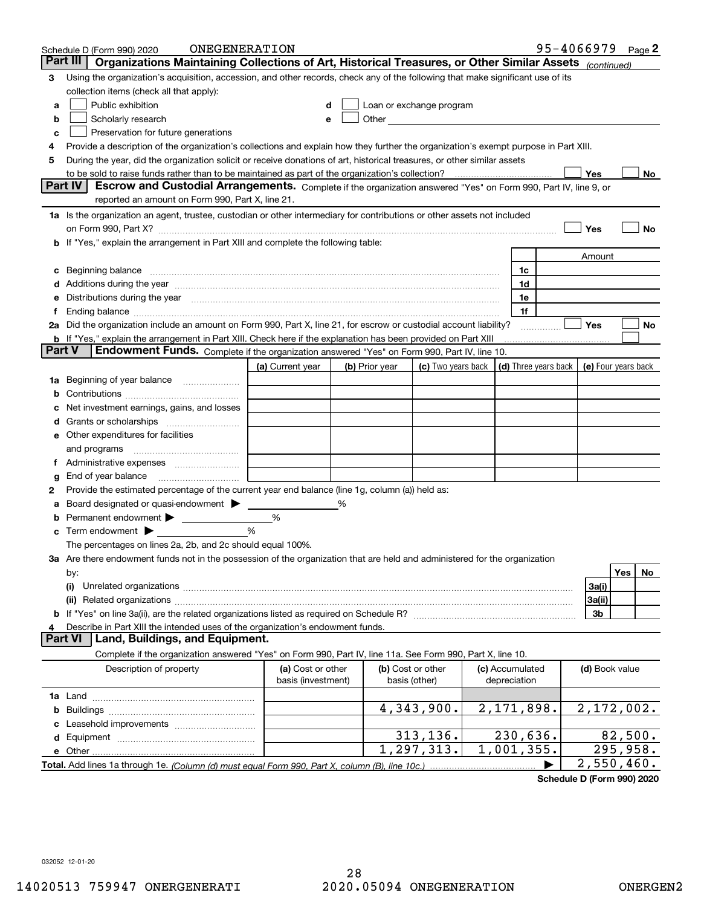Schedule D (Form 990) 2020 ONEGENERATION 95-4066979 Page 2

## Part III Organizations Maintaining Collections of Art, Historical Treasures, or Other Similar Assets *(continued)*

**3** Using the organization's acquisition, accession, and other records, check any of the following that make significant use of its collection items (check all that apply):

- **a** ☐ Public exhibition
- **b** ☐ Scholarly research
- **c** ☐ Preservation for future generations
- **d** ☐ Loan or exchange program
- **e** ☐ Other

**4** Provide a description of the organization's collections and explain how they further the organization's exempt purpose in Part XIII.

**5** During the year, did the organization solicit or receive donations of art, historical treasures, or other similar assets to be sold to raise funds rather than to be maintained as part of the organization's collection? ☐ Yes ☐ No

## Part IV Escrow and Custodial Arrangements.

Complete if the organization answered "Yes" on Form 990, Part IV, line 9, or reported an amount on Form 990, Part X, line 21.

**1a** Is the organization an agent, trustee, custodian or other intermediary for contributions or other assets not included on Form 990, Part X? ☐ Yes ☐ No

**b** If "Yes," explain the arrangement in Part XIII and complete the following table:

| | | Amount |
|---|---|---|
| **c** Beginning balance | 1c | |
| **d** Additions during the year | 1d | |
| **e** Distributions during the year | 1e | |
| **f** Ending balance | 1f | |

**2a** Did the organization include an amount on Form 990, Part X, line 21, for escrow or custodial account liability? ☐ Yes ☐ No

**b** If "Yes," explain the arrangement in Part XIII. Check here if the explanation has been provided on Part XIII ☐

## Part V Endowment Funds.

Complete if the organization answered "Yes" on Form 990, Part IV, line 10.

| | (a) Current year | (b) Prior year | (c) Two years back | (d) Three years back | (e) Four years back |
|---|---|---|---|---|---|
| **1a** Beginning of year balance | | | | | |
| **b** Contributions | | | | | |
| **c** Net investment earnings, gains, and losses | | | | | |
| **d** Grants or scholarships | | | | | |
| **e** Other expenditures for facilities and programs | | | | | |
| **f** Administrative expenses | | | | | |
| **g** End of year balance | | | | | |

**2** Provide the estimated percentage of the current year end balance (line 1g, column (a)) held as:

- **a** Board designated or quasi-endowment ▶ ______ %
- **b** Permanent endowment ▶ ______ %
- **c** Term endowment ▶ ______ %

The percentages on lines 2a, 2b, and 2c should equal 100%.

**3a** Are there endowment funds not in the possession of the organization that are held and administered for the organization by:

| | | Yes | No |
|---|---|---|---|
| **(i)** Unrelated organizations | 3a(i) | | |
| **(ii)** Related organizations | 3a(ii) | | |
| **b** If "Yes" on line 3a(ii), are the related organizations listed as required on Schedule R? | 3b | | |

**4** Describe in Part XIII the intended uses of the organization's endowment funds.

## Part VI Land, Buildings, and Equipment.

Complete if the organization answered "Yes" on Form 990, Part IV, line 11a. See Form 990, Part X, line 10.

| Description of property | (a) Cost or other basis (investment) | (b) Cost or other basis (other) | (c) Accumulated depreciation | (d) Book value |
|---|---|---|---|---|
| **1a** Land | | | | |
| **b** Buildings | | 4,343,900. | 2,171,898. | 2,172,002. |
| **c** Leasehold improvements | | | | |
| **d** Equipment | | 313,136. | 230,636. | 82,500. |
| **e** Other | | 1,297,313. | 1,001,355. | 295,958. |
| **Total.** Add lines 1a through 1e. *(Column (d) must equal Form 990, Part X, column (B), line 10c.)* | | | ▶ | 2,550,460. |

Schedule D (Form 990) 2020

032052 12-01-20

14020513 759947 ONEGENERATI 2020.05094 ONEGENERATION ONERGEN2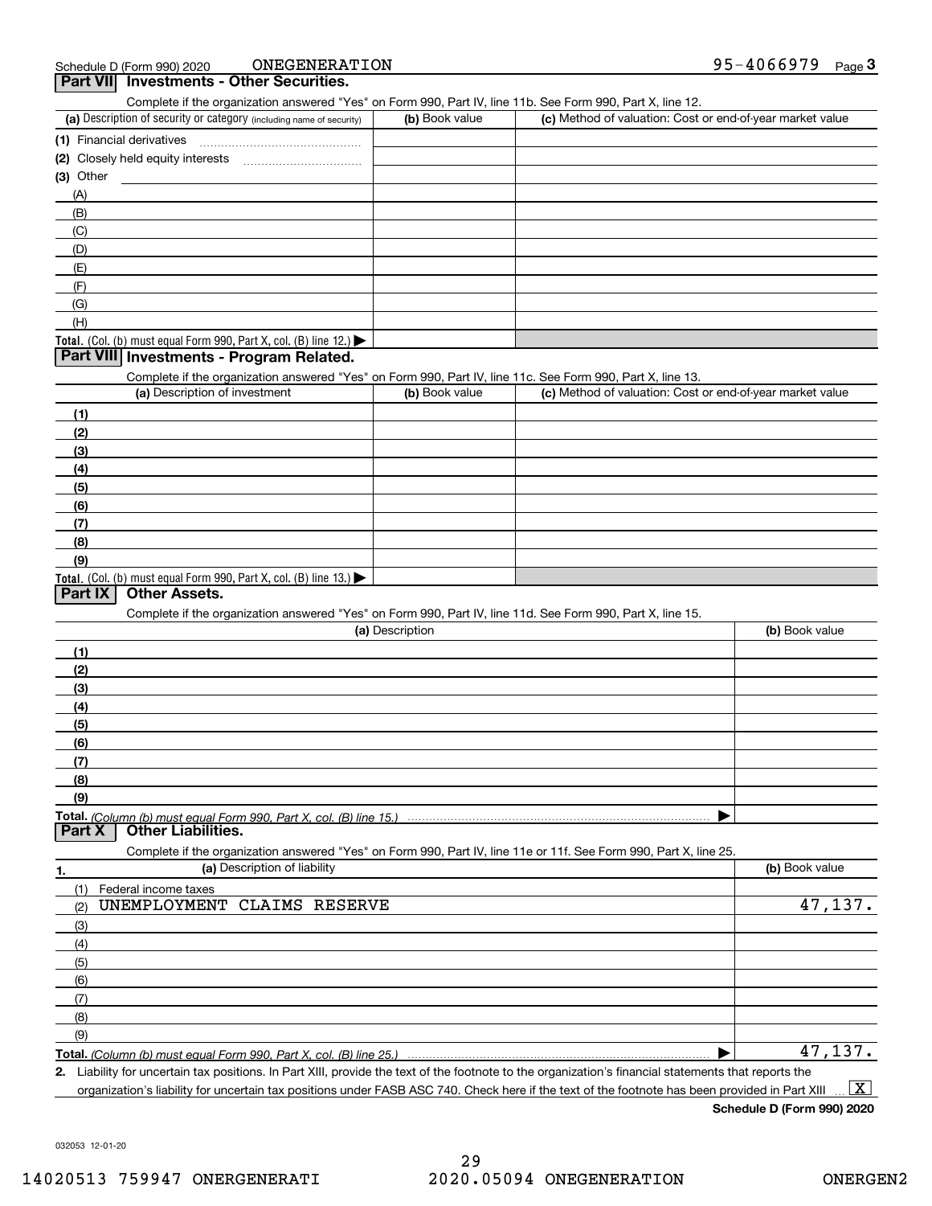Schedule D (Form 990) 2020 ONEGENERATION 95-4066979 Page 3

## Part VII Investments - Other Securities.

Complete if the organization answered "Yes" on Form 990, Part IV, line 11b. See Form 990, Part X, line 12.

| (a) Description of security or category (including name of security) | (b) Book value | (c) Method of valuation: Cost or end-of-year market value |
|---|---|---|
| (1) Financial derivatives | | |
| (2) Closely held equity interests | | |
| (3) Other | | |
| (A) | | |
| (B) | | |
| (C) | | |
| (D) | | |
| (E) | | |
| (F) | | |
| (G) | | |
| (H) | | |
| **Total.** (Col. (b) must equal Form 990, Part X, col. (B) line 12.) ▶ | | |

## Part VIII Investments - Program Related.

Complete if the organization answered "Yes" on Form 990, Part IV, line 11c. See Form 990, Part X, line 13.

| (a) Description of investment | (b) Book value | (c) Method of valuation: Cost or end-of-year market value |
|---|---|---|
| (1) | | |
| (2) | | |
| (3) | | |
| (4) | | |
| (5) | | |
| (6) | | |
| (7) | | |
| (8) | | |
| (9) | | |
| **Total.** (Col. (b) must equal Form 990, Part X, col. (B) line 13.) ▶ | | |

## Part IX Other Assets.

Complete if the organization answered "Yes" on Form 990, Part IV, line 11d. See Form 990, Part X, line 15.

| (a) Description | (b) Book value |
|---|---|
| (1) | |
| (2) | |
| (3) | |
| (4) | |
| (5) | |
| (6) | |
| (7) | |
| (8) | |
| (9) | |
| **Total.** *(Column (b) must equal Form 990, Part X, col. (B) line 15.)* ▶ | |

## Part X Other Liabilities.

Complete if the organization answered "Yes" on Form 990, Part IV, line 11e or 11f. See Form 990, Part X, line 25.

| 1. (a) Description of liability | (b) Book value |
|---|---|
| (1) Federal income taxes | |
| (2) UNEMPLOYMENT CLAIMS RESERVE | 47,137. |
| (3) | |
| (4) | |
| (5) | |
| (6) | |
| (7) | |
| (8) | |
| (9) | |
| **Total.** *(Column (b) must equal Form 990, Part X, col. (B) line 25.)* ▶ | 47,137. |

2. Liability for uncertain tax positions. In Part XIII, provide the text of the footnote to the organization's financial statements that reports the organization's liability for uncertain tax positions under FASB ASC 740. Check here if the text of the footnote has been provided in Part XIII ... [X]

**Schedule D (Form 990) 2020**

032053 12-01-20

14020513 759947 ONEGENERATI 2020.05094 ONEGENERATION ONERGEN2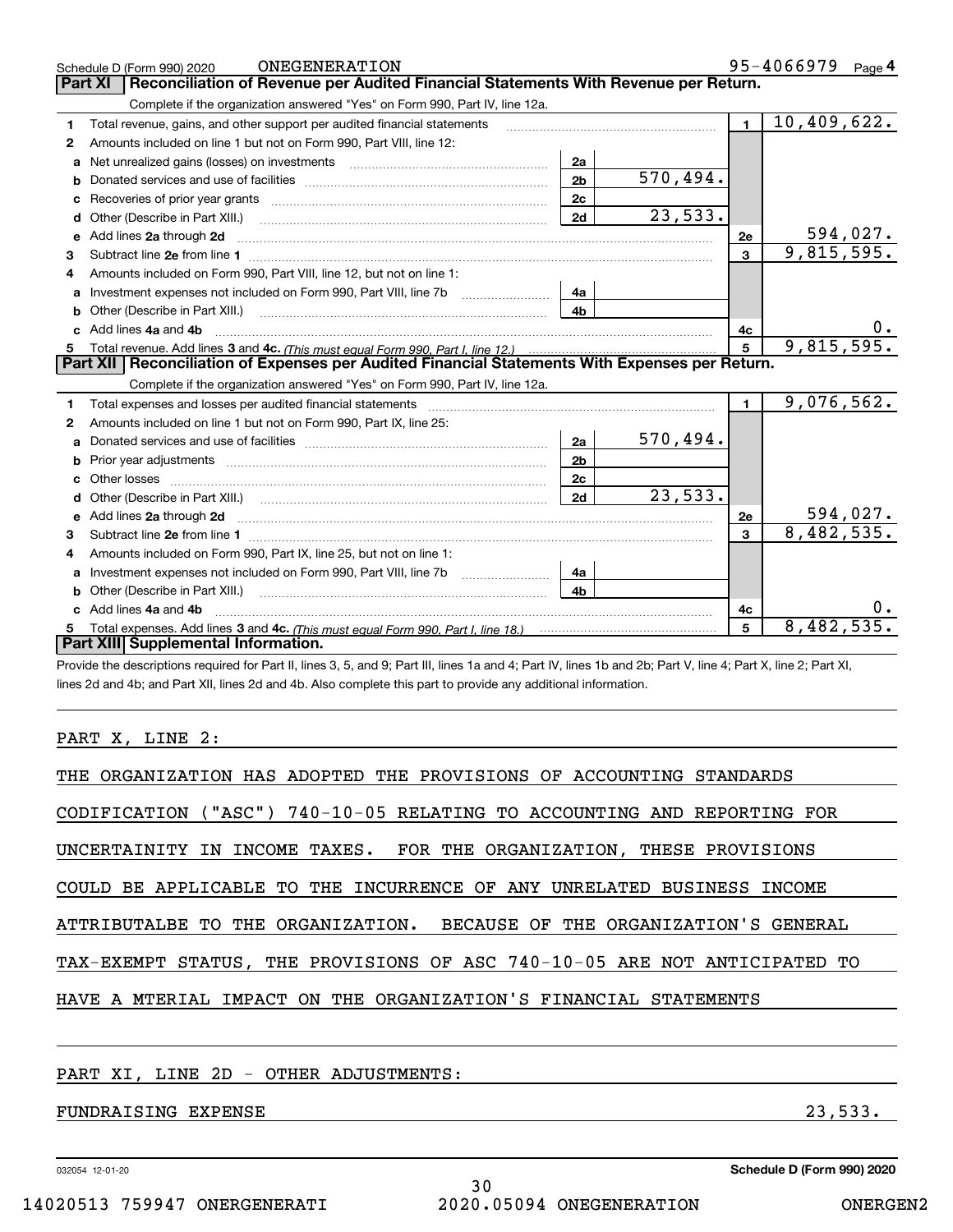Schedule D (Form 990) 2020 ONEGENERATION 95-4066979 Page 4

## Part XI Reconciliation of Revenue per Audited Financial Statements With Revenue per Return.

Complete if the organization answered "Yes" on Form 990, Part IV, line 12a.

| | | | | | |
|---|---|---|---|---|---|
| 1 | Total revenue, gains, and other support per audited financial statements | | | 1 | 10,409,622. |
| 2 | Amounts included on line 1 but not on Form 990, Part VIII, line 12: | | | | |
| a | Net unrealized gains (losses) on investments | 2a | | | |
| b | Donated services and use of facilities | 2b | 570,494. | | |
| c | Recoveries of prior year grants | 2c | | | |
| d | Other (Describe in Part XIII.) | 2d | 23,533. | | |
| e | Add lines 2a through 2d | | | 2e | 594,027. |
| 3 | Subtract line 2e from line 1 | | | 3 | 9,815,595. |
| 4 | Amounts included on Form 990, Part VIII, line 12, but not on line 1: | | | | |
| a | Investment expenses not included on Form 990, Part VIII, line 7b | 4a | | | |
| b | Other (Describe in Part XIII.) | 4b | | | |
| c | Add lines 4a and 4b | | | 4c | 0. |
| 5 | Total revenue. Add lines 3 and 4c. *(This must equal Form 990, Part I, line 12.)* | | | 5 | 9,815,595. |

## Part XII Reconciliation of Expenses per Audited Financial Statements With Expenses per Return.

Complete if the organization answered "Yes" on Form 990, Part IV, line 12a.

| | | | | | |
|---|---|---|---|---|---|
| 1 | Total expenses and losses per audited financial statements | | | 1 | 9,076,562. |
| 2 | Amounts included on line 1 but not on Form 990, Part IX, line 25: | | | | |
| a | Donated services and use of facilities | 2a | 570,494. | | |
| b | Prior year adjustments | 2b | | | |
| c | Other losses | 2c | | | |
| d | Other (Describe in Part XIII.) | 2d | 23,533. | | |
| e | Add lines 2a through 2d | | | 2e | 594,027. |
| 3 | Subtract line 2e from line 1 | | | 3 | 8,482,535. |
| 4 | Amounts included on Form 990, Part IX, line 25, but not on line 1: | | | | |
| a | Investment expenses not included on Form 990, Part VIII, line 7b | 4a | | | |
| b | Other (Describe in Part XIII.) | 4b | | | |
| c | Add lines 4a and 4b | | | 4c | 0. |
| 5 | Total expenses. Add lines 3 and 4c. *(This must equal Form 990, Part I, line 18.)* | | | 5 | 8,482,535. |

## Part XIII Supplemental Information.

Provide the descriptions required for Part II, lines 3, 5, and 9; Part III, lines 1a and 4; Part IV, lines 1b and 2b; Part V, line 4; Part X, line 2; Part XI, lines 2d and 4b; and Part XII, lines 2d and 4b. Also complete this part to provide any additional information.

PART X, LINE 2:

THE ORGANIZATION HAS ADOPTED THE PROVISIONS OF ACCOUNTING STANDARDS CODIFICATION ("ASC") 740-10-05 RELATING TO ACCOUNTING AND REPORTING FOR UNCERTAINITY IN INCOME TAXES. FOR THE ORGANIZATION, THESE PROVISIONS COULD BE APPLICABLE TO THE INCURRENCE OF ANY UNRELATED BUSINESS INCOME ATTRIBUTALBE TO THE ORGANIZATION. BECAUSE OF THE ORGANIZATION'S GENERAL TAX-EXEMPT STATUS, THE PROVISIONS OF ASC 740-10-05 ARE NOT ANTICIPATED TO HAVE A MTERIAL IMPACT ON THE ORGANIZATION'S FINANCIAL STATEMENTS

PART XI, LINE 2D - OTHER ADJUSTMENTS:

FUNDRAISING EXPENSE 23,533.

032054 12-01-20 Schedule D (Form 990) 2020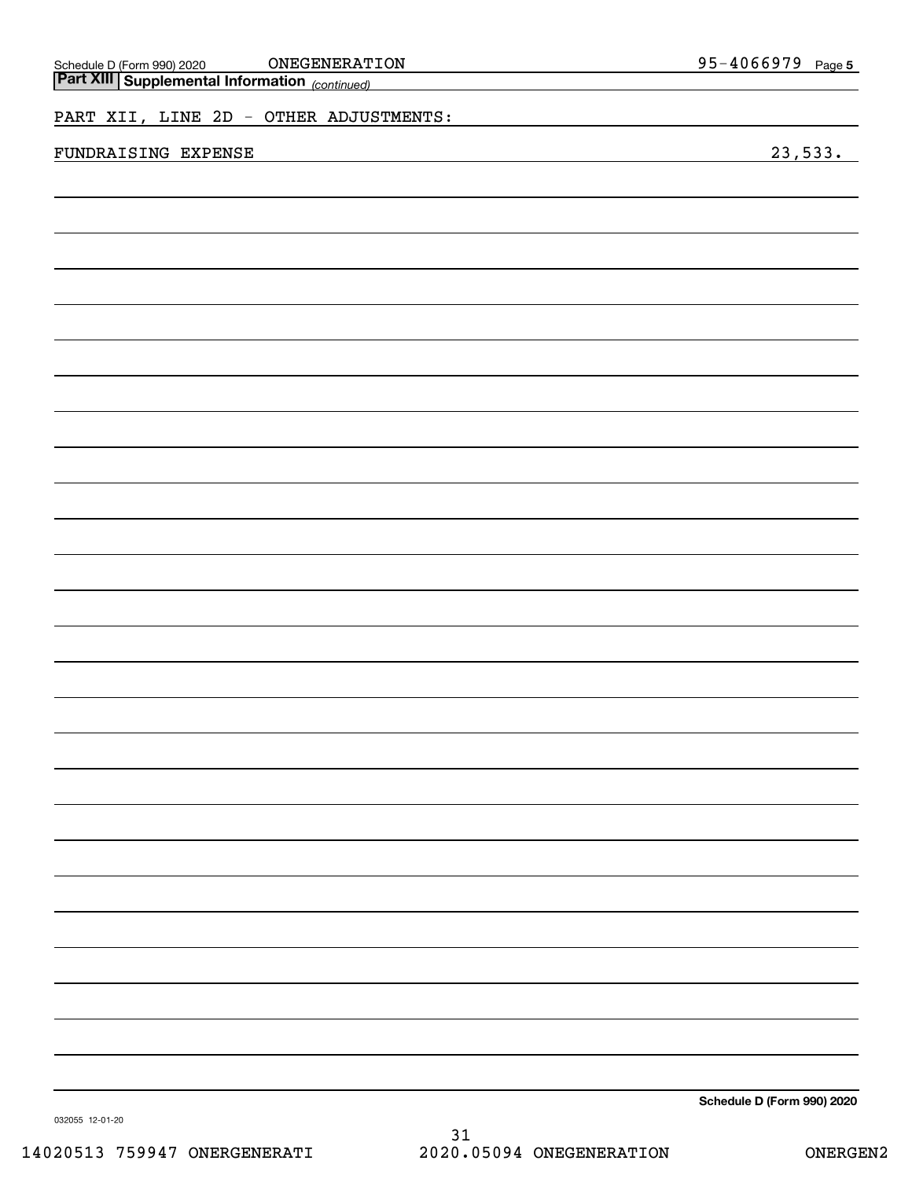## Part XIII Supplemental Information *(continued)*

PART XII, LINE 2D - OTHER ADJUSTMENTS:

FUNDRAISING EXPENSE 23,533.

**Schedule D (Form 990) 2020**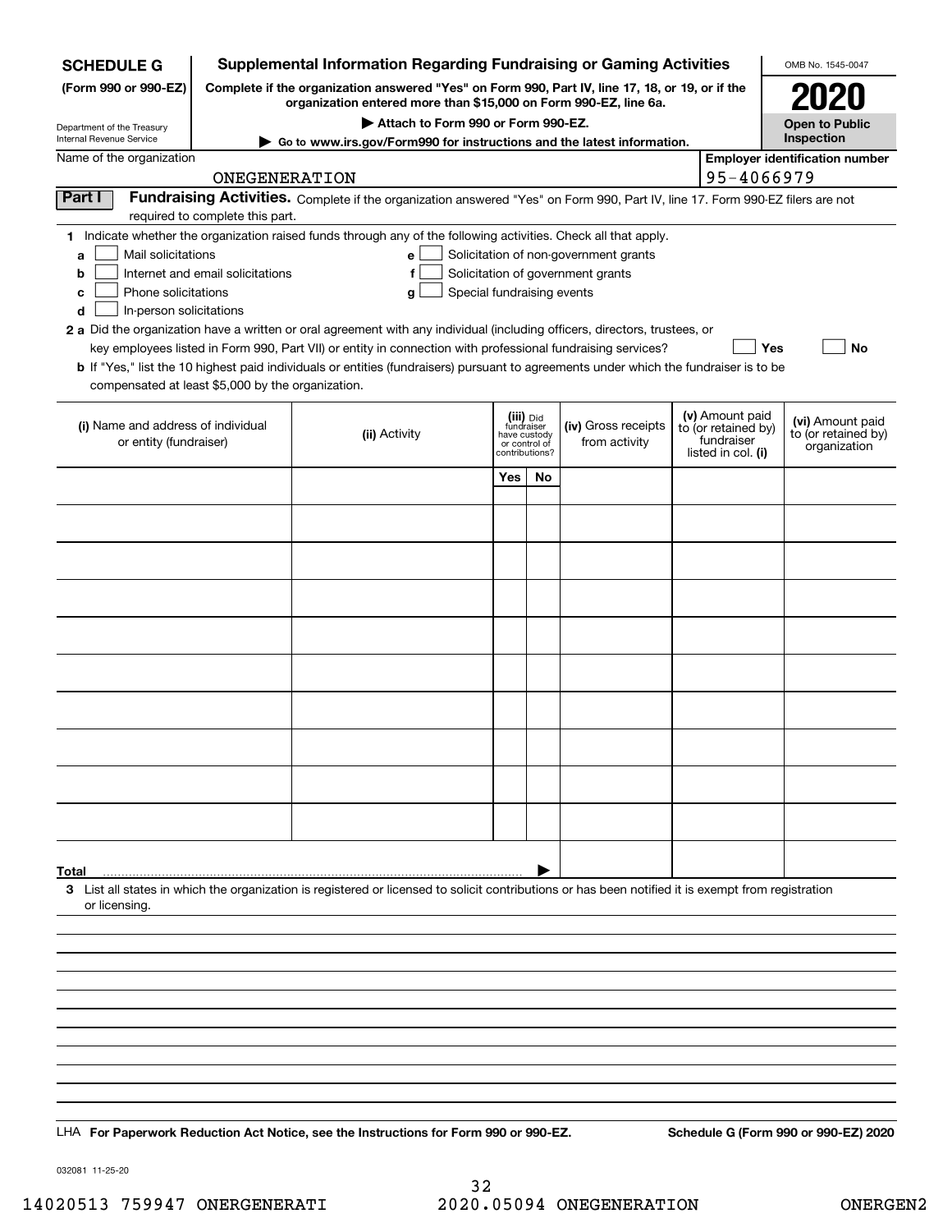**SCHEDULE G** (Form 990 or 990-EZ)

Department of the Treasury
Internal Revenue Service

# Supplemental Information Regarding Fundraising or Gaming Activities

**Complete if the organization answered "Yes" on Form 990, Part IV, line 17, 18, or 19, or if the organization entered more than $15,000 on Form 990-EZ, line 6a.**

▶ **Attach to Form 990 or Form 990-EZ.**

▶ **Go to www.irs.gov/Form990 for instructions and the latest information.**

OMB No. 1545-0047

**2020**

**Open to Public Inspection**

Name of the organization: ONEGENERATION

Employer identification number: 95-4066979

**Part I** **Fundraising Activities.** Complete if the organization answered "Yes" on Form 990, Part IV, line 17. Form 990-EZ filers are not required to complete this part.

**1** Indicate whether the organization raised funds through any of the following activities. Check all that apply.

- **a** ☐ Mail solicitations
- **b** ☐ Internet and email solicitations
- **c** ☐ Phone solicitations
- **d** ☐ In-person solicitations
- **e** ☐ Solicitation of non-government grants
- **f** ☐ Solicitation of government grants
- **g** ☐ Special fundraising events

**2 a** Did the organization have a written or oral agreement with any individual (including officers, directors, trustees, or key employees listed in Form 990, Part VII) or entity in connection with professional fundraising services? ☐ **Yes** ☐ **No**

**b** If "Yes," list the 10 highest paid individuals or entities (fundraisers) pursuant to agreements under which the fundraiser is to be compensated at least $5,000 by the organization.

| (i) Name and address of individual or entity (fundraiser) | (ii) Activity | (iii) Did fundraiser have custody or control of contributions? | | (iv) Gross receipts from activity | (v) Amount paid to (or retained by) fundraiser listed in col. (i) | (vi) Amount paid to (or retained by) organization |
|---|---|---|---|---|---|---|
| | | Yes | No | | | |
| | | | | | | |
| | | | | | | |
| | | | | | | |
| | | | | | | |
| | | | | | | |
| | | | | | | |
| | | | | | | |
| | | | | | | |
| | | | | | | |
| | | | | | | |
| **Total** ▶ | | | | | | |

**3** List all states in which the organization is registered or licensed to solicit contributions or has been notified it is exempt from registration or licensing.

LHA **For Paperwork Reduction Act Notice, see the Instructions for Form 990 or 990-EZ.** **Schedule G (Form 990 or 990-EZ) 2020**

032081 11-25-20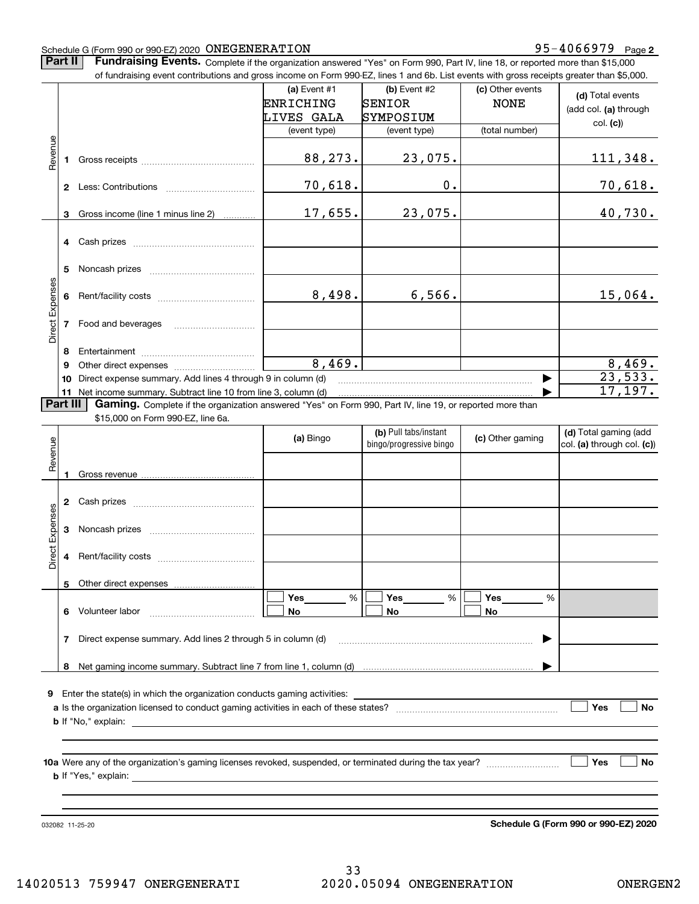Schedule G (Form 990 or 990-EZ) 2020 ONEGENERATION 95-4066979 Page 2

**Part II** **Fundraising Events.** Complete if the organization answered "Yes" on Form 990, Part IV, line 18, or reported more than $15,000 of fundraising event contributions and gross income on Form 990-EZ, lines 1 and 6b. List events with gross receipts greater than $5,000.

| | | (a) Event #1 ENRICHING LIVES GALA (event type) | (b) Event #2 SENIOR SYMPOSIUM (event type) | (c) Other events NONE (total number) | (d) Total events (add col. (a) through col. (c)) |
|---|---|---|---|---|---|
| Revenue | 1 Gross receipts | 88,273. | 23,075. | | 111,348. |
| | 2 Less: Contributions | 70,618. | 0. | | 70,618. |
| | 3 Gross income (line 1 minus line 2) | 17,655. | 23,075. | | 40,730. |
| Direct Expenses | 4 Cash prizes | | | | |
| | 5 Noncash prizes | | | | |
| | 6 Rent/facility costs | 8,498. | 6,566. | | 15,064. |
| | 7 Food and beverages | | | | |
| | 8 Entertainment | | | | |
| | 9 Other direct expenses | 8,469. | | | 8,469. |
| | 10 Direct expense summary. Add lines 4 through 9 in column (d) | | | | 23,533. |
| | 11 Net income summary. Subtract line 10 from line 3, column (d) | | | | 17,197. |

**Part III** **Gaming.** Complete if the organization answered "Yes" on Form 990, Part IV, line 19, or reported more than $15,000 on Form 990-EZ, line 6a.

| | | (a) Bingo | (b) Pull tabs/instant bingo/progressive bingo | (c) Other gaming | (d) Total gaming (add col. (a) through col. (c)) |
|---|---|---|---|---|---|
| Revenue | 1 Gross revenue | | | | |
| Direct Expenses | 2 Cash prizes | | | | |
| | 3 Noncash prizes | | | | |
| | 4 Rent/facility costs | | | | |
| | 5 Other direct expenses | | | | |
| | 6 Volunteer labor | ☐ Yes ___ % ☐ No | ☐ Yes ___ % ☐ No | ☐ Yes ___ % ☐ No | |
| | 7 Direct expense summary. Add lines 2 through 5 in column (d) | | | | |
| | 8 Net gaming income summary. Subtract line 7 from line 1, column (d) | | | | |

9 Enter the state(s) in which the organization conducts gaming activities:

a Is the organization licensed to conduct gaming activities in each of these states? ☐ Yes ☐ No

b If "No," explain:

10a Were any of the organization's gaming licenses revoked, suspended, or terminated during the tax year? ☐ Yes ☐ No

b If "Yes," explain:

032082 11-25-20

**Schedule G (Form 990 or 990-EZ) 2020**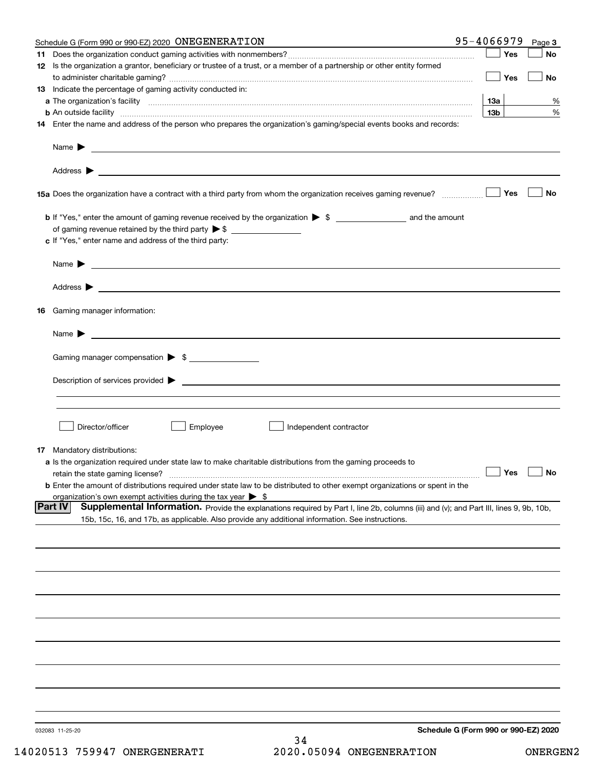Schedule G (Form 990 or 990-EZ) 2020 ONEGENERATION 95-4066979 Page **3**

**11** Does the organization conduct gaming activities with nonmembers? ☐ Yes ☐ No

**12** Is the organization a grantor, beneficiary or trustee of a trust, or a member of a partnership or other entity formed to administer charitable gaming? ☐ Yes ☐ No

**13** Indicate the percentage of gaming activity conducted in:

**a** The organization's facility **13a** %

**b** An outside facility **13b** %

**14** Enter the name and address of the person who prepares the organization's gaming/special events books and records:

Name ▶

Address ▶

**15a** Does the organization have a contract with a third party from whom the organization receives gaming revenue? ☐ Yes ☐ No

**b** If "Yes," enter the amount of gaming revenue received by the organization ▶ $ ______ and the amount of gaming revenue retained by the third party ▶ $ ______

**c** If "Yes," enter name and address of the third party:

Name ▶

Address ▶

**16** Gaming manager information:

Name ▶

Gaming manager compensation ▶ $ ______

Description of services provided ▶

☐ Director/officer ☐ Employee ☐ Independent contractor

**17** Mandatory distributions:

**a** Is the organization required under state law to make charitable distributions from the gaming proceeds to retain the state gaming license? ☐ Yes ☐ No

**b** Enter the amount of distributions required under state law to be distributed to other exempt organizations or spent in the organization's own exempt activities during the tax year ▶ $

**Part IV** **Supplemental Information.** Provide the explanations required by Part I, line 2b, columns (iii) and (v); and Part III, lines 9, 9b, 10b, 15b, 15c, 16, and 17b, as applicable. Also provide any additional information. See instructions.

032083 11-25-20 **Schedule G (Form 990 or 990-EZ) 2020**

14020513 759947 ONERGENERATI 2020.05094 ONEGENERATION ONERGEN2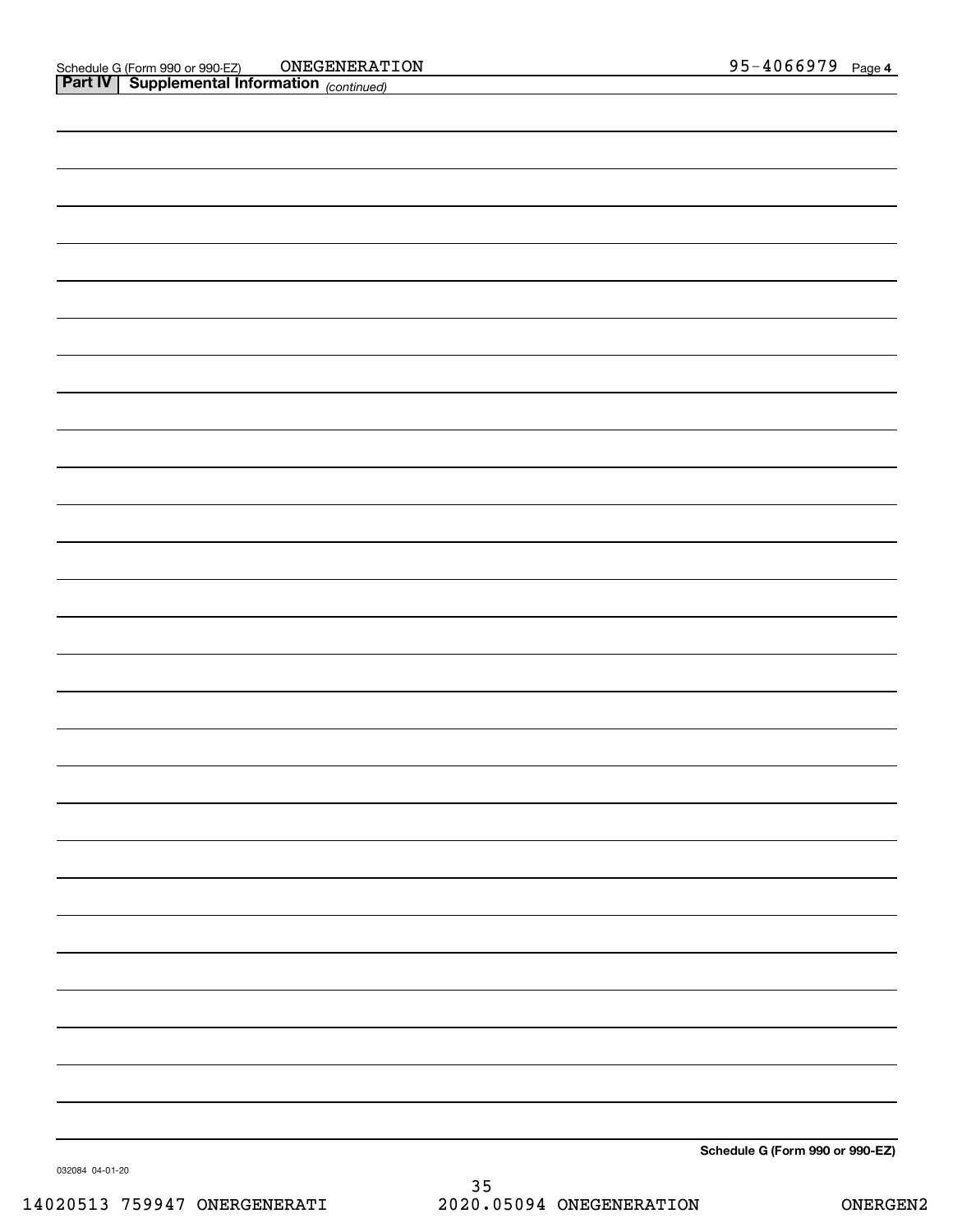Schedule G (Form 990 or 990-EZ) ONEGENERATION 95-4066979 Page 4

**Part IV | Supplemental Information** *(continued)*

**Schedule G (Form 990 or 990-EZ)**

032084 04-01-20

14020513 759947 ONERGENERATI 2020.05094 ONEGENERATION ONERGEN2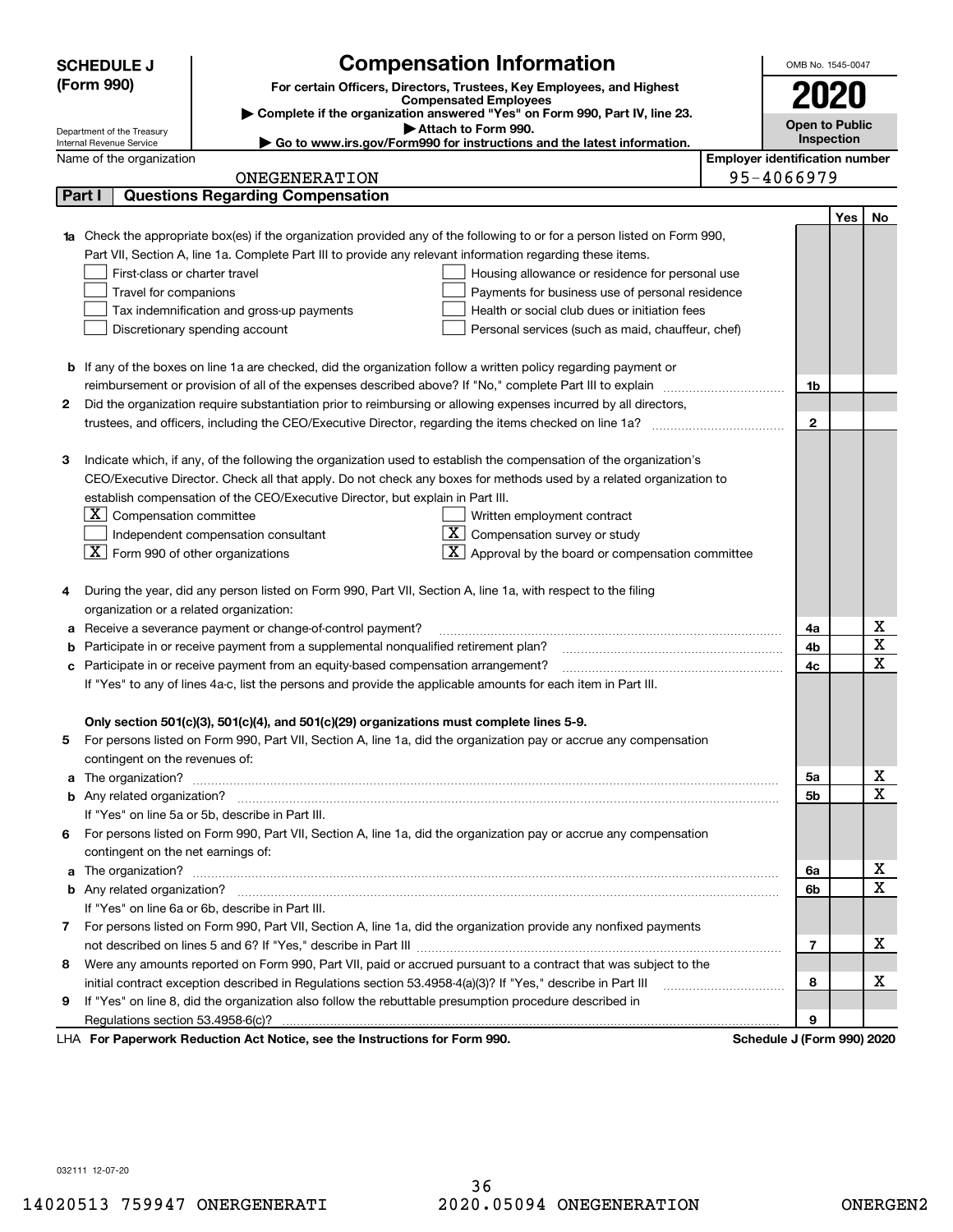**SCHEDULE J (Form 990)**

Department of the Treasury
Internal Revenue Service

# Compensation Information

**For certain Officers, Directors, Trustees, Key Employees, and Highest Compensated Employees**

▶ **Complete if the organization answered "Yes" on Form 990, Part IV, line 23.**

▶ **Attach to Form 990.**

▶ **Go to www.irs.gov/Form990 for instructions and the latest information.**

OMB No. 1545-0047

**2020**

**Open to Public Inspection**

Name of the organization: ONEGENERATION

**Employer identification number:** 95-4066979

## Part I — Questions Regarding Compensation

| | | | Yes | No |
|---|---|---|---|---|
| **1a** | Check the appropriate box(es) if the organization provided any of the following to or for a person listed on Form 990, Part VII, Section A, line 1a. Complete Part III to provide any relevant information regarding these items.<br>☐ First-class or charter travel ☐ Housing allowance or residence for personal use<br>☐ Travel for companions ☐ Payments for business use of personal residence<br>☐ Tax indemnification and gross-up payments ☐ Health or social club dues or initiation fees<br>☐ Discretionary spending account ☐ Personal services (such as maid, chauffeur, chef) | | | |
| **b** | If any of the boxes on line 1a are checked, did the organization follow a written policy regarding payment or reimbursement or provision of all of the expenses described above? If "No," complete Part III to explain | 1b | | |
| **2** | Did the organization require substantiation prior to reimbursing or allowing expenses incurred by all directors, trustees, and officers, including the CEO/Executive Director, regarding the items checked on line 1a? | 2 | | |
| **3** | Indicate which, if any, of the following the organization used to establish the compensation of the organization's CEO/Executive Director. Check all that apply. Do not check any boxes for methods used by a related organization to establish compensation of the CEO/Executive Director, but explain in Part III.<br>☒ Compensation committee ☐ Written employment contract<br>☐ Independent compensation consultant ☒ Compensation survey or study<br>☒ Form 990 of other organizations ☒ Approval by the board or compensation committee | | | |
| **4** | During the year, did any person listed on Form 990, Part VII, Section A, line 1a, with respect to the filing organization or a related organization: | | | |
| **a** | Receive a severance payment or change-of-control payment? | 4a | | X |
| **b** | Participate in or receive payment from a supplemental nonqualified retirement plan? | 4b | | X |
| **c** | Participate in or receive payment from an equity-based compensation arrangement? | 4c | | X |
| | If "Yes" to any of lines 4a-c, list the persons and provide the applicable amounts for each item in Part III. | | | |
| | **Only section 501(c)(3), 501(c)(4), and 501(c)(29) organizations must complete lines 5-9.** | | | |
| **5** | For persons listed on Form 990, Part VII, Section A, line 1a, did the organization pay or accrue any compensation contingent on the revenues of: | | | |
| **a** | The organization? | 5a | | X |
| **b** | Any related organization? | 5b | | X |
| | If "Yes" on line 5a or 5b, describe in Part III. | | | |
| **6** | For persons listed on Form 990, Part VII, Section A, line 1a, did the organization pay or accrue any compensation contingent on the net earnings of: | | | |
| **a** | The organization? | 6a | | X |
| **b** | Any related organization? | 6b | | X |
| | If "Yes" on line 6a or 6b, describe in Part III. | | | |
| **7** | For persons listed on Form 990, Part VII, Section A, line 1a, did the organization provide any nonfixed payments not described on lines 5 and 6? If "Yes," describe in Part III | 7 | | X |
| **8** | Were any amounts reported on Form 990, Part VII, paid or accrued pursuant to a contract that was subject to the initial contract exception described in Regulations section 53.4958-4(a)(3)? If "Yes," describe in Part III | 8 | | X |
| **9** | If "Yes" on line 8, did the organization also follow the rebuttable presumption procedure described in Regulations section 53.4958-6(c)? | 9 | | |

LHA **For Paperwork Reduction Act Notice, see the Instructions for Form 990.** **Schedule J (Form 990) 2020**

032111 12-07-20

14020513 759947 ONEGENERATI 2020.05094 ONEGENERATION ONERGEN2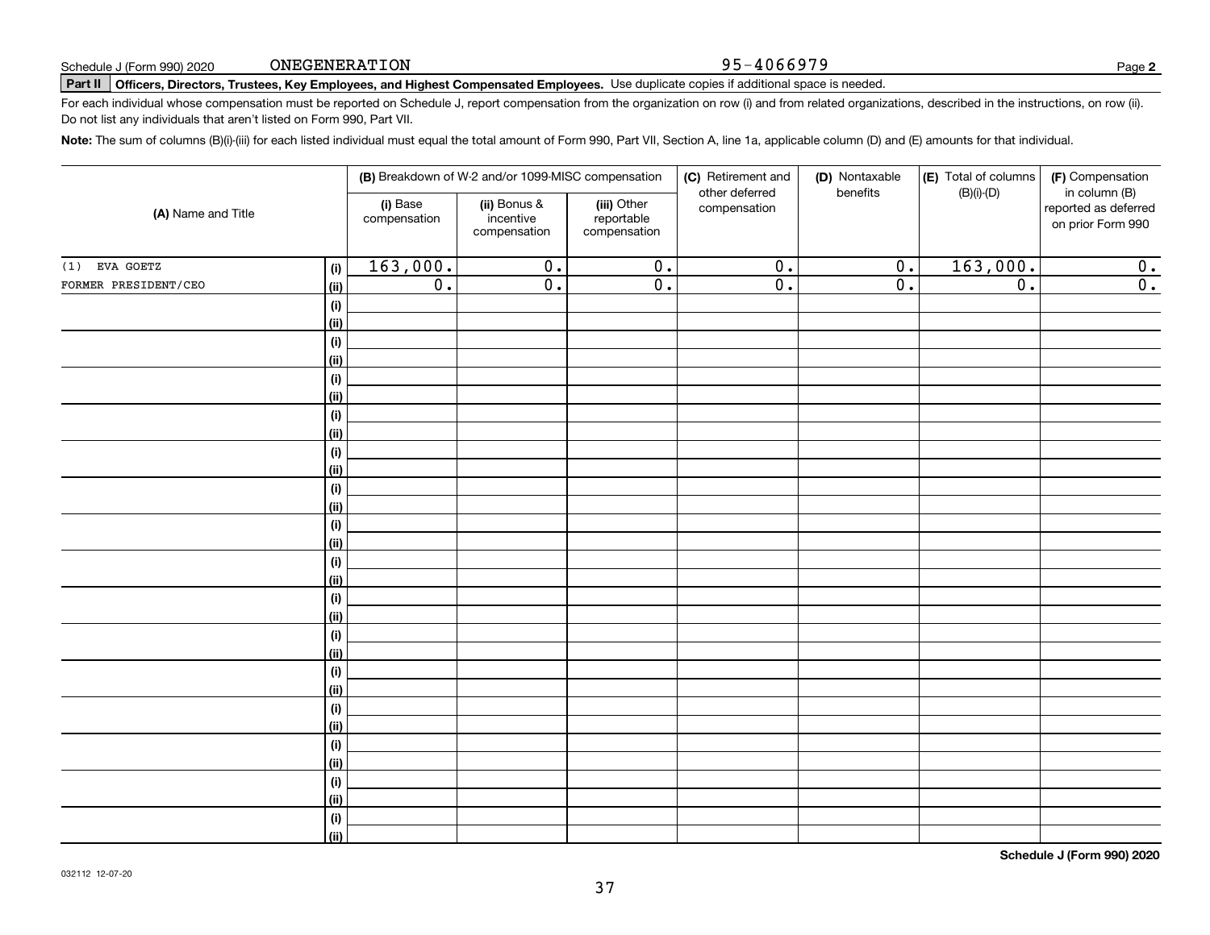Schedule J (Form 990) 2020 ONEGENERATION 95-4066979 Page **2**

**Part II Officers, Directors, Trustees, Key Employees, and Highest Compensated Employees.** Use duplicate copies if additional space is needed.

For each individual whose compensation must be reported on Schedule J, report compensation from the organization on row (i) and from related organizations, described in the instructions, on row (ii). Do not list any individuals that aren't listed on Form 990, Part VII.

**Note:** The sum of columns (B)(i)-(iii) for each listed individual must equal the total amount of Form 990, Part VII, Section A, line 1a, applicable column (D) and (E) amounts for that individual.

| (A) Name and Title | | (B) Breakdown of W-2 and/or 1099-MISC compensation | | | (C) Retirement and other deferred compensation | (D) Nontaxable benefits | (E) Total of columns (B)(i)-(D) | (F) Compensation in column (B) reported as deferred on prior Form 990 |
|---|---|---|---|---|---|---|---|---|
| | | (i) Base compensation | (ii) Bonus & incentive compensation | (iii) Other reportable compensation | | | | |
| (1) EVA GOETZ | (i) | 163,000. | 0. | 0. | 0. | 0. | 163,000. | 0. |
| FORMER PRESIDENT/CEO | (ii) | 0. | 0. | 0. | 0. | 0. | 0. | 0. |
| | (i) | | | | | | | |
| | (ii) | | | | | | | |
| | (i) | | | | | | | |
| | (ii) | | | | | | | |
| | (i) | | | | | | | |
| | (ii) | | | | | | | |
| | (i) | | | | | | | |
| | (ii) | | | | | | | |
| | (i) | | | | | | | |
| | (ii) | | | | | | | |
| | (i) | | | | | | | |
| | (ii) | | | | | | | |
| | (i) | | | | | | | |
| | (ii) | | | | | | | |
| | (i) | | | | | | | |
| | (ii) | | | | | | | |
| | (i) | | | | | | | |
| | (ii) | | | | | | | |
| | (i) | | | | | | | |
| | (ii) | | | | | | | |
| | (i) | | | | | | | |
| | (ii) | | | | | | | |
| | (i) | | | | | | | |
| | (ii) | | | | | | | |
| | (i) | | | | | | | |
| | (ii) | | | | | | | |
| | (i) | | | | | | | |
| | (ii) | | | | | | | |
| | (i) | | | | | | | |
| | (ii) | | | | | | | |

**Schedule J (Form 990) 2020**

032112 12-07-20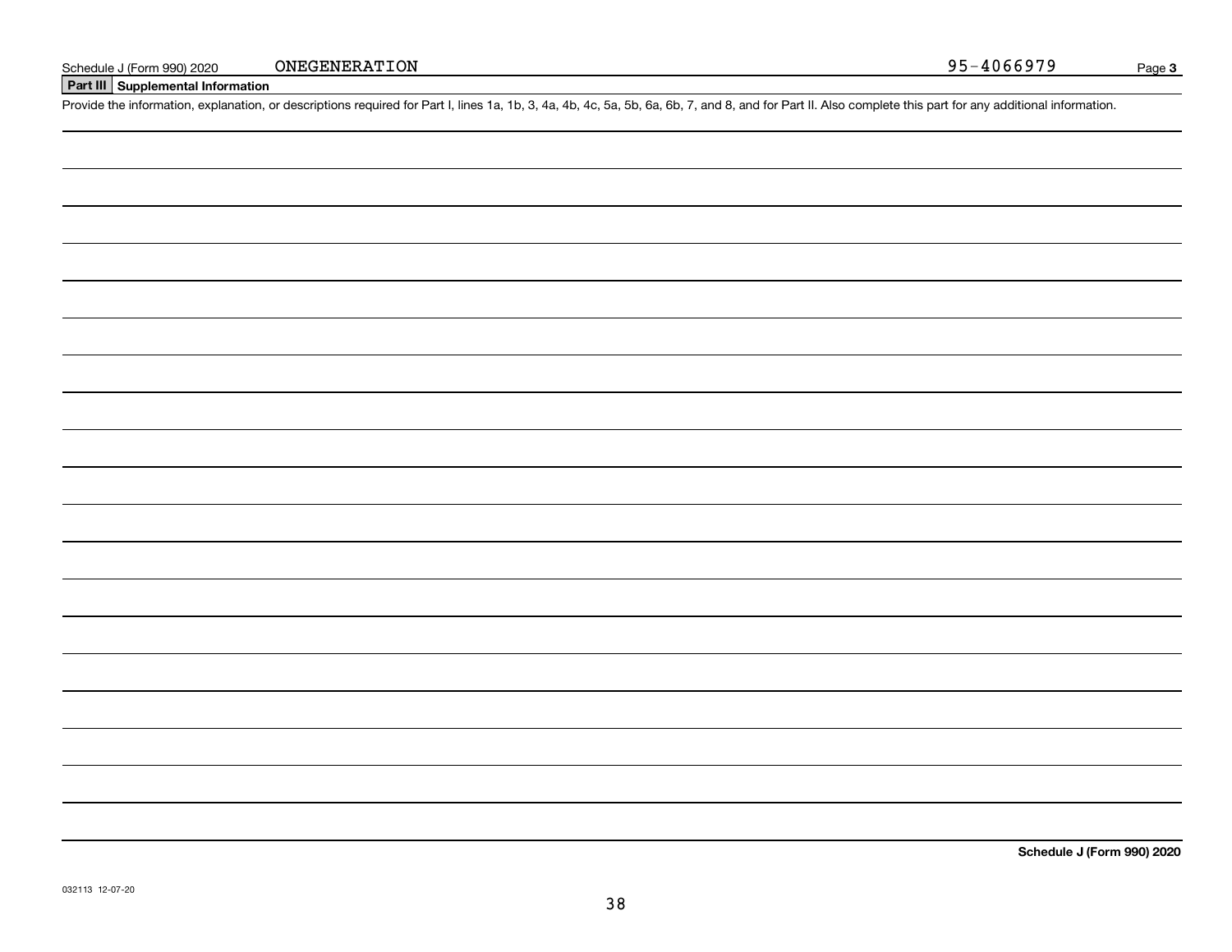Schedule J (Form 990) 2020 ONEGENERATION 95-4066979 Page **3**

**Part III** **Supplemental Information**

Provide the information, explanation, or descriptions required for Part I, lines 1a, 1b, 3, 4a, 4b, 4c, 5a, 5b, 6a, 6b, 7, and 8, and for Part II. Also complete this part for any additional information.

**Schedule J (Form 990) 2020**

032113 12-07-20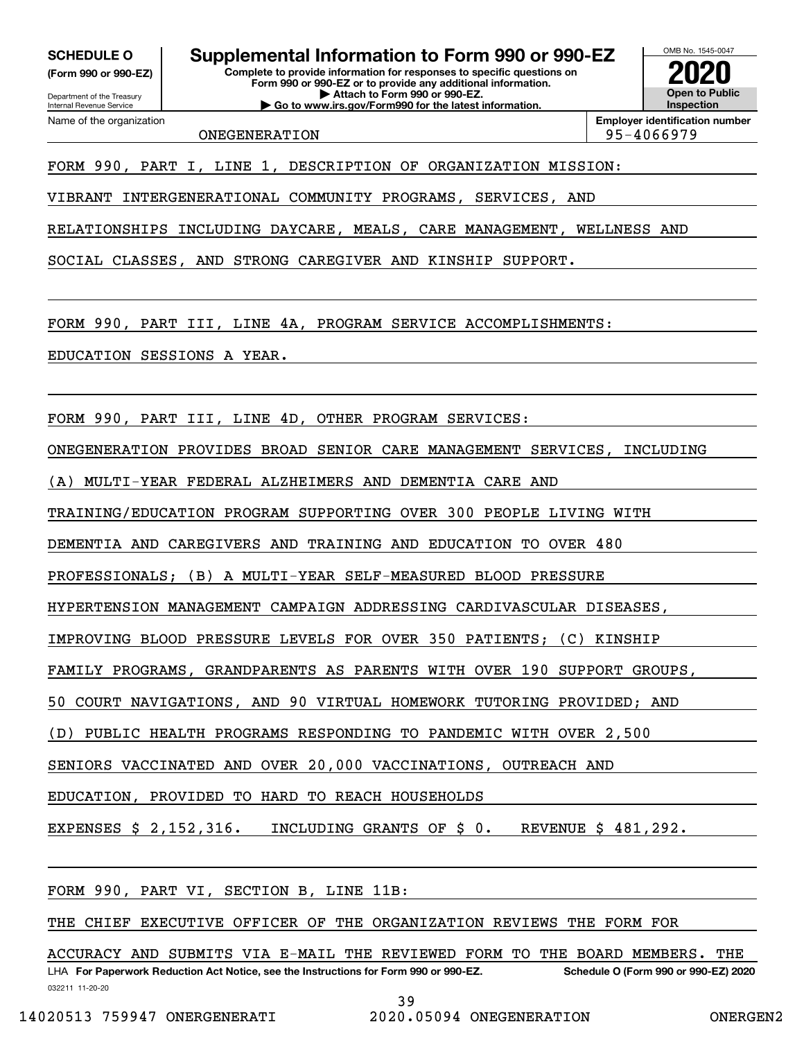**SCHEDULE O**
**(Form 990 or 990-EZ)**

Department of the Treasury
Internal Revenue Service

# Supplemental Information to Form 990 or 990-EZ

**Complete to provide information for responses to specific questions on Form 990 or 990-EZ or to provide any additional information.**
**▶ Attach to Form 990 or 990-EZ.**
**▶ Go to www.irs.gov/Form990 for the latest information.**

OMB No. 1545-0047
**2020**
**Open to Public Inspection**

Name of the organization: ONEGENERATION
**Employer identification number**: 95-4066979

FORM 990, PART I, LINE 1, DESCRIPTION OF ORGANIZATION MISSION:

VIBRANT INTERGENERATIONAL COMMUNITY PROGRAMS, SERVICES, AND RELATIONSHIPS INCLUDING DAYCARE, MEALS, CARE MANAGEMENT, WELLNESS AND SOCIAL CLASSES, AND STRONG CAREGIVER AND KINSHIP SUPPORT.

FORM 990, PART III, LINE 4A, PROGRAM SERVICE ACCOMPLISHMENTS:

EDUCATION SESSIONS A YEAR.

FORM 990, PART III, LINE 4D, OTHER PROGRAM SERVICES:

ONEGENERATION PROVIDES BROAD SENIOR CARE MANAGEMENT SERVICES, INCLUDING (A) MULTI-YEAR FEDERAL ALZHEIMERS AND DEMENTIA CARE AND TRAINING/EDUCATION PROGRAM SUPPORTING OVER 300 PEOPLE LIVING WITH DEMENTIA AND CAREGIVERS AND TRAINING AND EDUCATION TO OVER 480 PROFESSIONALS; (B) A MULTI-YEAR SELF-MEASURED BLOOD PRESSURE HYPERTENSION MANAGEMENT CAMPAIGN ADDRESSING CARDIVASCULAR DISEASES, IMPROVING BLOOD PRESSURE LEVELS FOR OVER 350 PATIENTS; (C) KINSHIP FAMILY PROGRAMS, GRANDPARENTS AS PARENTS WITH OVER 190 SUPPORT GROUPS, 50 COURT NAVIGATIONS, AND 90 VIRTUAL HOMEWORK TUTORING PROVIDED; AND (D) PUBLIC HEALTH PROGRAMS RESPONDING TO PANDEMIC WITH OVER 2,500 SENIORS VACCINATED AND OVER 20,000 VACCINATIONS, OUTREACH AND EDUCATION, PROVIDED TO HARD TO REACH HOUSEHOLDS

EXPENSES $ 2,152,316. INCLUDING GRANTS OF $ 0. REVENUE $ 481,292.

FORM 990, PART VI, SECTION B, LINE 11B:

THE CHIEF EXECUTIVE OFFICER OF THE ORGANIZATION REVIEWS THE FORM FOR ACCURACY AND SUBMITS VIA E-MAIL THE REVIEWED FORM TO THE BOARD MEMBERS. THE

LHA **For Paperwork Reduction Act Notice, see the Instructions for Form 990 or 990-EZ.** **Schedule O (Form 990 or 990-EZ) 2020**
032211 11-20-20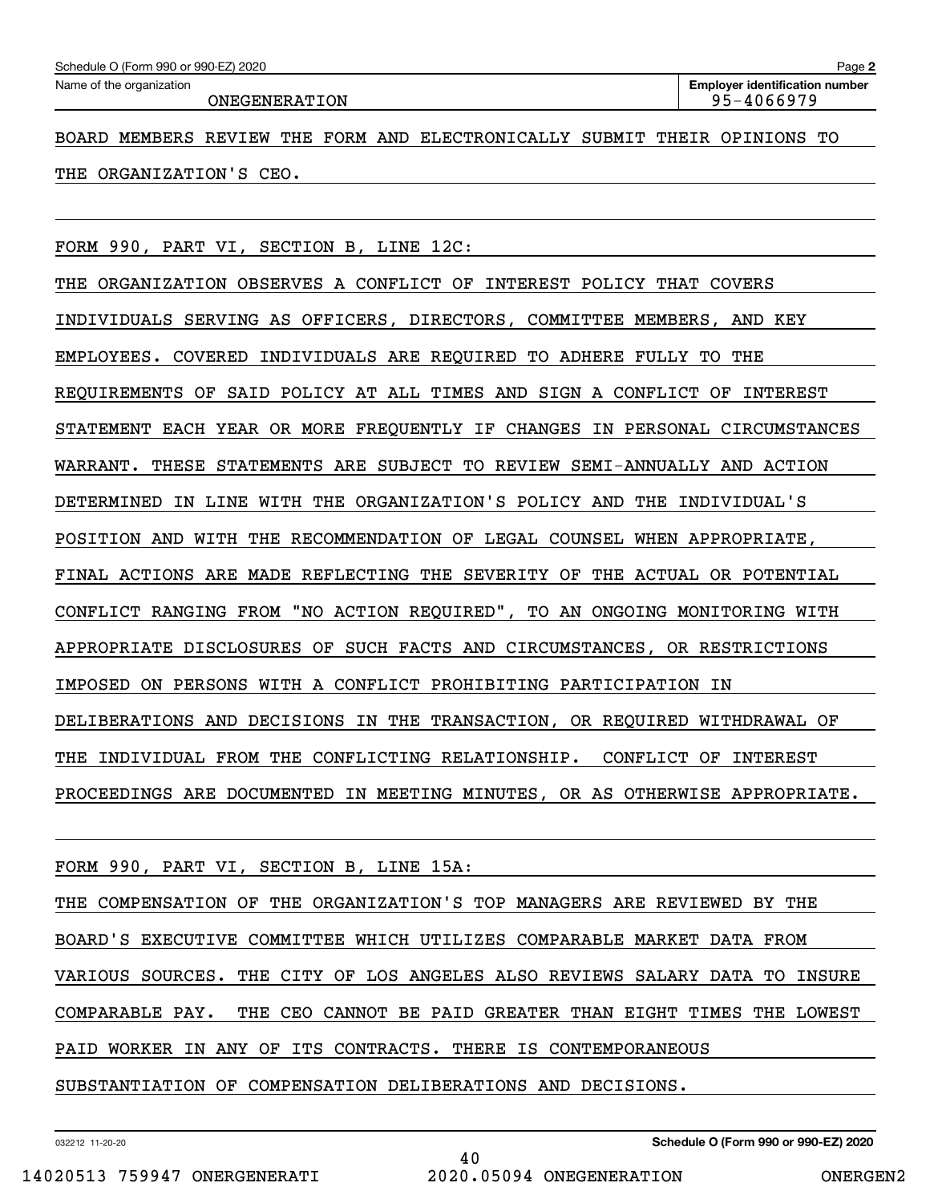Schedule O (Form 990 or 990-EZ) 2020

Name of the organization: ONEGENERATION

Employer identification number: 95-4066979

BOARD MEMBERS REVIEW THE FORM AND ELECTRONICALLY SUBMIT THEIR OPINIONS TO THE ORGANIZATION'S CEO.

FORM 990, PART VI, SECTION B, LINE 12C:

THE ORGANIZATION OBSERVES A CONFLICT OF INTEREST POLICY THAT COVERS INDIVIDUALS SERVING AS OFFICERS, DIRECTORS, COMMITTEE MEMBERS, AND KEY EMPLOYEES. COVERED INDIVIDUALS ARE REQUIRED TO ADHERE FULLY TO THE REQUIREMENTS OF SAID POLICY AT ALL TIMES AND SIGN A CONFLICT OF INTEREST STATEMENT EACH YEAR OR MORE FREQUENTLY IF CHANGES IN PERSONAL CIRCUMSTANCES WARRANT. THESE STATEMENTS ARE SUBJECT TO REVIEW SEMI-ANNUALLY AND ACTION DETERMINED IN LINE WITH THE ORGANIZATION'S POLICY AND THE INDIVIDUAL'S POSITION AND WITH THE RECOMMENDATION OF LEGAL COUNSEL WHEN APPROPRIATE, FINAL ACTIONS ARE MADE REFLECTING THE SEVERITY OF THE ACTUAL OR POTENTIAL CONFLICT RANGING FROM "NO ACTION REQUIRED", TO AN ONGOING MONITORING WITH APPROPRIATE DISCLOSURES OF SUCH FACTS AND CIRCUMSTANCES, OR RESTRICTIONS IMPOSED ON PERSONS WITH A CONFLICT PROHIBITING PARTICIPATION IN DELIBERATIONS AND DECISIONS IN THE TRANSACTION, OR REQUIRED WITHDRAWAL OF THE INDIVIDUAL FROM THE CONFLICTING RELATIONSHIP. CONFLICT OF INTEREST PROCEEDINGS ARE DOCUMENTED IN MEETING MINUTES, OR AS OTHERWISE APPROPRIATE.

FORM 990, PART VI, SECTION B, LINE 15A:

THE COMPENSATION OF THE ORGANIZATION'S TOP MANAGERS ARE REVIEWED BY THE BOARD'S EXECUTIVE COMMITTEE WHICH UTILIZES COMPARABLE MARKET DATA FROM VARIOUS SOURCES. THE CITY OF LOS ANGELES ALSO REVIEWS SALARY DATA TO INSURE COMPARABLE PAY. THE CEO CANNOT BE PAID GREATER THAN EIGHT TIMES THE LOWEST PAID WORKER IN ANY OF ITS CONTRACTS. THERE IS CONTEMPORANEOUS SUBSTANTIATION OF COMPENSATION DELIBERATIONS AND DECISIONS.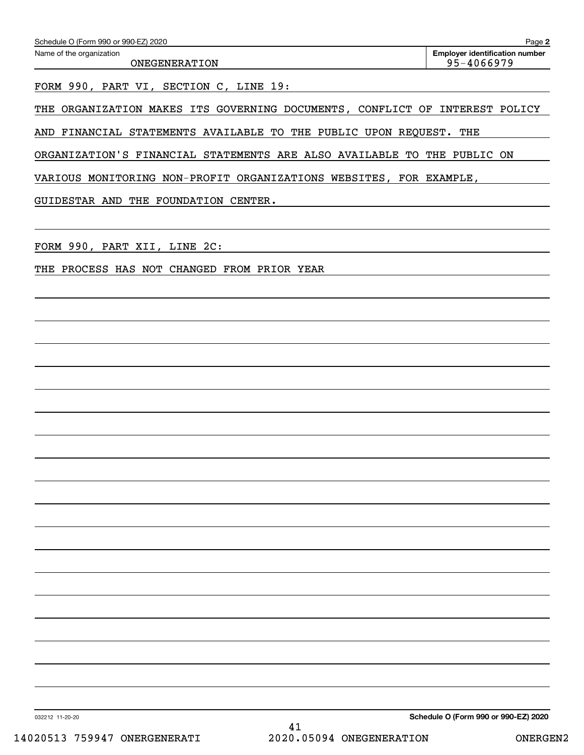Schedule O (Form 990 or 990-EZ) 2020

Name of the organization: ONEGENERATION

Employer identification number: 95-4066979

FORM 990, PART VI, SECTION C, LINE 19:

THE ORGANIZATION MAKES ITS GOVERNING DOCUMENTS, CONFLICT OF INTEREST POLICY AND FINANCIAL STATEMENTS AVAILABLE TO THE PUBLIC UPON REQUEST. THE ORGANIZATION'S FINANCIAL STATEMENTS ARE ALSO AVAILABLE TO THE PUBLIC ON VARIOUS MONITORING NON-PROFIT ORGANIZATIONS WEBSITES, FOR EXAMPLE, GUIDESTAR AND THE FOUNDATION CENTER.

FORM 990, PART XII, LINE 2C:

THE PROCESS HAS NOT CHANGED FROM PRIOR YEAR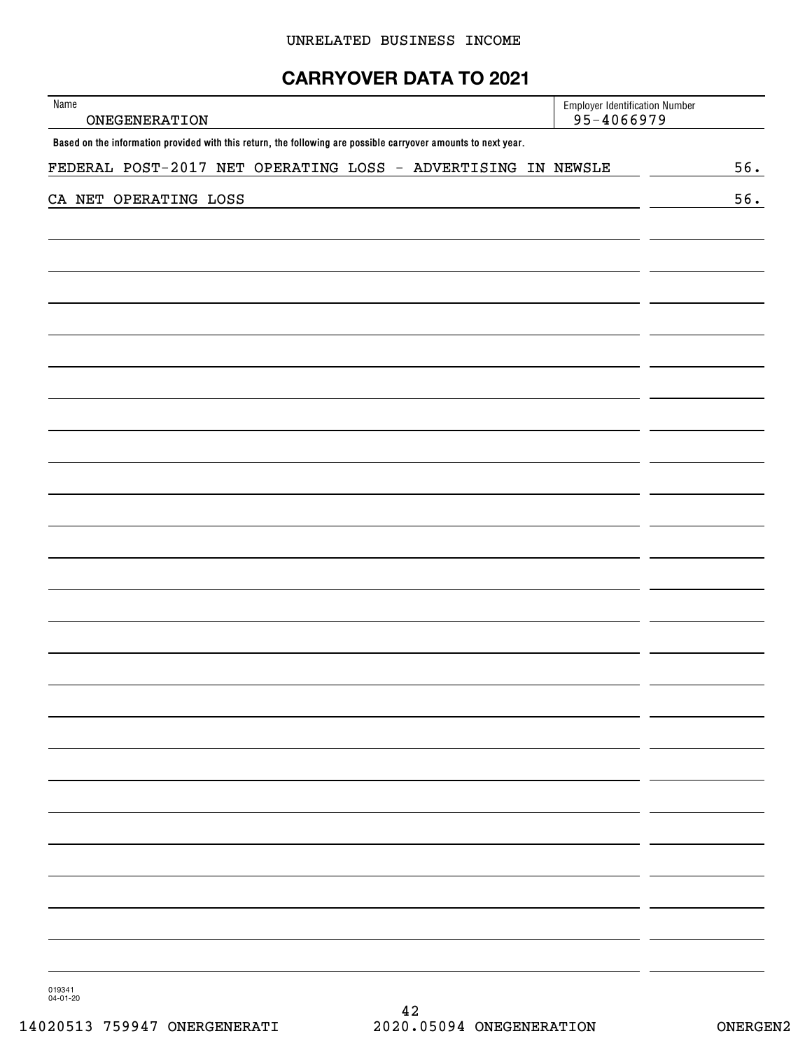UNRELATED BUSINESS INCOME

# CARRYOVER DATA TO 2021

| Name | Employer Identification Number |
|---|---|
| ONEGENERATION | 95-4066979 |

**Based on the information provided with this return, the following are possible carryover amounts to next year.**

| | |
|---|---|
| FEDERAL POST-2017 NET OPERATING LOSS - ADVERTISING IN NEWSLE | 56. |
| CA NET OPERATING LOSS | 56. |

019341
04-01-20

14020513 759947 ONERGENERATI 2020.05094 ONEGENERATION ONERGEN2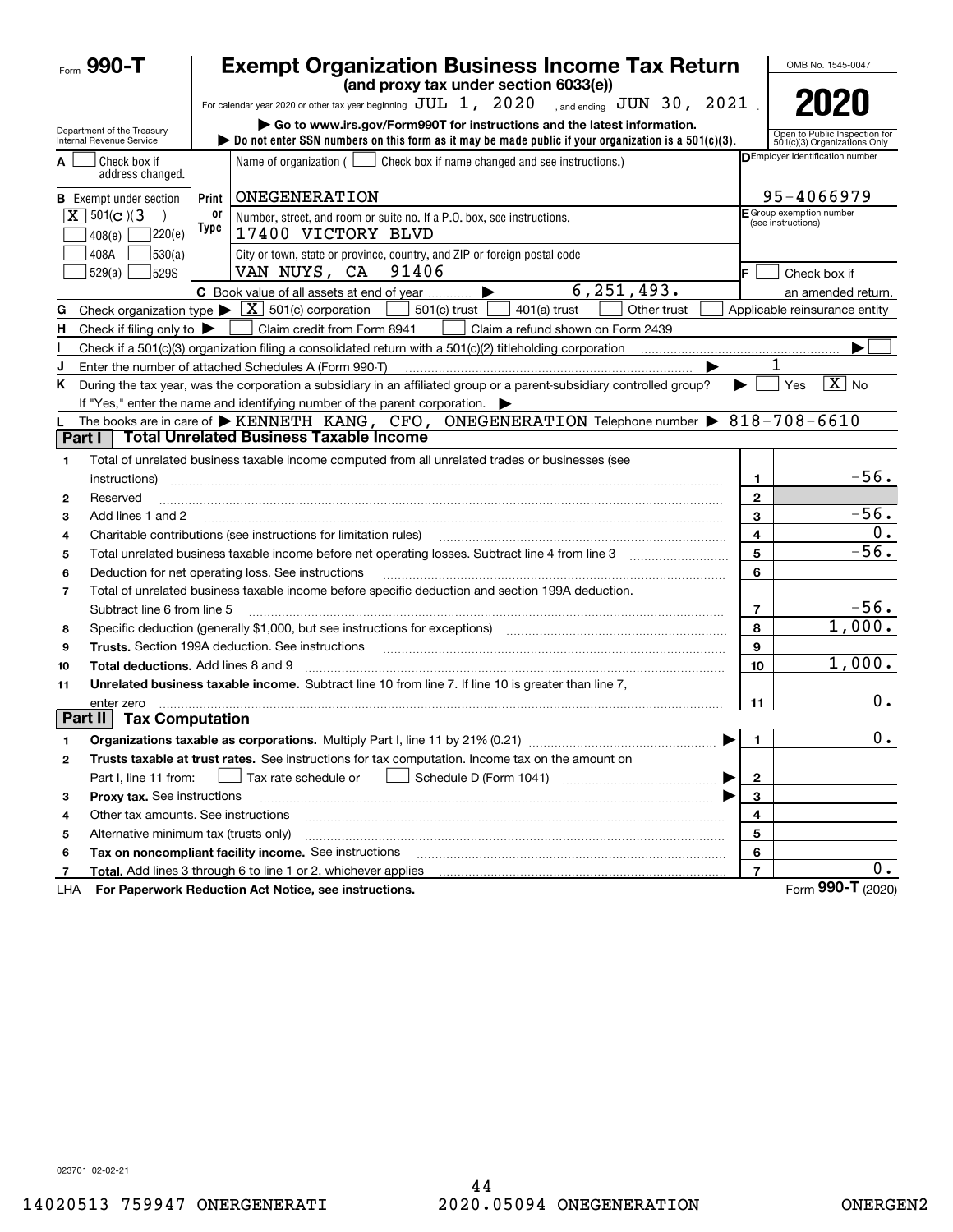# Form 990-T

## Exempt Organization Business Income Tax Return

**(and proxy tax under section 6033(e))**

For calendar year 2020 or other tax year beginning JUL 1, 2020 , and ending JUN 30, 2021 .

▶ Go to www.irs.gov/Form990T for instructions and the latest information.

▶ Do not enter SSN numbers on this form as it may be made public if your organization is a 501(c)(3).

Department of the Treasury
Internal Revenue Service

OMB No. 1545-0047

**2020**

Open to Public Inspection for 501(c)(3) Organizations Only

**A** ☐ Check box if address changed.

**B** Exempt under section
[X] 501(c)(3)
☐ 408(e) ☐ 220(e)
☐ 408A ☐ 530(a)
☐ 529(a) ☐ 529S

Print or Type

Name of organization ( ☐ Check box if name changed and see instructions.)
ONEGENERATION

Number, street, and room or suite no. If a P.O. box, see instructions.
17400 VICTORY BLVD

City or town, state or province, country, and ZIP or foreign postal code
VAN NUYS, CA 91406

**D** Employer identification number: 95-4066979

**E** Group exemption number (see instructions)

**F** ☐ Check box if an amended return.

**C** Book value of all assets at end of year ▶ 6,251,493.

**G** Check organization type ▶ [X] 501(c) corporation ☐ 501(c) trust ☐ 401(a) trust ☐ Other trust ☐ Applicable reinsurance entity

**H** Check if filing only to ▶ ☐ Claim credit from Form 8941 ☐ Claim a refund shown on Form 2439

**I** Check if a 501(c)(3) organization filing a consolidated return with a 501(c)(2) titleholding corporation ▶ ☐

**J** Enter the number of attached Schedules A (Form 990-T) ▶ 1

**K** During the tax year, was the corporation a subsidiary in an affiliated group or a parent-subsidiary controlled group? ▶ ☐ Yes [X] No
If "Yes," enter the name and identifying number of the parent corporation. ▶

**L** The books are in care of ▶ KENNETH KANG, CFO, ONEGENERATION Telephone number ▶ 818-708-6610

### Part I Total Unrelated Business Taxable Income

| | | | |
|---|---|---|---|
| 1 | Total of unrelated business taxable income computed from all unrelated trades or businesses (see instructions) | 1 | -56. |
| 2 | Reserved | 2 | |
| 3 | Add lines 1 and 2 | 3 | -56. |
| 4 | Charitable contributions (see instructions for limitation rules) | 4 | 0. |
| 5 | Total unrelated business taxable income before net operating losses. Subtract line 4 from line 3 | 5 | -56. |
| 6 | Deduction for net operating loss. See instructions | 6 | |
| 7 | Total of unrelated business taxable income before specific deduction and section 199A deduction. Subtract line 6 from line 5 | 7 | -56. |
| 8 | Specific deduction (generally $1,000, but see instructions for exceptions) | 8 | 1,000. |
| 9 | **Trusts.** Section 199A deduction. See instructions | 9 | |
| 10 | **Total deductions.** Add lines 8 and 9 | 10 | 1,000. |
| 11 | **Unrelated business taxable income.** Subtract line 10 from line 7. If line 10 is greater than line 7, enter zero | 11 | 0. |

### Part II Tax Computation

| | | | |
|---|---|---|---|
| 1 | **Organizations taxable as corporations.** Multiply Part I, line 11 by 21% (0.21) ▶ | 1 | 0. |
| 2 | **Trusts taxable at trust rates.** See instructions for tax computation. Income tax on the amount on Part I, line 11 from: ☐ Tax rate schedule or ☐ Schedule D (Form 1041) ▶ | 2 | |
| 3 | **Proxy tax.** See instructions ▶ | 3 | |
| 4 | Other tax amounts. See instructions | 4 | |
| 5 | Alternative minimum tax (trusts only) | 5 | |
| 6 | **Tax on noncompliant facility income.** See instructions | 6 | |
| 7 | **Total.** Add lines 3 through 6 to line 1 or 2, whichever applies | 7 | 0. |

LHA **For Paperwork Reduction Act Notice, see instructions.** Form **990-T** (2020)

023701 02-02-21

14020513 759947 ONERGENERATI 2020.05094 ONEGENERATION ONERGEN2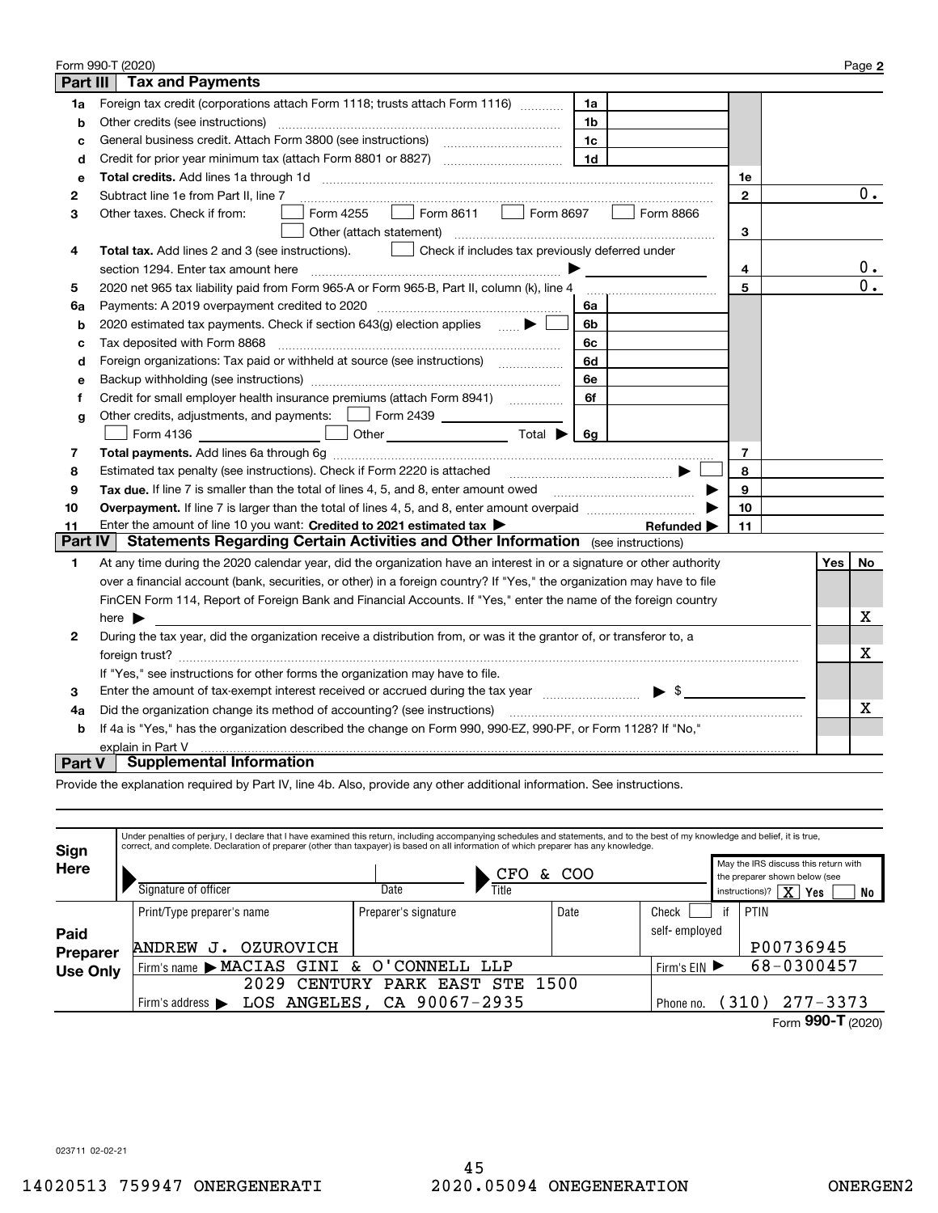Form 990-T (2020) Page **2**

## Part III Tax and Payments

| | | | | | |
|---|---|---|---|---|---|
| **1a** | Foreign tax credit (corporations attach Form 1118; trusts attach Form 1116) | 1a | | | |
| **b** | Other credits (see instructions) | 1b | | | |
| **c** | General business credit. Attach Form 3800 (see instructions) | 1c | | | |
| **d** | Credit for prior year minimum tax (attach Form 8801 or 8827) | 1d | | | |
| **e** | **Total credits.** Add lines 1a through 1d | | | 1e | |
| **2** | Subtract line 1e from Part II, line 7 | | | 2 | 0. |
| **3** | Other taxes. Check if from: ☐ Form 4255 ☐ Form 8611 ☐ Form 8697 ☐ Form 8866 ☐ Other (attach statement) | | | 3 | |
| **4** | **Total tax.** Add lines 2 and 3 (see instructions). ☐ Check if includes tax previously deferred under section 1294. Enter tax amount here ▶ | | | 4 | 0. |
| **5** | 2020 net 965 tax liability paid from Form 965-A or Form 965-B, Part II, column (k), line 4 | | | 5 | 0. |
| **6a** | Payments: A 2019 overpayment credited to 2020 | 6a | | | |
| **b** | 2020 estimated tax payments. Check if section 643(g) election applies ▶ ☐ | 6b | | | |
| **c** | Tax deposited with Form 8868 | 6c | | | |
| **d** | Foreign organizations: Tax paid or withheld at source (see instructions) | 6d | | | |
| **e** | Backup withholding (see instructions) | 6e | | | |
| **f** | Credit for small employer health insurance premiums (attach Form 8941) | 6f | | | |
| **g** | Other credits, adjustments, and payments: ☐ Form 2439 ☐ Form 4136 ☐ Other Total ▶ | 6g | | | |
| **7** | **Total payments.** Add lines 6a through 6g | | | 7 | |
| **8** | Estimated tax penalty (see instructions). Check if Form 2220 is attached ▶ ☐ | | | 8 | |
| **9** | **Tax due.** If line 7 is smaller than the total of lines 4, 5, and 8, enter amount owed ▶ | | | 9 | |
| **10** | **Overpayment.** If line 7 is larger than the total of lines 4, 5, and 8, enter amount overpaid ▶ | | | 10 | |
| **11** | Enter the amount of line 10 you want: **Credited to 2021 estimated tax ▶** **Refunded ▶** | | | 11 | |

## Part IV Statements Regarding Certain Activities and Other Information (see instructions)

| | | Yes | No |
|---|---|---|---|
| **1** | At any time during the 2020 calendar year, did the organization have an interest in or a signature or other authority over a financial account (bank, securities, or other) in a foreign country? If "Yes," the organization may have to file FinCEN Form 114, Report of Foreign Bank and Financial Accounts. If "Yes," enter the name of the foreign country here ▶ | | X |
| **2** | During the tax year, did the organization receive a distribution from, or was it the grantor of, or transferor to, a foreign trust? If "Yes," see instructions for other forms the organization may have to file. | | X |
| **3** | Enter the amount of tax-exempt interest received or accrued during the tax year ▶ $ | | |
| **4a** | Did the organization change its method of accounting? (see instructions) | | X |
| **b** | If 4a is "Yes," has the organization described the change on Form 990, 990-EZ, 990-PF, or Form 1128? If "No," explain in Part V | | |

## Part V Supplemental Information

Provide the explanation required by Part IV, line 4b. Also, provide any other additional information. See instructions.

**Sign Here**

Under penalties of perjury, I declare that I have examined this return, including accompanying schedules and statements, and to the best of my knowledge and belief, it is true, correct, and complete. Declaration of preparer (other than taxpayer) is based on all information of which preparer has any knowledge.

| Signature of officer | Date | Title | May the IRS discuss this return with the preparer shown below (see instructions)? |
|---|---|---|---|
| | | CFO & COO | X Yes ☐ No |

**Paid Preparer Use Only**

| Print/Type preparer's name | Preparer's signature | Date | Check ☐ if self-employed | PTIN |
|---|---|---|---|---|
| ANDREW J. OZUROVICH | | | | P00736945 |
| Firm's name ▶ MACIAS GINI & O'CONNELL LLP | | | Firm's EIN ▶ | 68-0300457 |
| Firm's address ▶ 2029 CENTURY PARK EAST STE 1500 LOS ANGELES, CA 90067-2935 | | | Phone no. | (310) 277-3373 |

Form **990-T** (2020)

023711 02-02-21

14020513 759947 ONERGENERATI 2020.05094 ONEGENERATION ONERGEN2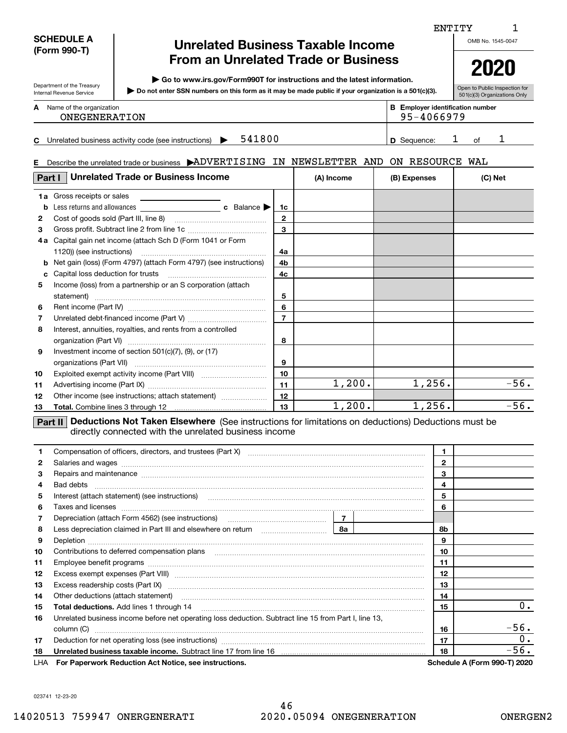ENTITY 1

**SCHEDULE A (Form 990-T)**

Department of the Treasury
Internal Revenue Service

# Unrelated Business Taxable Income From an Unrelated Trade or Business

▶ Go to www.irs.gov/Form990T for instructions and the latest information.
▶ Do not enter SSN numbers on this form as it may be made public if your organization is a 501(c)(3).

OMB No. 1545-0047

**2020**

Open to Public Inspection for 501(c)(3) Organizations Only

**A** Name of the organization: ONEGENERATION

**B** Employer identification number: 95-4066979

**C** Unrelated business activity code (see instructions) ▶ 541800

**D** Sequence: 1 of 1

**E** Describe the unrelated trade or business ▶ADVERTISING IN NEWSLETTER AND ON RESOURCE WAL

| **Part I** Unrelated Trade or Business Income | | (A) Income | (B) Expenses | (C) Net |
|---|---|---|---|---|
| **1a** Gross receipts or sales | | | | |
| **b** Less returns and allowances **c** Balance ▶ | 1c | | | |
| **2** Cost of goods sold (Part III, line 8) | 2 | | | |
| **3** Gross profit. Subtract line 2 from line 1c | 3 | | | |
| **4a** Capital gain net income (attach Sch D (Form 1041 or Form 1120)) (see instructions) | 4a | | | |
| **b** Net gain (loss) (Form 4797) (attach Form 4797) (see instructions) | 4b | | | |
| **c** Capital loss deduction for trusts | 4c | | | |
| **5** Income (loss) from a partnership or an S corporation (attach statement) | 5 | | | |
| **6** Rent income (Part IV) | 6 | | | |
| **7** Unrelated debt-financed income (Part V) | 7 | | | |
| **8** Interest, annuities, royalties, and rents from a controlled organization (Part VI) | 8 | | | |
| **9** Investment income of section 501(c)(7), (9), or (17) organizations (Part VII) | 9 | | | |
| **10** Exploited exempt activity income (Part VIII) | 10 | | | |
| **11** Advertising income (Part IX) | 11 | 1,200. | 1,256. | -56. |
| **12** Other income (see instructions; attach statement) | 12 | | | |
| **13** **Total.** Combine lines 3 through 12 | 13 | 1,200. | 1,256. | -56. |

**Part II** **Deductions Not Taken Elsewhere** (See instructions for limitations on deductions) Deductions must be directly connected with the unrelated business income

| | | | |
|---|---|---|---|
| **1** | Compensation of officers, directors, and trustees (Part X) | 1 | |
| **2** | Salaries and wages | 2 | |
| **3** | Repairs and maintenance | 3 | |
| **4** | Bad debts | 4 | |
| **5** | Interest (attach statement) (see instructions) | 5 | |
| **6** | Taxes and licenses | 6 | |
| **7** | Depreciation (attach Form 4562) (see instructions) 7 | | |
| **8** | Less depreciation claimed in Part III and elsewhere on return 8a | 8b | |
| **9** | Depletion | 9 | |
| **10** | Contributions to deferred compensation plans | 10 | |
| **11** | Employee benefit programs | 11 | |
| **12** | Excess exempt expenses (Part VIII) | 12 | |
| **13** | Excess readership costs (Part IX) | 13 | |
| **14** | Other deductions (attach statement) | 14 | |
| **15** | **Total deductions.** Add lines 1 through 14 | 15 | 0. |
| **16** | Unrelated business income before net operating loss deduction. Subtract line 15 from Part I, line 13, column (C) | 16 | -56. |
| **17** | Deduction for net operating loss (see instructions) | 17 | 0. |
| **18** | **Unrelated business taxable income.** Subtract line 17 from line 16 | 18 | -56. |

LHA **For Paperwork Reduction Act Notice, see instructions.** **Schedule A (Form 990-T) 2020**

023741 12-23-20

14020513 759947 ONERGENERATI 2020.05094 ONEGENERATION ONERGEN2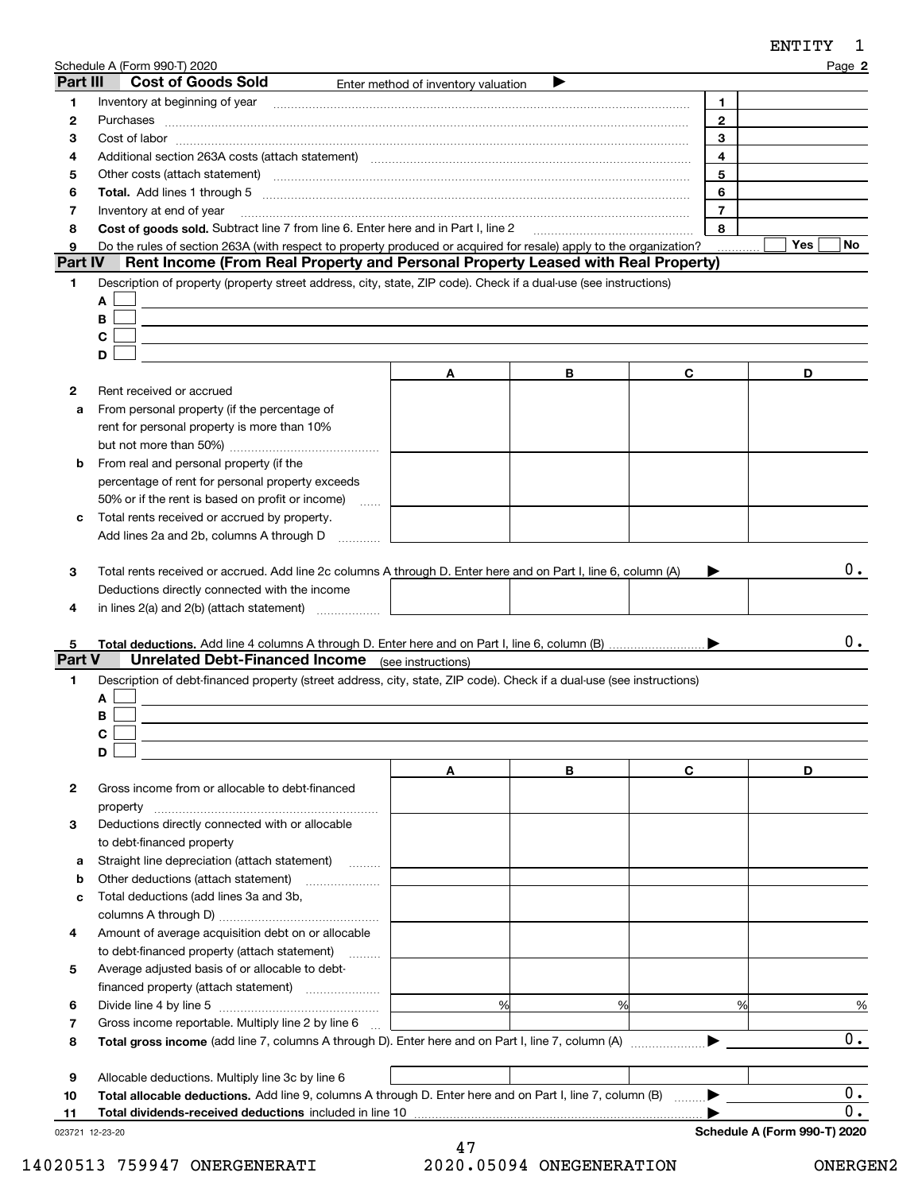ENTITY 1

Schedule A (Form 990-T) 2020 Page **2**

## Part III Cost of Goods Sold

Enter method of inventory valuation ▶

| | | | |
|---|---|---|---|
| **1** | Inventory at beginning of year | **1** | |
| **2** | Purchases | **2** | |
| **3** | Cost of labor | **3** | |
| **4** | Additional section 263A costs (attach statement) | **4** | |
| **5** | Other costs (attach statement) | **5** | |
| **6** | **Total.** Add lines 1 through 5 | **6** | |
| **7** | Inventory at end of year | **7** | |
| **8** | **Cost of goods sold.** Subtract line 7 from line 6. Enter here and in Part I, line 2 | **8** | |
| **9** | Do the rules of section 263A (with respect to property produced or acquired for resale) apply to the organization? | | Yes ☐ No ☐ |

## Part IV Rent Income (From Real Property and Personal Property Leased with Real Property)

**1** Description of property (property street address, city, state, ZIP code). Check if a dual-use (see instructions)

- A ☐
- B ☐
- C ☐
- D ☐

| | | A | B | C | D |
|---|---|---|---|---|---|
| **2** | Rent received or accrued | | | | |
| **a** | From personal property (if the percentage of rent for personal property is more than 10% but not more than 50%) | | | | |
| **b** | From real and personal property (if the percentage of rent for personal property exceeds 50% or if the rent is based on profit or income) | | | | |
| **c** | Total rents received or accrued by property. Add lines 2a and 2b, columns A through D | | | | |
| **3** | Total rents received or accrued. Add line 2c columns A through D. Enter here and on Part I, line 6, column (A) ▶ | | | | 0. |
| **4** | Deductions directly connected with the income in lines 2(a) and 2(b) (attach statement) | | | | |
| **5** | **Total deductions.** Add line 4 columns A through D. Enter here and on Part I, line 6, column (B) ▶ | | | | 0. |

## Part V Unrelated Debt-Financed Income (see instructions)

**1** Description of debt-financed property (street address, city, state, ZIP code). Check if a dual-use (see instructions)

- A ☐
- B ☐
- C ☐
- D ☐

| | | A | B | C | D |
|---|---|---|---|---|---|
| **2** | Gross income from or allocable to debt-financed property | | | | |
| **3** | Deductions directly connected with or allocable to debt-financed property | | | | |
| **a** | Straight line depreciation (attach statement) | | | | |
| **b** | Other deductions (attach statement) | | | | |
| **c** | Total deductions (add lines 3a and 3b, columns A through D) | | | | |
| **4** | Amount of average acquisition debt on or allocable to debt-financed property (attach statement) | | | | |
| **5** | Average adjusted basis of or allocable to debt-financed property (attach statement) | | | | |
| **6** | Divide line 4 by line 5 | % | % | % | % |
| **7** | Gross income reportable. Multiply line 2 by line 6 | | | | |
| **8** | **Total gross income** (add line 7, columns A through D). Enter here and on Part I, line 7, column (A) ▶ | | | | 0. |
| **9** | Allocable deductions. Multiply line 3c by line 6 | | | | |
| **10** | **Total allocable deductions.** Add line 9, columns A through D. Enter here and on Part I, line 7, column (B) ▶ | | | | 0. |
| **11** | **Total dividends-received deductions** included in line 10 ▶ | | | | 0. |

023721 12-23-20 **Schedule A (Form 990-T) 2020**

14020513 759947 ONERGENERATI 2020.05094 ONEGENERATION ONERGEN2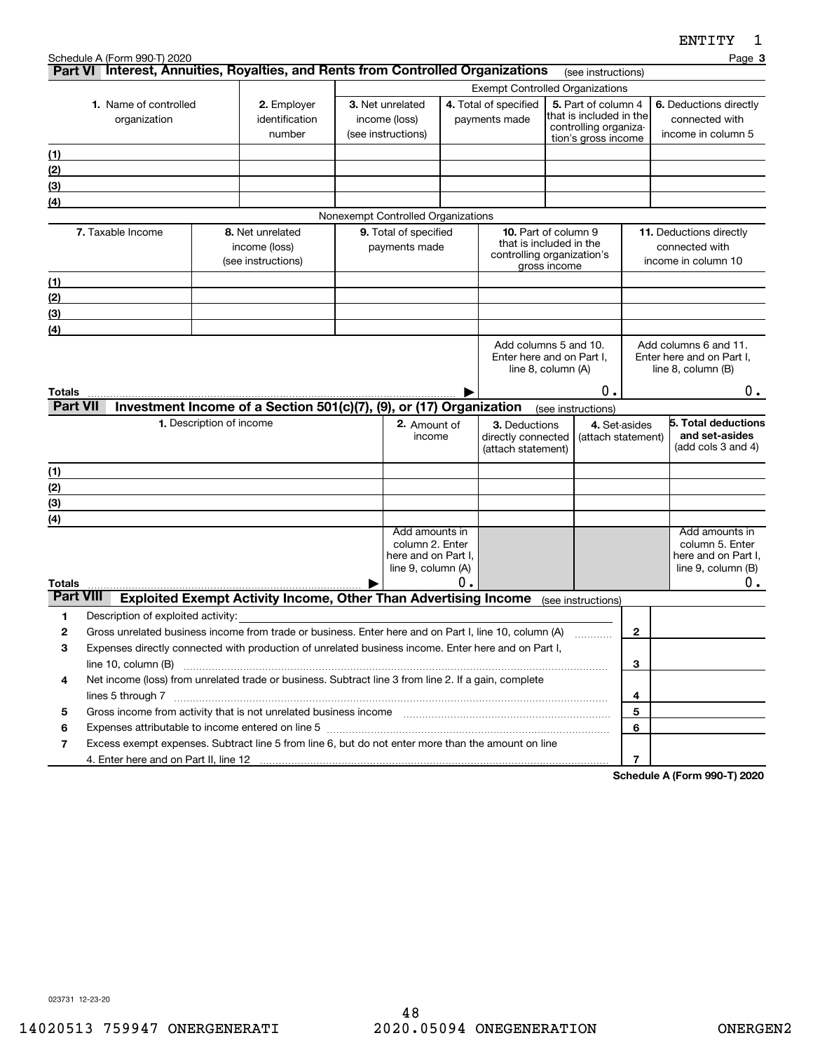ENTITY 1

Schedule A (Form 990-T) 2020 Page **3**

## Part VI Interest, Annuities, Royalties, and Rents from Controlled Organizations (see instructions)

| | | Exempt Controlled Organizations | | | |
|---|---|---|---|---|---|
| **1.** Name of controlled organization | **2.** Employer identification number | **3.** Net unrelated income (loss) (see instructions) | **4.** Total of specified payments made | **5.** Part of column 4 that is included in the controlling organization's gross income | **6.** Deductions directly connected with income in column 5 |
| (1) | | | | | |
| (2) | | | | | |
| (3) | | | | | |
| (4) | | | | | |

Nonexempt Controlled Organizations

| **7.** Taxable Income | **8.** Net unrelated income (loss) (see instructions) | **9.** Total of specified payments made | **10.** Part of column 9 that is included in the controlling organization's gross income | **11.** Deductions directly connected with income in column 10 |
|---|---|---|---|---|
| (1) | | | | |
| (2) | | | | |
| (3) | | | | |
| (4) | | | | |
| | | | Add columns 5 and 10. Enter here and on Part I, line 8, column (A) | Add columns 6 and 11. Enter here and on Part I, line 8, column (B) |
| **Totals** | | ▶ | 0. | 0. |

## Part VII Investment Income of a Section 501(c)(7), (9), or (17) Organization (see instructions)

| **1.** Description of income | **2.** Amount of income | **3.** Deductions directly connected (attach statement) | **4.** Set-asides (attach statement) | **5. Total deductions and set-asides** (add cols 3 and 4) |
|---|---|---|---|---|
| (1) | | | | |
| (2) | | | | |
| (3) | | | | |
| (4) | | | | |
| | Add amounts in column 2. Enter here and on Part I, line 9, column (A) | | | Add amounts in column 5. Enter here and on Part I, line 9, column (B) |
| **Totals** ▶ | 0. | | | 0. |

## Part VIII Exploited Exempt Activity Income, Other Than Advertising Income (see instructions)

| | | | |
|---|---|---|---|
| 1 | Description of exploited activity: | | |
| 2 | Gross unrelated business income from trade or business. Enter here and on Part I, line 10, column (A) | 2 | |
| 3 | Expenses directly connected with production of unrelated business income. Enter here and on Part I, line 10, column (B) | 3 | |
| 4 | Net income (loss) from unrelated trade or business. Subtract line 3 from line 2. If a gain, complete lines 5 through 7 | 4 | |
| 5 | Gross income from activity that is not unrelated business income | 5 | |
| 6 | Expenses attributable to income entered on line 5 | 6 | |
| 7 | Excess exempt expenses. Subtract line 5 from line 6, but do not enter more than the amount on line 4. Enter here and on Part II, line 12 | 7 | |

**Schedule A (Form 990-T) 2020**

023731 12-23-20

14020513 759947 ONERGENERATI 2020.05094 ONEGENERATION ONERGEN2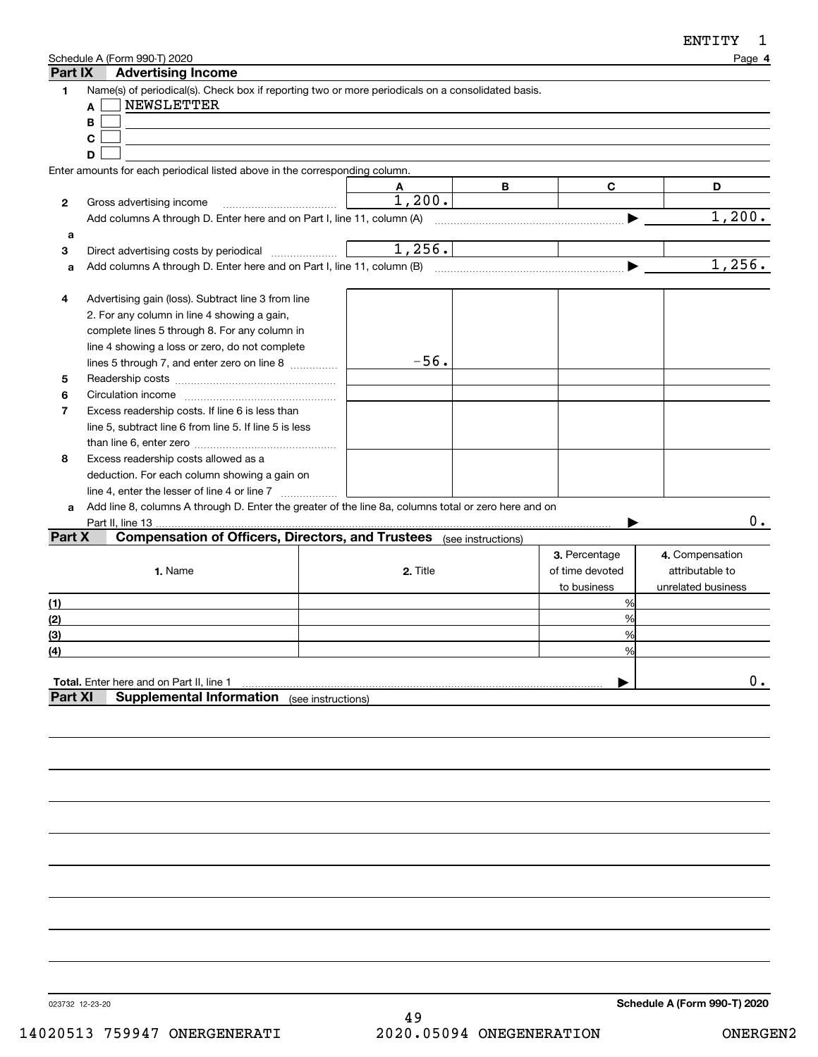ENTITY 1

Schedule A (Form 990-T) 2020 Page **4**

## Part IX Advertising Income

**1** Name(s) of periodical(s). Check box if reporting two or more periodicals on a consolidated basis.

- **A** ☐ NEWSLETTER
- **B** ☐
- **C** ☐
- **D** ☐

Enter amounts for each periodical listed above in the corresponding column.

| | | A | B | C | D |
|---|---|---|---|---|---|
| **2** | Gross advertising income | 1,200. | | | |
| | Add columns A through D. Enter here and on Part I, line 11, column (A) | | | ▶ | 1,200. |
| **a** | | | | | |
| **3** | Direct advertising costs by periodical | 1,256. | | | |
| **a** | Add columns A through D. Enter here and on Part I, line 11, column (B) | | | ▶ | 1,256. |
| **4** | Advertising gain (loss). Subtract line 3 from line 2. For any column in line 4 showing a gain, complete lines 5 through 8. For any column in line 4 showing a loss or zero, do not complete lines 5 through 7, and enter zero on line 8 | -56. | | | |
| **5** | Readership costs | | | | |
| **6** | Circulation income | | | | |
| **7** | Excess readership costs. If line 6 is less than line 5, subtract line 6 from line 5. If line 5 is less than line 6, enter zero | | | | |
| **8** | Excess readership costs allowed as a deduction. For each column showing a gain on line 4, enter the lesser of line 4 or line 7 | | | | |
| **a** | Add line 8, columns A through D. Enter the greater of the line 8a, columns total or zero here and on Part II, line 13 | | | ▶ | 0. |

## Part X Compensation of Officers, Directors, and Trustees (see instructions)

| | 1. Name | 2. Title | 3. Percentage of time devoted to business | 4. Compensation attributable to unrelated business |
|---|---|---|---|---|
| (1) | | | % | |
| (2) | | | % | |
| (3) | | | % | |
| (4) | | | % | |
| **Total.** Enter here and on Part II, line 1 | | | ▶ | 0. |

## Part XI Supplemental Information (see instructions)

023732 12-23-20 **Schedule A (Form 990-T) 2020**

14020513 759947 ONERGENERATI 2020.05094 ONEGENERATION ONERGEN2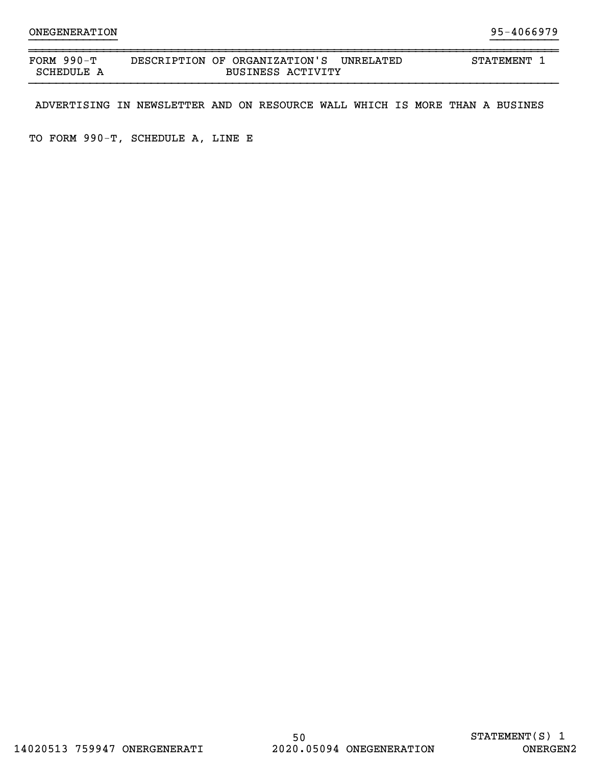ONEGENERATION 95-4066979

| FORM 990-T SCHEDULE A | DESCRIPTION OF ORGANIZATION'S UNRELATED BUSINESS ACTIVITY | STATEMENT 1 |
|---|---|---|

ADVERTISING IN NEWSLETTER AND ON RESOURCE WALL WHICH IS MORE THAN A BUSINES

TO FORM 990-T, SCHEDULE A, LINE E

STATEMENT(S) 1

14020513 759947 ONERGENERATI 2020.05094 ONEGENERATION ONERGEN2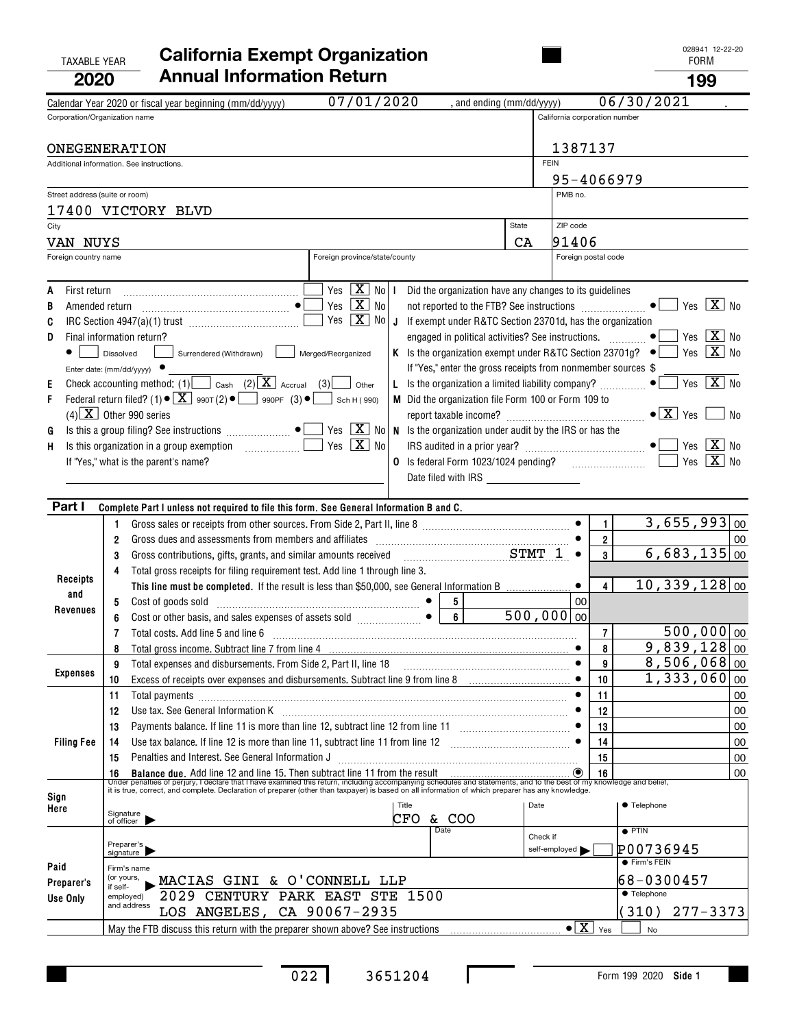TAXABLE YEAR **2020**

# California Exempt Organization Annual Information Return

028941 12-22-20
FORM **199**

Calendar Year 2020 or fiscal year beginning (mm/dd/yyyy) 07/01/2020 , and ending (mm/dd/yyyy) 06/30/2021 .

| Corporation/Organization name | California corporation number |
|---|---|
| ONEGENERATION | 1387137 |
| Additional information. See instructions. | FEIN 95-4066979 |
| Street address (suite or room) 17400 VICTORY BLVD | PMB no. |
| City VAN NUYS / State CA | ZIP code 91406 |
| Foreign country name / Foreign province/state/county | Foreign postal code |

- **A** First return — Yes [ ] No [X]
- **B** Amended return — Yes [ ] No [X]
- **C** IRC Section 4947(a)(1) trust — Yes [ ] No [X]
- **D** Final information return? [ ] Dissolved [ ] Surrendered (Withdrawn) [ ] Merged/Reorganized
  Enter date: (mm/dd/yyyy)
- **E** Check accounting method: (1) [ ] Cash (2) [X] Accrual (3) [ ] Other
- **F** Federal return filed? (1) [X] 990T (2) [ ] 990PF (3) [ ] Sch H (990)
  (4) [X] Other 990 series
- **G** Is this a group filing? See instructions — Yes [ ] No [X]
- **H** Is this organization in a group exemption — Yes [ ] No [X]
  If "Yes," what is the parent's name?
- **I** Did the organization have any changes to its guidelines not reported to the FTB? See instructions — Yes [ ] No [X]
- **J** If exempt under R&TC Section 23701d, has the organization engaged in political activities? See instructions. — Yes [ ] No [X]
- **K** Is the organization exempt under R&TC Section 23701g? — Yes [ ] No [X]
  If "Yes," enter the gross receipts from nonmember sources $
- **L** Is the organization a limited liability company? — Yes [ ] No [X]
- **M** Did the organization file Form 100 or Form 109 to report taxable income? — Yes [X] No [ ]
- **N** Is the organization under audit by the IRS or has the IRS audited in a prior year? — Yes [ ] No [X]
- **O** Is federal Form 1023/1024 pending? — Yes [ ] No [X]
  Date filed with IRS

## Part I — Complete Part I unless not required to file this form. See General Information B and C.

| Section | Line | Description | Sub-line | Sub-amount | Line | Amount |
|---|---|---|---|---|---|---|
| Receipts and Revenues | 1 | Gross sales or receipts from other sources. From Side 2, Part II, line 8 | | | 1 | 3,655,993 00 |
| | 2 | Gross dues and assessments from members and affiliates | | | 2 | 00 |
| | 3 | Gross contributions, gifts, grants, and similar amounts received STMT 1 | | | 3 | 6,683,135 00 |
| | 4 | Total gross receipts for filing requirement test. Add line 1 through line 3. **This line must be completed.** If the result is less than $50,000, see General Information B | | | 4 | 10,339,128 00 |
| | 5 | Cost of goods sold | 5 | 00 | | |
| | 6 | Cost or other basis, and sales expenses of assets sold | 6 | 500,000 00 | | |
| | 7 | Total costs. Add line 5 and line 6 | | | 7 | 500,000 00 |
| | 8 | Total gross income. Subtract line 7 from line 4 | | | 8 | 9,839,128 00 |
| Expenses | 9 | Total expenses and disbursements. From Side 2, Part II, line 18 | | | 9 | 8,506,068 00 |
| | 10 | Excess of receipts over expenses and disbursements. Subtract line 9 from line 8 | | | 10 | 1,333,060 00 |
| Filing Fee | 11 | Total payments | | | 11 | 00 |
| | 12 | Use tax. See General Information K | | | 12 | 00 |
| | 13 | Payments balance. If line 11 is more than line 12, subtract line 12 from line 11 | | | 13 | 00 |
| | 14 | Use tax balance. If line 12 is more than line 11, subtract line 11 from line 12 | | | 14 | 00 |
| | 15 | Penalties and Interest. See General Information J | | | 15 | 00 |
| | 16 | **Balance due.** Add line 12 and line 15. Then subtract line 11 from the result | | | 16 | 00 |

Under penalties of perjury, I declare that I have examined this return, including accompanying schedules and statements, and to the best of my knowledge and belief, it is true, correct, and complete. Declaration of preparer (other than taxpayer) is based on all information of which preparer has any knowledge.

**Sign Here** — Signature of officer | Title: CFO & COO | Date | Telephone

**Paid Preparer's Use Only**

- Preparer's signature | Date | Check if self-employed [ ] | PTIN: P00736945
- Firm's name (or yours, if self-employed) and address: MACIAS GINI & O'CONNELL LLP, 2029 CENTURY PARK EAST STE 1500, LOS ANGELES, CA 90067-2935
- Firm's FEIN: 68-0300457
- Telephone: (310) 277-3373

May the FTB discuss this return with the preparer shown above? See instructions — [X] Yes [ ] No

022 3651204

Form 199 2020 Side 1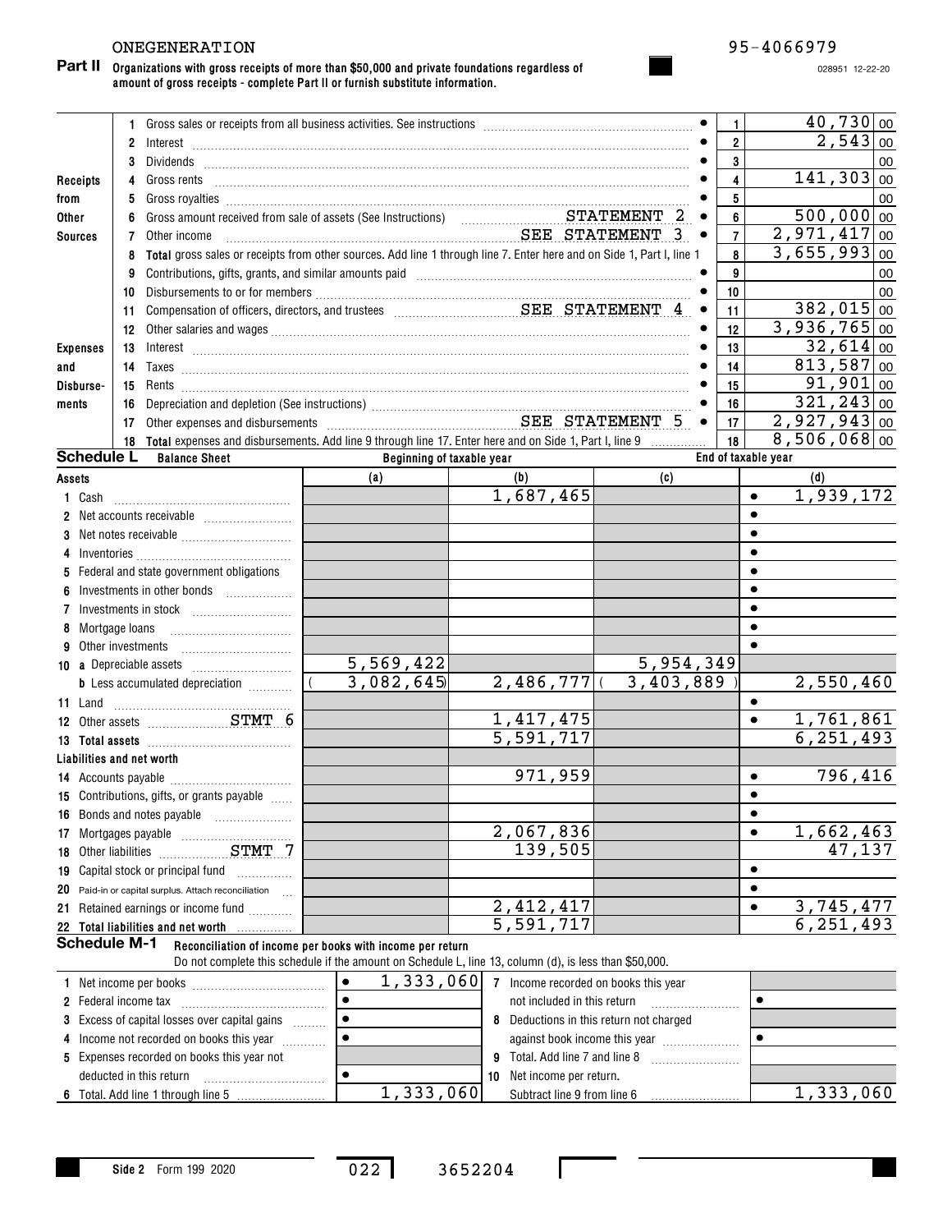ONEGENERATION 95-4066979

**Part II** **Organizations with gross receipts of more than $50,000 and private foundations regardless of amount of gross receipts - complete Part II or furnish substitute information.**

028951 12-22-20

| Section | Line | Description | Line No. | Amount |
|---|---|---|---|---|
| Receipts from Other Sources | 1 | Gross sales or receipts from all business activities. See instructions | 1 | 40,730 00 |
| | 2 | Interest | 2 | 2,543 00 |
| | 3 | Dividends | 3 | 00 |
| | 4 | Gross rents | 4 | 141,303 00 |
| | 5 | Gross royalties | 5 | 00 |
| | 6 | Gross amount received from sale of assets (See Instructions) STATEMENT 2 | 6 | 500,000 00 |
| | 7 | Other income SEE STATEMENT 3 | 7 | 2,971,417 00 |
| | 8 | **Total** gross sales or receipts from other sources. Add line 1 through line 7. Enter here and on Side 1, Part I, line 1 | 8 | 3,655,993 00 |
| Expenses and Disbursements | 9 | Contributions, gifts, grants, and similar amounts paid | 9 | 00 |
| | 10 | Disbursements to or for members | 10 | 00 |
| | 11 | Compensation of officers, directors, and trustees SEE STATEMENT 4 | 11 | 382,015 00 |
| | 12 | Other salaries and wages | 12 | 3,936,765 00 |
| | 13 | Interest | 13 | 32,614 00 |
| | 14 | Taxes | 14 | 813,587 00 |
| | 15 | Rents | 15 | 91,901 00 |
| | 16 | Depreciation and depletion (See instructions) | 16 | 321,243 00 |
| | 17 | Other expenses and disbursements SEE STATEMENT 5 | 17 | 2,927,943 00 |
| | 18 | **Total** expenses and disbursements. Add line 9 through line 17. Enter here and on Side 1, Part I, line 9 | 18 | 8,506,068 00 |

**Schedule L** **Balance Sheet**

| Assets | Beginning of taxable year (a) | Beginning of taxable year (b) | End of taxable year (c) | End of taxable year (d) |
|---|---|---|---|---|
| 1 Cash | | 1,687,465 | | 1,939,172 |
| 2 Net accounts receivable | | | | |
| 3 Net notes receivable | | | | |
| 4 Inventories | | | | |
| 5 Federal and state government obligations | | | | |
| 6 Investments in other bonds | | | | |
| 7 Investments in stock | | | | |
| 8 Mortgage loans | | | | |
| 9 Other investments | | | | |
| 10 a Depreciable assets | 5,569,422 | | 5,954,349 | |
| b Less accumulated depreciation | (3,082,645) | 2,486,777 | (3,403,889) | 2,550,460 |
| 11 Land | | | | |
| 12 Other assets STMT 6 | | 1,417,475 | | 1,761,861 |
| 13 **Total assets** | | 5,591,717 | | 6,251,493 |
| **Liabilities and net worth** | | | | |
| 14 Accounts payable | | 971,959 | | 796,416 |
| 15 Contributions, gifts, or grants payable | | | | |
| 16 Bonds and notes payable | | | | |
| 17 Mortgages payable | | 2,067,836 | | 1,662,463 |
| 18 Other liabilities STMT 7 | | 139,505 | | 47,137 |
| 19 Capital stock or principal fund | | | | |
| 20 Paid-in or capital surplus. Attach reconciliation | | | | |
| 21 Retained earnings or income fund | | 2,412,417 | | 3,745,477 |
| 22 **Total liabilities and net worth** | | 5,591,717 | | 6,251,493 |

**Schedule M-1** **Reconciliation of income per books with income per return**
Do not complete this schedule if the amount on Schedule L, line 13, column (d), is less than $50,000.

| | | | |
|---|---|---|---|
| 1 Net income per books | 1,333,060 | 7 Income recorded on books this year not included in this return | |
| 2 Federal income tax | | 8 Deductions in this return not charged against book income this year | |
| 3 Excess of capital losses over capital gains | | | |
| 4 Income not recorded on books this year | | 9 Total. Add line 7 and line 8 | |
| 5 Expenses recorded on books this year not deducted in this return | | 10 Net income per return. Subtract line 9 from line 6 | 1,333,060 |
| 6 Total. Add line 1 through line 5 | 1,333,060 | | |

Side 2 Form 199 2020 022 3652204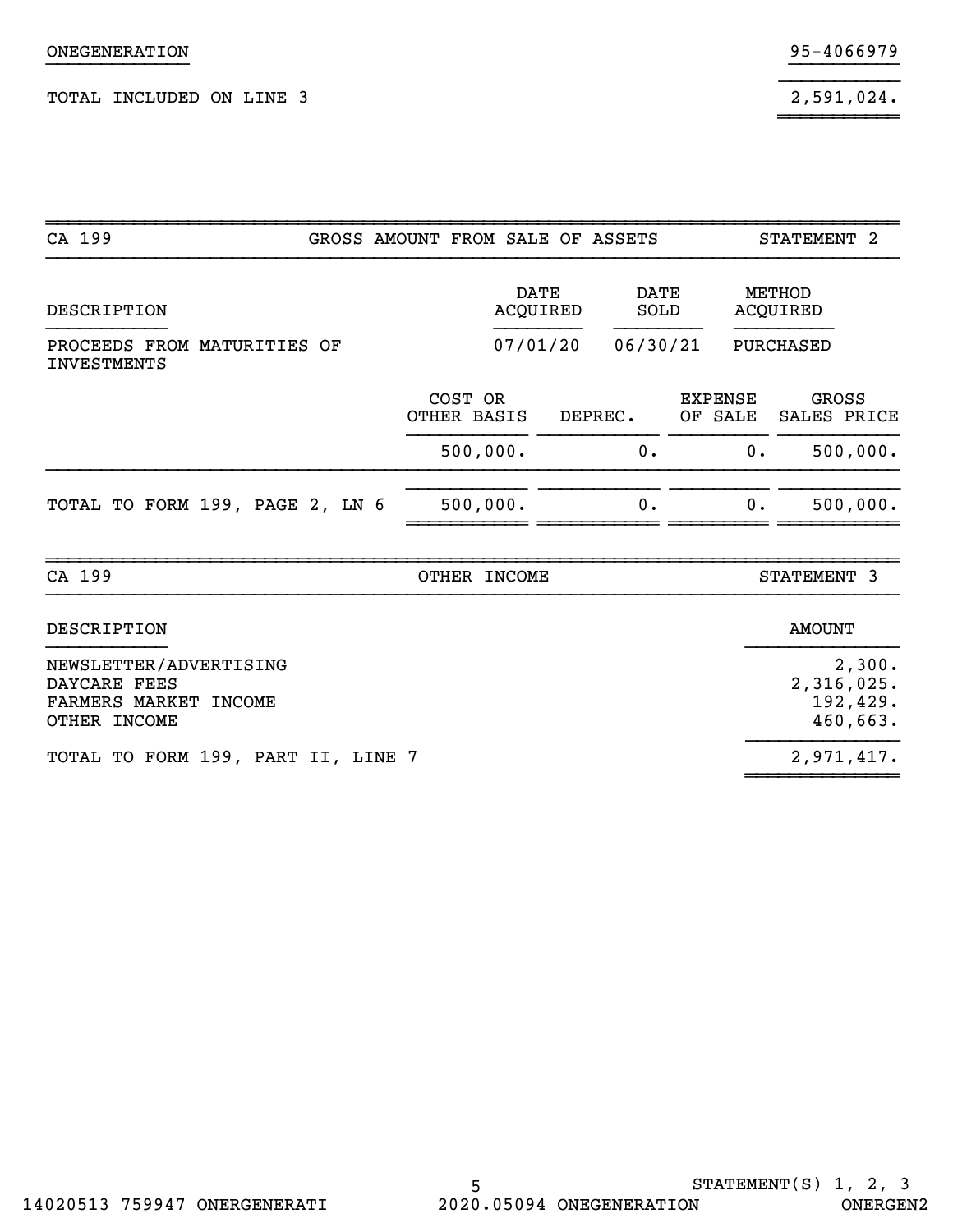ONEGENERATION 95-4066979

TOTAL INCLUDED ON LINE 3 2,591,024.

| CA 199 | GROSS AMOUNT FROM SALE OF ASSETS | | | STATEMENT 2 |
|---|---|---|---|---|
| DESCRIPTION | | DATE ACQUIRED | DATE SOLD | METHOD ACQUIRED |
| PROCEEDS FROM MATURITIES OF INVESTMENTS | | 07/01/20 | 06/30/21 | PURCHASED |

| | COST OR OTHER BASIS | DEPREC. | EXPENSE OF SALE | GROSS SALES PRICE |
|---|---|---|---|---|
| | 500,000. | 0. | 0. | 500,000. |
| TOTAL TO FORM 199, PAGE 2, LN 6 | 500,000. | 0. | 0. | 500,000. |

| CA 199 | OTHER INCOME | STATEMENT 3 |
|---|---|---|
| DESCRIPTION | | AMOUNT |
| NEWSLETTER/ADVERTISING | | 2,300. |
| DAYCARE FEES | | 2,316,025. |
| FARMERS MARKET INCOME | | 192,429. |
| OTHER INCOME | | 460,663. |
| TOTAL TO FORM 199, PART II, LINE 7 | | 2,971,417. |

STATEMENT(S) 1, 2, 3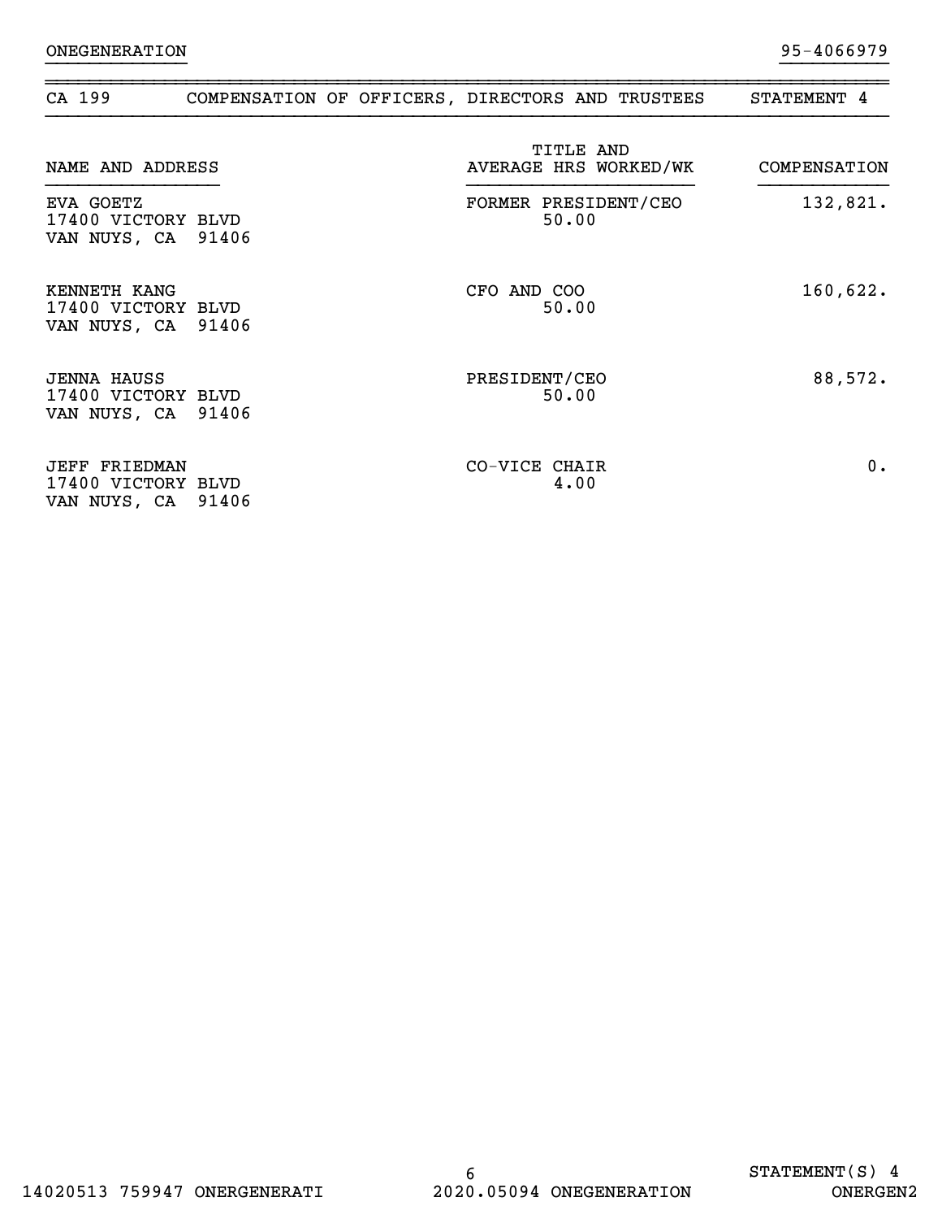ONEGENERATION 95-4066979

## CA 199 COMPENSATION OF OFFICERS, DIRECTORS AND TRUSTEES STATEMENT 4

| NAME AND ADDRESS | TITLE AND AVERAGE HRS WORKED/WK | COMPENSATION |
|---|---|---|
| EVA GOETZ<br>17400 VICTORY BLVD<br>VAN NUYS, CA 91406 | FORMER PRESIDENT/CEO<br>50.00 | 132,821. |
| KENNETH KANG<br>17400 VICTORY BLVD<br>VAN NUYS, CA 91406 | CFO AND COO<br>50.00 | 160,622. |
| JENNA HAUSS<br>17400 VICTORY BLVD<br>VAN NUYS, CA 91406 | PRESIDENT/CEO<br>50.00 | 88,572. |
| JEFF FRIEDMAN<br>17400 VICTORY BLVD<br>VAN NUYS, CA 91406 | CO-VICE CHAIR<br>4.00 | 0. |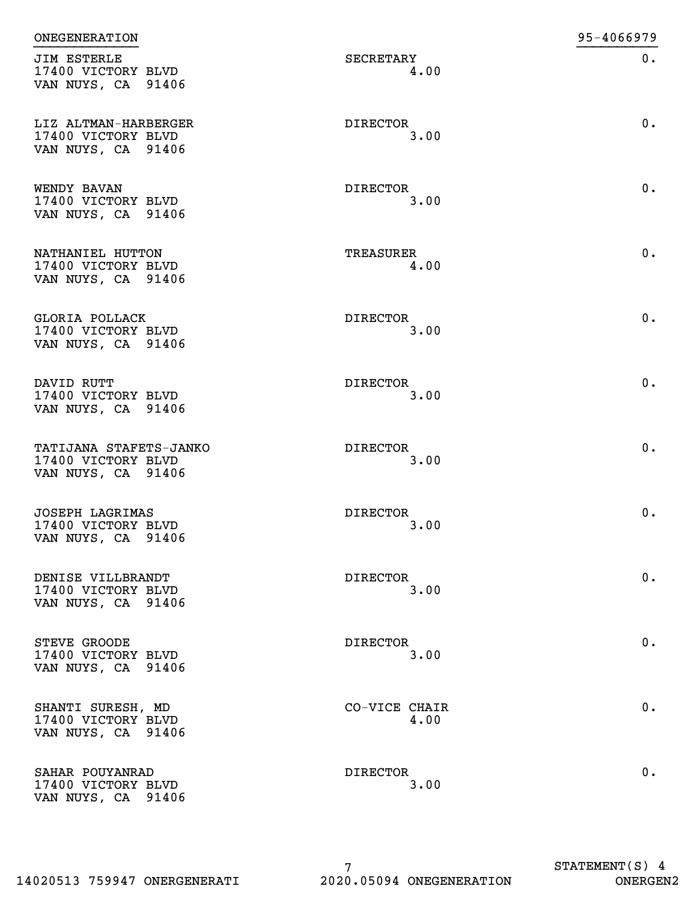ONEGENERATION 95-4066979

| Name and Address | Title and Average Hours Per Week | Compensation |
| --- | --- | --- |
| JIM ESTERLE<br>17400 VICTORY BLVD<br>VAN NUYS, CA 91406 | SECRETARY<br>4.00 | 0. |
| LIZ ALTMAN-HARBERGER<br>17400 VICTORY BLVD<br>VAN NUYS, CA 91406 | DIRECTOR<br>3.00 | 0. |
| WENDY BAVAN<br>17400 VICTORY BLVD<br>VAN NUYS, CA 91406 | DIRECTOR<br>3.00 | 0. |
| NATHANIEL HUTTON<br>17400 VICTORY BLVD<br>VAN NUYS, CA 91406 | TREASURER<br>4.00 | 0. |
| GLORIA POLLACK<br>17400 VICTORY BLVD<br>VAN NUYS, CA 91406 | DIRECTOR<br>3.00 | 0. |
| DAVID RUTT<br>17400 VICTORY BLVD<br>VAN NUYS, CA 91406 | DIRECTOR<br>3.00 | 0. |
| TATIJANA STAFETS-JANKO<br>17400 VICTORY BLVD<br>VAN NUYS, CA 91406 | DIRECTOR<br>3.00 | 0. |
| JOSEPH LAGRIMAS<br>17400 VICTORY BLVD<br>VAN NUYS, CA 91406 | DIRECTOR<br>3.00 | 0. |
| DENISE VILLBRANDT<br>17400 VICTORY BLVD<br>VAN NUYS, CA 91406 | DIRECTOR<br>3.00 | 0. |
| STEVE GROODE<br>17400 VICTORY BLVD<br>VAN NUYS, CA 91406 | DIRECTOR<br>3.00 | 0. |
| SHANTI SURESH, MD<br>17400 VICTORY BLVD<br>VAN NUYS, CA 91406 | CO-VICE CHAIR<br>4.00 | 0. |
| SAHAR POUYANRAD<br>17400 VICTORY BLVD<br>VAN NUYS, CA 91406 | DIRECTOR<br>3.00 | 0. |

STATEMENT(S) 4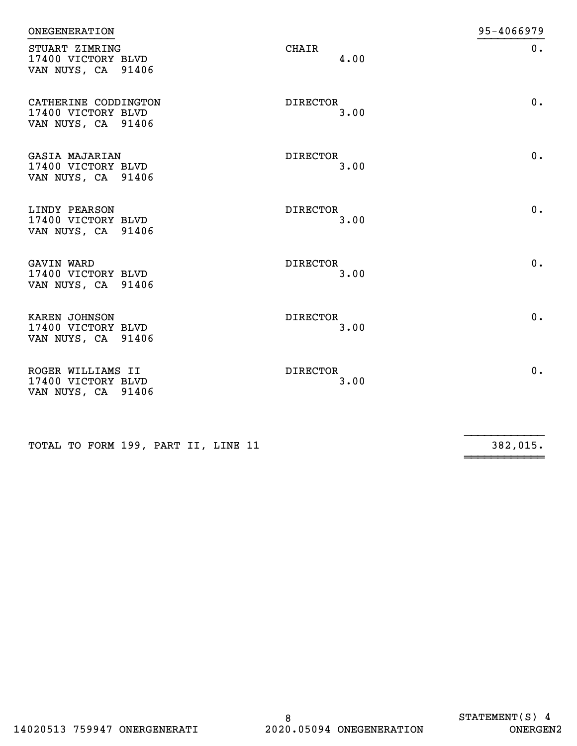ONEGENERATION 95-4066979

| Name and Address | Title and Hours | Compensation |
|---|---|---|
| STUART ZIMRING<br>17400 VICTORY BLVD<br>VAN NUYS, CA 91406 | CHAIR<br>4.00 | 0. |
| CATHERINE CODDINGTON<br>17400 VICTORY BLVD<br>VAN NUYS, CA 91406 | DIRECTOR<br>3.00 | 0. |
| GASIA MAJARIAN<br>17400 VICTORY BLVD<br>VAN NUYS, CA 91406 | DIRECTOR<br>3.00 | 0. |
| LINDY PEARSON<br>17400 VICTORY BLVD<br>VAN NUYS, CA 91406 | DIRECTOR<br>3.00 | 0. |
| GAVIN WARD<br>17400 VICTORY BLVD<br>VAN NUYS, CA 91406 | DIRECTOR<br>3.00 | 0. |
| KAREN JOHNSON<br>17400 VICTORY BLVD<br>VAN NUYS, CA 91406 | DIRECTOR<br>3.00 | 0. |
| ROGER WILLIAMS II<br>17400 VICTORY BLVD<br>VAN NUYS, CA 91406 | DIRECTOR<br>3.00 | 0. |
| TOTAL TO FORM 199, PART II, LINE 11 | | 382,015. |

STATEMENT(S) 4

14020513 759947 ONERGENERATI 2020.05094 ONEGENERATION ONERGEN2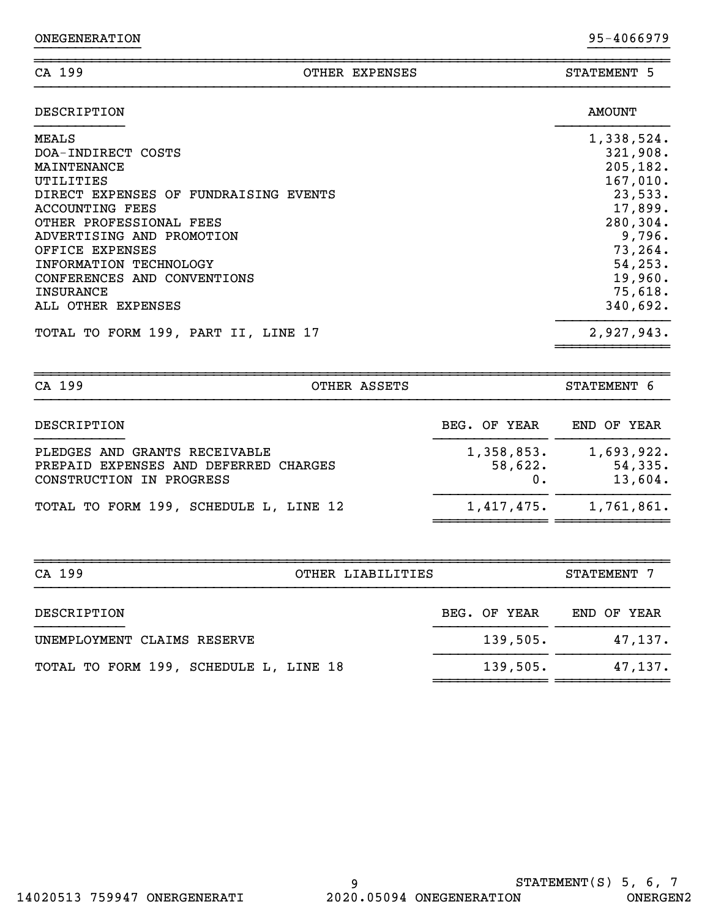ONEGENERATION 95-4066979

## CA 199 — OTHER EXPENSES — STATEMENT 5

| DESCRIPTION | AMOUNT |
|---|---|
| MEALS | 1,338,524. |
| DOA-INDIRECT COSTS | 321,908. |
| MAINTENANCE | 205,182. |
| UTILITIES | 167,010. |
| DIRECT EXPENSES OF FUNDRAISING EVENTS | 23,533. |
| ACCOUNTING FEES | 17,899. |
| OTHER PROFESSIONAL FEES | 280,304. |
| ADVERTISING AND PROMOTION | 9,796. |
| OFFICE EXPENSES | 73,264. |
| INFORMATION TECHNOLOGY | 54,253. |
| CONFERENCES AND CONVENTIONS | 19,960. |
| INSURANCE | 75,618. |
| ALL OTHER EXPENSES | 340,692. |
| TOTAL TO FORM 199, PART II, LINE 17 | 2,927,943. |

## CA 199 — OTHER ASSETS — STATEMENT 6

| DESCRIPTION | BEG. OF YEAR | END OF YEAR |
|---|---|---|
| PLEDGES AND GRANTS RECEIVABLE | 1,358,853. | 1,693,922. |
| PREPAID EXPENSES AND DEFERRED CHARGES | 58,622. | 54,335. |
| CONSTRUCTION IN PROGRESS | 0. | 13,604. |
| TOTAL TO FORM 199, SCHEDULE L, LINE 12 | 1,417,475. | 1,761,861. |

## CA 199 — OTHER LIABILITIES — STATEMENT 7

| DESCRIPTION | BEG. OF YEAR | END OF YEAR |
|---|---|---|
| UNEMPLOYMENT CLAIMS RESERVE | 139,505. | 47,137. |
| TOTAL TO FORM 199, SCHEDULE L, LINE 18 | 139,505. | 47,137. |

STATEMENT(S) 5, 6, 7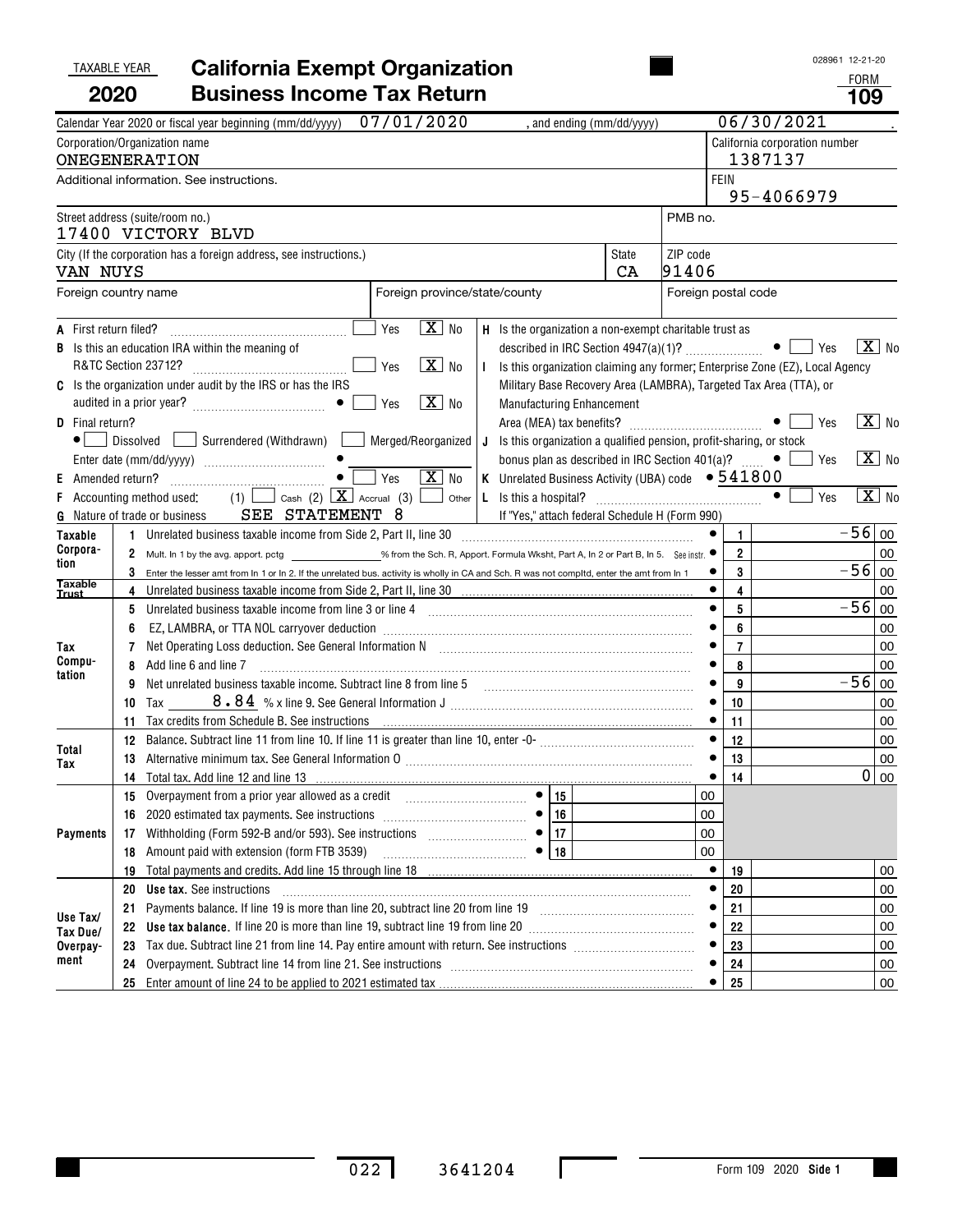TAXABLE YEAR **2020**

# California Exempt Organization Business Income Tax Return

FORM **109**

028961 12-21-20

Calendar Year 2020 or fiscal year beginning (mm/dd/yyyy) 07/01/2020 , and ending (mm/dd/yyyy) 06/30/2021

| | |
|---|---|
| Corporation/Organization name: ONEGENERATION | California corporation number: 1387137 |
| Additional information. See instructions. | FEIN: 95-4066979 |
| Street address (suite/room no.): 17400 VICTORY BLVD | PMB no. |
| City (If the corporation has a foreign address, see instructions.): VAN NUYS | State: CA / ZIP code: 91406 |
| Foreign country name | Foreign province/state/county / Foreign postal code |

A First return filed? ☐ Yes ☒ No

B Is this an education IRA within the meaning of R&TC Section 23712? ☐ Yes ☒ No

C Is the organization under audit by the IRS or has the IRS audited in a prior year? ☐ Yes ☒ No

D Final return? ☐ Dissolved ☐ Surrendered (Withdrawn) ☐ Merged/Reorganized
Enter date (mm/dd/yyyy)

E Amended return? ☐ Yes ☒ No

F Accounting method used: (1) ☐ Cash (2) ☒ Accrual (3) ☐ Other

G Nature of trade or business SEE STATEMENT 8

H Is the organization a non-exempt charitable trust as described in IRC Section 4947(a)(1)? ☐ Yes ☒ No

I Is this organization claiming any former; Enterprise Zone (EZ), Local Agency Military Base Recovery Area (LAMBRA), Targeted Tax Area (TTA), or Manufacturing Enhancement Area (MEA) tax benefits? ☐ Yes ☒ No

J Is this organization a qualified pension, profit-sharing, or stock bonus plan as described in IRC Section 401(a)? ☐ Yes ☒ No

K Unrelated Business Activity (UBA) code 541800

L Is this a hospital? ☐ Yes ☒ No
If "Yes," attach federal Schedule H (Form 990)

| Section | Line | Description | | Amount |
|---|---|---|---|---|
| Taxable Corporation | 1 | Unrelated business taxable income from Side 2, Part II, line 30 | 1 | -56 00 |
| | 2 | Mult. ln 1 by the avg. apport. pctg ______ % from the Sch. R, Apport. Formula Wksht, Part A, ln 2 or Part B, ln 5. See instr. | 2 | 00 |
| | 3 | Enter the lesser amt from ln 1 or ln 2. If the unrelated bus. activity is wholly in CA and Sch. R was not compltd, enter the amt from ln 1 | 3 | -56 00 |
| Taxable Trust | 4 | Unrelated business taxable income from Side 2, Part II, line 30 | 4 | 00 |
| Tax Computation | 5 | Unrelated business taxable income from line 3 or line 4 | 5 | -56 00 |
| | 6 | EZ, LAMBRA, or TTA NOL carryover deduction | 6 | 00 |
| | 7 | Net Operating Loss deduction. See General Information N | 7 | 00 |
| | 8 | Add line 6 and line 7 | 8 | 00 |
| | 9 | Net unrelated business taxable income. Subtract line 8 from line 5 | 9 | -56 00 |
| | 10 | Tax 8.84 % x line 9. See General Information J | 10 | 00 |
| | 11 | Tax credits from Schedule B. See instructions | 11 | 00 |
| Total Tax | 12 | Balance. Subtract line 11 from line 10. If line 11 is greater than line 10, enter -0- | 12 | 00 |
| | 13 | Alternative minimum tax. See General Information O | 13 | 00 |
| | 14 | Total tax. Add line 12 and line 13 | 14 | 0 00 |
| Payments | 15 | Overpayment from a prior year allowed as a credit | 15 | 00 |
| | 16 | 2020 estimated tax payments. See instructions | 16 | 00 |
| | 17 | Withholding (Form 592-B and/or 593). See instructions | 17 | 00 |
| | 18 | Amount paid with extension (form FTB 3539) | 18 | 00 |
| | 19 | Total payments and credits. Add line 15 through line 18 | 19 | 00 |
| Use Tax/ Tax Due/ Overpayment | 20 | **Use tax.** See instructions | 20 | 00 |
| | 21 | Payments balance. If line 19 is more than line 20, subtract line 20 from line 19 | 21 | 00 |
| | 22 | **Use tax balance.** If line 20 is more than line 19, subtract line 19 from line 20 | 22 | 00 |
| | 23 | Tax due. Subtract line 21 from line 14. Pay entire amount with return. See instructions | 23 | 00 |
| | 24 | Overpayment. Subtract line 14 from line 21. See instructions | 24 | 00 |
| | 25 | Enter amount of line 24 to be applied to 2021 estimated tax | 25 | 00 |

022 3641204

Form 109 2020 Side 1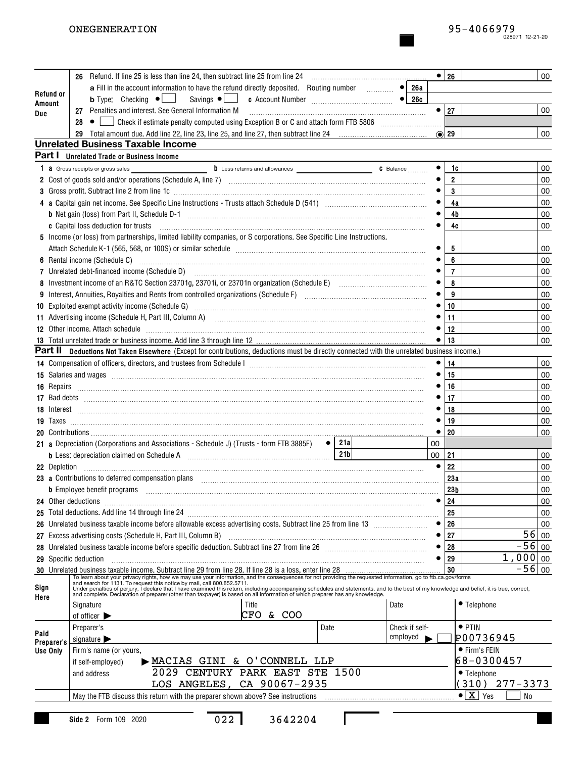ONEGENERATION 95-4066979

028971 12-21-20

**Refund or Amount Due**

| Line | Description | Box | Amount |
|---|---|---|---|
| 26 | Refund. If line 25 is less than line 24, then subtract line 25 from line 24 | 26 | 00 |
| | a Fill in the account information to have the refund directly deposited. Routing number | 26a | |
| | b Type: Checking ☐ Savings ☐ c Account Number | 26c | |
| 27 | Penalties and interest. See General Information M | 27 | 00 |
| 28 | ☐ Check if estimate penalty computed using Exception B or C and attach form FTB 5806 | | |
| 29 | Total amount due. Add line 22, line 23, line 25, and line 27, then subtract line 24 | 29 | 00 |

## Unrelated Business Taxable Income

### Part I Unrelated Trade or Business Income

| Line | Description | Box | Amount |
|---|---|---|---|
| 1 | a Gross receipts or gross sales ____ b Less returns and allowances ____ c Balance | 1c | 00 |
| 2 | Cost of goods sold and/or operations (Schedule A, line 7) | 2 | 00 |
| 3 | Gross profit. Subtract line 2 from line 1c | 3 | 00 |
| 4 | a Capital gain net income. See Specific Line Instructions - Trusts attach Schedule D (541) | 4a | 00 |
| | b Net gain (loss) from Part II, Schedule D-1 | 4b | 00 |
| | c Capital loss deduction for trusts | 4c | 00 |
| 5 | Income (or loss) from partnerships, limited liability companies, or S corporations. See Specific Line Instructions. Attach Schedule K-1 (565, 568, or 100S) or similar schedule | 5 | 00 |
| 6 | Rental income (Schedule C) | 6 | 00 |
| 7 | Unrelated debt-financed income (Schedule D) | 7 | 00 |
| 8 | Investment income of an R&TC Section 23701g, 23701i, or 23701n organization (Schedule E) | 8 | 00 |
| 9 | Interest, Annuities, Royalties and Rents from controlled organizations (Schedule F) | 9 | 00 |
| 10 | Exploited exempt activity income (Schedule G) | 10 | 00 |
| 11 | Advertising income (Schedule H, Part III, Column A) | 11 | 00 |
| 12 | Other income. Attach schedule | 12 | 00 |
| 13 | Total unrelated trade or business income. Add line 3 through line 12 | 13 | 00 |

### Part II Deductions Not Taken Elsewhere (Except for contributions, deductions must be directly connected with the unrelated business income.)

| Line | Description | Box | Amount |
|---|---|---|---|
| 14 | Compensation of officers, directors, and trustees from Schedule I | 14 | 00 |
| 15 | Salaries and wages | 15 | 00 |
| 16 | Repairs | 16 | 00 |
| 17 | Bad debts | 17 | 00 |
| 18 | Interest | 18 | 00 |
| 19 | Taxes | 19 | 00 |
| 20 | Contributions | 20 | 00 |
| 21 | a Depreciation (Corporations and Associations - Schedule J) (Trusts - form FTB 3885F) 21a 00 | | |
| | b Less: depreciation claimed on Schedule A 21b 00 | 21 | 00 |
| 22 | Depletion | 22 | 00 |
| 23 | a Contributions to deferred compensation plans | 23a | 00 |
| | b Employee benefit programs | 23b | 00 |
| 24 | Other deductions | 24 | 00 |
| 25 | Total deductions. Add line 14 through line 24 | 25 | 00 |
| 26 | Unrelated business taxable income before allowable excess advertising costs. Subtract line 25 from line 13 | 26 | 00 |
| 27 | Excess advertising costs (Schedule H, Part III, Column B) | 27 | 56 00 |
| 28 | Unrelated business taxable income before specific deduction. Subtract line 27 from line 26 | 28 | -56 00 |
| 29 | Specific deduction | 29 | 1,000 00 |
| 30 | Unrelated business taxable income. Subtract line 29 from line 28. If line 28 is a loss, enter line 28 | 30 | -56 00 |

**Sign Here**

To learn about your privacy rights, how we may use your information, and the consequences for not providing the requested information, go to ftb.ca.gov/forms and search for 1131. To request this notice by mail, call 800.852.5711.
Under penalties of perjury, I declare that I have examined this return, including accompanying schedules and statements, and to the best of my knowledge and belief, it is true, correct, and complete. Declaration of preparer (other than taxpayer) is based on all information of which preparer has any knowledge.

Signature of officer ▶ | Title: CFO & COO | Date | Telephone

**Paid Preparer's Use Only**

Preparer's signature ▶ | Date | Check if self-employed ▶ ☐ | PTIN: P00736945

Firm's name (or yours, if self-employed) and address: ▶ MACIAS GINI & O'CONNELL LLP, 2029 CENTURY PARK EAST STE 1500, LOS ANGELES, CA 90067-2935

Firm's FEIN: 68-0300457

Telephone: (310) 277-3373

May the FTB discuss this return with the preparer shown above? See instructions ☒ Yes ☐ No

Side 2 Form 109 2020 022 3642204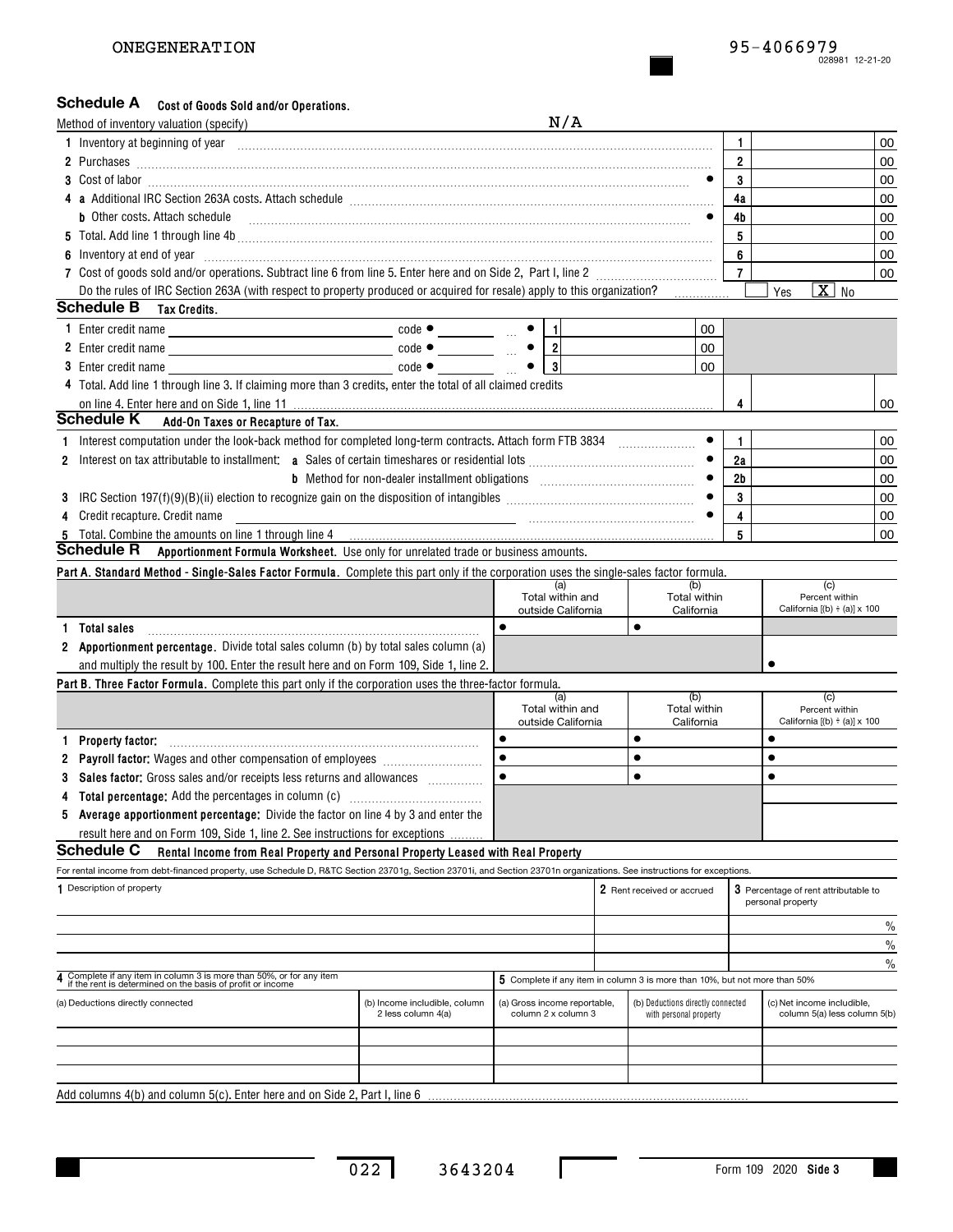ONEGENERATION 95-4066979

028981 12-21-20

## Schedule A Cost of Goods Sold and/or Operations.

Method of inventory valuation (specify) N/A

| | | | |
|---|---|---|---|
| 1 Inventory at beginning of year | 1 | | 00 |
| 2 Purchases | 2 | | 00 |
| 3 Cost of labor | 3 | | 00 |
| 4 a Additional IRC Section 263A costs. Attach schedule | 4a | | 00 |
| b Other costs. Attach schedule | 4b | | 00 |
| 5 Total. Add line 1 through line 4b | 5 | | 00 |
| 6 Inventory at end of year | 6 | | 00 |
| 7 Cost of goods sold and/or operations. Subtract line 6 from line 5. Enter here and on Side 2, Part I, line 2 | 7 | | 00 |

Do the rules of IRC Section 263A (with respect to property produced or acquired for resale) apply to this organization? [ ] Yes [X] No

## Schedule B Tax Credits.

| | | | |
|---|---|---|---|
| 1 Enter credit name | code | 1 | 00 |
| 2 Enter credit name | code | 2 | 00 |
| 3 Enter credit name | code | 3 | 00 |
| 4 Total. Add line 1 through line 3. If claiming more than 3 credits, enter the total of all claimed credits on line 4. Enter here and on Side 1, line 11 | | 4 | 00 |

## Schedule K Add-On Taxes or Recapture of Tax.

| | | | |
|---|---|---|---|
| 1 Interest computation under the look-back method for completed long-term contracts. Attach form FTB 3834 | 1 | | 00 |
| 2 Interest on tax attributable to installment: a Sales of certain timeshares or residential lots | 2a | | 00 |
| b Method for non-dealer installment obligations | 2b | | 00 |
| 3 IRC Section 197(f)(9)(B)(ii) election to recognize gain on the disposition of intangibles | 3 | | 00 |
| 4 Credit recapture. Credit name | 4 | | 00 |
| 5 Total. Combine the amounts on line 1 through line 4 | 5 | | 00 |

## Schedule R Apportionment Formula Worksheet. Use only for unrelated trade or business amounts.

**Part A. Standard Method - Single-Sales Factor Formula.** Complete this part only if the corporation uses the single-sales factor formula.

| | (a) Total within and outside California | (b) Total within California | (c) Percent within California [(b) ÷ (a)] x 100 |
|---|---|---|---|
| 1 Total sales | | | |
| 2 Apportionment percentage. Divide total sales column (b) by total sales column (a) and multiply the result by 100. Enter the result here and on Form 109, Side 1, line 2. | | | |

**Part B. Three Factor Formula.** Complete this part only if the corporation uses the three-factor formula.

| | (a) Total within and outside California | (b) Total within California | (c) Percent within California [(b) ÷ (a)] x 100 |
|---|---|---|---|
| 1 Property factor: | | | |
| 2 Payroll factor: Wages and other compensation of employees | | | |
| 3 Sales factor: Gross sales and/or receipts less returns and allowances | | | |
| 4 Total percentage: Add the percentages in column (c) | | | |
| 5 Average apportionment percentage: Divide the factor on line 4 by 3 and enter the result here and on Form 109, Side 1, line 2. See instructions for exceptions | | | |

## Schedule C Rental Income from Real Property and Personal Property Leased with Real Property

For rental income from debt-financed property, use Schedule D, R&TC Section 23701g, Section 23701i, and Section 23701n organizations. See instructions for exceptions.

| 1 Description of property | 2 Rent received or accrued | 3 Percentage of rent attributable to personal property |
|---|---|---|
| | | % |
| | | % |
| | | % |

| 4 Complete if any item in column 3 is more than 50%, or for any item if the rent is determined on the basis of profit or income | | 5 Complete if any item in column 3 is more than 10%, but not more than 50% | | |
|---|---|---|---|---|
| (a) Deductions directly connected | (b) Income includible, column 2 less column 4(a) | (a) Gross income reportable, column 2 x column 3 | (b) Deductions directly connected with personal property | (c) Net income includible, column 5(a) less column 5(b) |
| | | | | |
| | | | | |
| | | | | |

Add columns 4(b) and column 5(c). Enter here and on Side 2, Part I, line 6

022 3643204 Form 109 2020 Side 3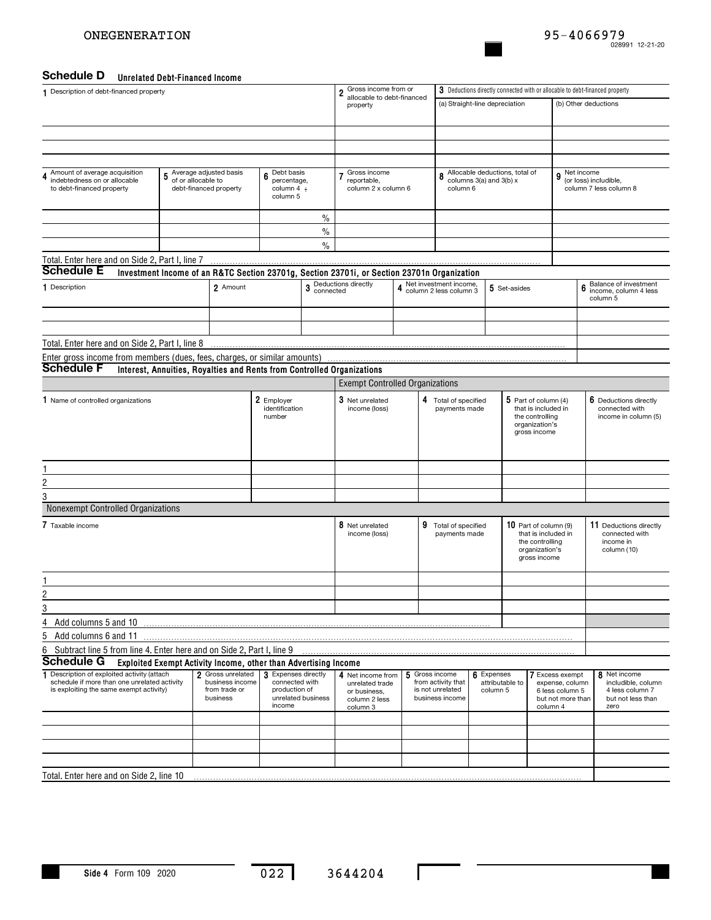ONEGENERATION 95-4066979

028991 12-21-20

## Schedule D Unrelated Debt-Financed Income

| 1 Description of debt-financed property | 2 Gross income from or allocable to debt-financed property | 3 Deductions directly connected with or allocable to debt-financed property (a) Straight-line depreciation | (b) Other deductions |
|---|---|---|---|
| | | | |
| | | | |
| | | | |

| 4 Amount of average acquisition indebtedness on or allocable to debt-financed property | 5 Average adjusted basis of or allocable to debt-financed property | 6 Debt basis percentage, column 4 ÷ column 5 | 7 Gross income reportable, column 2 x column 6 | 8 Allocable deductions, total of columns 3(a) and 3(b) x column 6 | 9 Net income (or loss) includible, column 7 less column 8 |
|---|---|---|---|---|---|
| | | % | | | |
| | | % | | | |
| | | % | | | |
| Total. Enter here and on Side 2, Part I, line 7 | | | | | |

## Schedule E Investment Income of an R&TC Section 23701g, Section 23701i, or Section 23701n Organization

| 1 Description | 2 Amount | 3 Deductions directly connected | 4 Net investment income, column 2 less column 3 | 5 Set-asides | 6 Balance of investment income, column 4 less column 5 |
|---|---|---|---|---|---|
| | | | | | |
| | | | | | |
| Total. Enter here and on Side 2, Part I, line 8 | | | | | |
| Enter gross income from members (dues, fees, charges, or similar amounts) | | | | | |

## Schedule F Interest, Annuities, Royalties and Rents from Controlled Organizations

Exempt Controlled Organizations

| 1 Name of controlled organizations | 2 Employer identification number | 3 Net unrelated income (loss) | 4 Total of specified payments made | 5 Part of column (4) that is included in the controlling organization's gross income | 6 Deductions directly connected with income in column (5) |
|---|---|---|---|---|---|
| 1 | | | | | |
| 2 | | | | | |
| 3 | | | | | |

Nonexempt Controlled Organizations

| 7 Taxable income | 8 Net unrelated income (loss) | 9 Total of specified payments made | 10 Part of column (9) that is included in the controlling organization's gross income | 11 Deductions directly connected with income in column (10) |
|---|---|---|---|---|
| 1 | | | | |
| 2 | | | | |
| 3 | | | | |
| 4 Add columns 5 and 10 | | | | |
| 5 Add columns 6 and 11 | | | | |
| 6 Subtract line 5 from line 4. Enter here and on Side 2, Part I, line 9 | | | | |

## Schedule G Exploited Exempt Activity Income, other than Advertising Income

| 1 Description of exploited activity (attach schedule if more than one unrelated activity is exploiting the same exempt activity) | 2 Gross unrelated business income from trade or business | 3 Expenses directly connected with production of unrelated business income | 4 Net income from unrelated trade or business, column 2 less column 3 | 5 Gross income from activity that is not unrelated business income | 6 Expenses attributable to column 5 | 7 Excess exempt expense, column 6 less column 5 but not more than column 4 | 8 Net income includible, column 4 less column 7 but not less than zero |
|---|---|---|---|---|---|---|---|
| | | | | | | | |
| | | | | | | | |
| | | | | | | | |
| | | | | | | | |
| Total. Enter here and on Side 2, line 10 | | | | | | | |

Side 4 Form 109 2020 022 3644204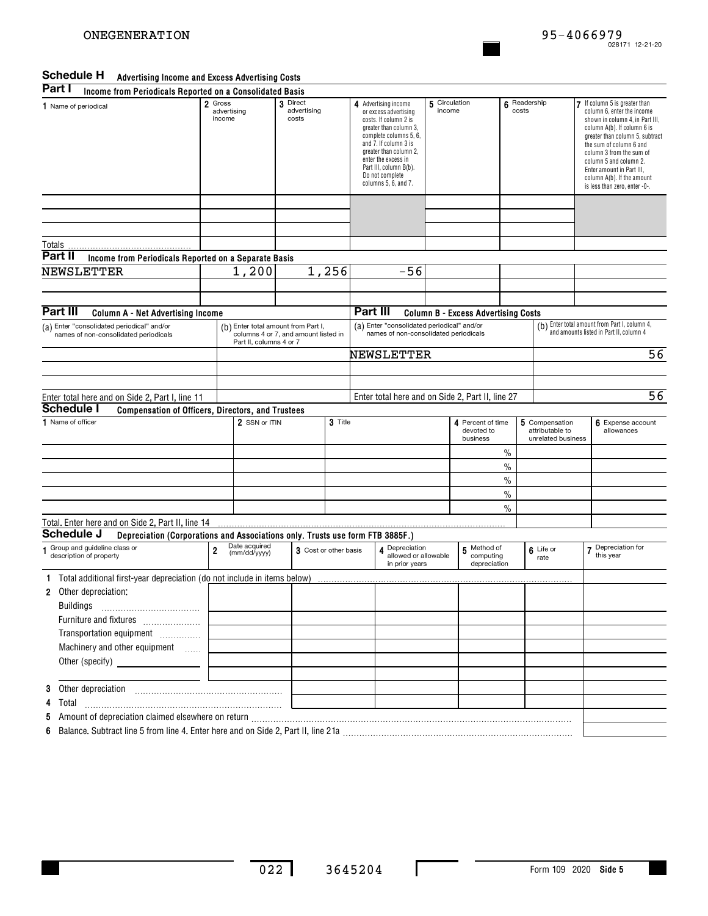ONEGENERATION 95-4066979

## Schedule H Advertising Income and Excess Advertising Costs

### Part I Income from Periodicals Reported on a Consolidated Basis

| 1 Name of periodical | 2 Gross advertising income | 3 Direct advertising costs | 4 Advertising income or excess advertising costs. If column 2 is greater than column 3, complete columns 5, 6, and 7. If column 3 is greater than column 2, enter the excess in Part III, column B(b). Do not complete columns 5, 6, and 7. | 5 Circulation income | 6 Readership costs | 7 If column 5 is greater than column 6, enter the income shown in column 4, in Part III, column A(b). If column 6 is greater than column 5, subtract the sum of column 6 and column 3 from the sum of column 5 and column 2. Enter amount in Part III, column A(b). If the amount is less than zero, enter -0-. |
|---|---|---|---|---|---|---|
| | | | | | | |
| | | | | | | |
| | | | | | | |
| Totals | | | | | | |

### Part II Income from Periodicals Reported on a Separate Basis

| 1 Name of periodical | 2 Gross advertising income | 3 Direct advertising costs | 4 Advertising income or excess advertising costs | 5 Circulation income | 6 Readership costs | 7 |
|---|---|---|---|---|---|---|
| NEWSLETTER | 1,200 | 1,256 | -56 | | | |
| | | | | | | |
| | | | | | | |

### Part III Column A - Net Advertising Income / Column B - Excess Advertising Costs

| (a) Enter "consolidated periodical" and/or names of non-consolidated periodicals | (b) Enter total amount from Part I, columns 4 or 7, and amount listed in Part II, columns 4 or 7 | (a) Enter "consolidated periodical" and/or names of non-consolidated periodicals | (b) Enter total amount from Part I, column 4, and amounts listed in Part II, column 4 |
|---|---|---|---|
| | | NEWSLETTER | 56 |
| | | | |
| | | | |
| Enter total here and on Side 2, Part I, line 11 | | Enter total here and on Side 2, Part II, line 27 | 56 |

## Schedule I Compensation of Officers, Directors, and Trustees

| 1 Name of officer | 2 SSN or ITIN | 3 Title | 4 Percent of time devoted to business | 5 Compensation attributable to unrelated business | 6 Expense account allowances |
|---|---|---|---|---|---|
| | | | % | | |
| | | | % | | |
| | | | % | | |
| | | | % | | |
| | | | % | | |
| Total. Enter here and on Side 2, Part II, line 14 | | | | | |

## Schedule J Depreciation (Corporations and Associations only. Trusts use form FTB 3885F.)

| 1 Group and guideline class or description of property | 2 Date acquired (mm/dd/yyyy) | 3 Cost or other basis | 4 Depreciation allowed or allowable in prior years | 5 Method of computing depreciation | 6 Life or rate | 7 Depreciation for this year |
|---|---|---|---|---|---|---|
| 1 Total additional first-year depreciation (do not include in items below) | | | | | | |
| 2 Other depreciation: | | | | | | |
| Buildings | | | | | | |
| Furniture and fixtures | | | | | | |
| Transportation equipment | | | | | | |
| Machinery and other equipment | | | | | | |
| Other (specify) | | | | | | |
| | | | | | | |
| 3 Other depreciation | | | | | | |
| 4 Total | | | | | | |
| 5 Amount of depreciation claimed elsewhere on return | | | | | | |
| 6 Balance. Subtract line 5 from line 4. Enter here and on Side 2, Part II, line 21a | | | | | | |

022 3645204 Form 109 2020 Side 5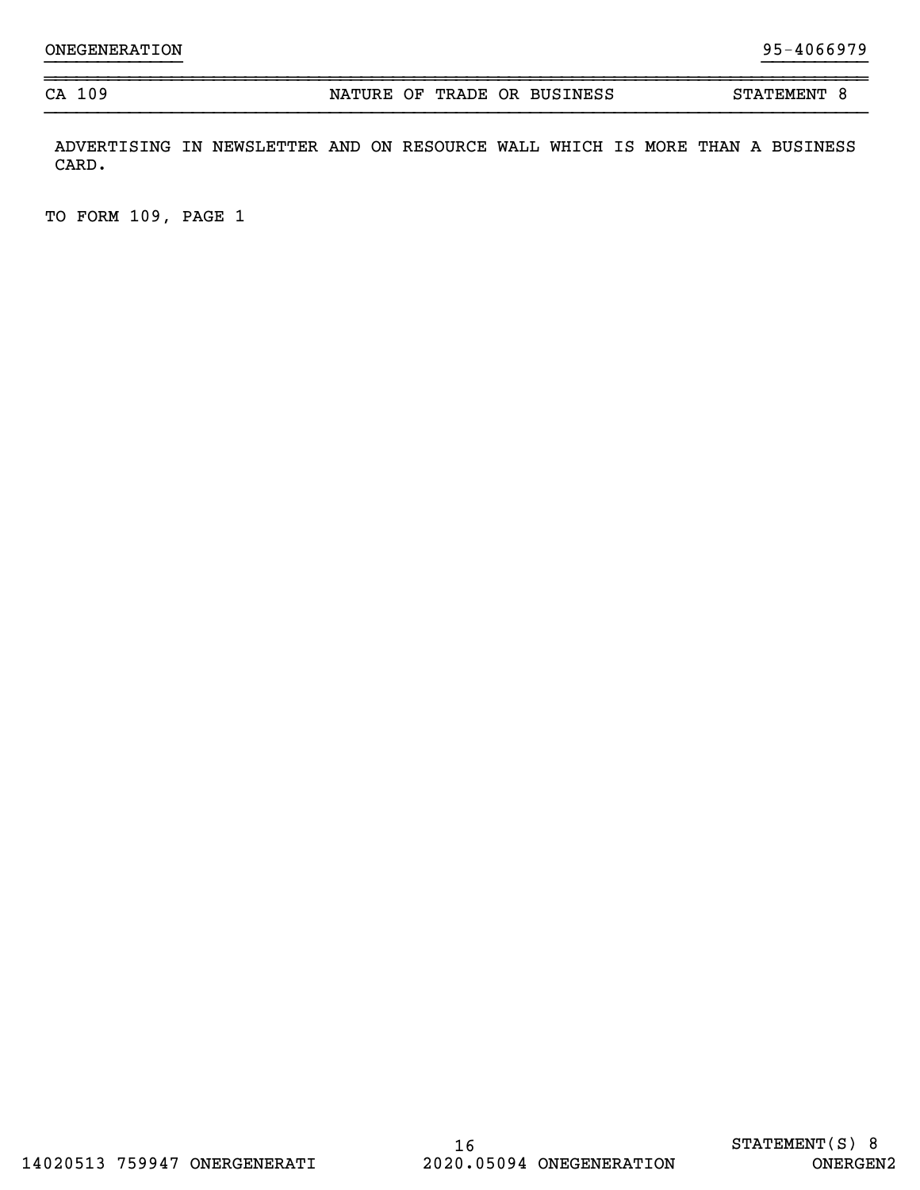| CA 109 | NATURE OF TRADE OR BUSINESS | STATEMENT 8 |
|---|---|---|

ADVERTISING IN NEWSLETTER AND ON RESOURCE WALL WHICH IS MORE THAN A BUSINESS CARD.

TO FORM 109, PAGE 1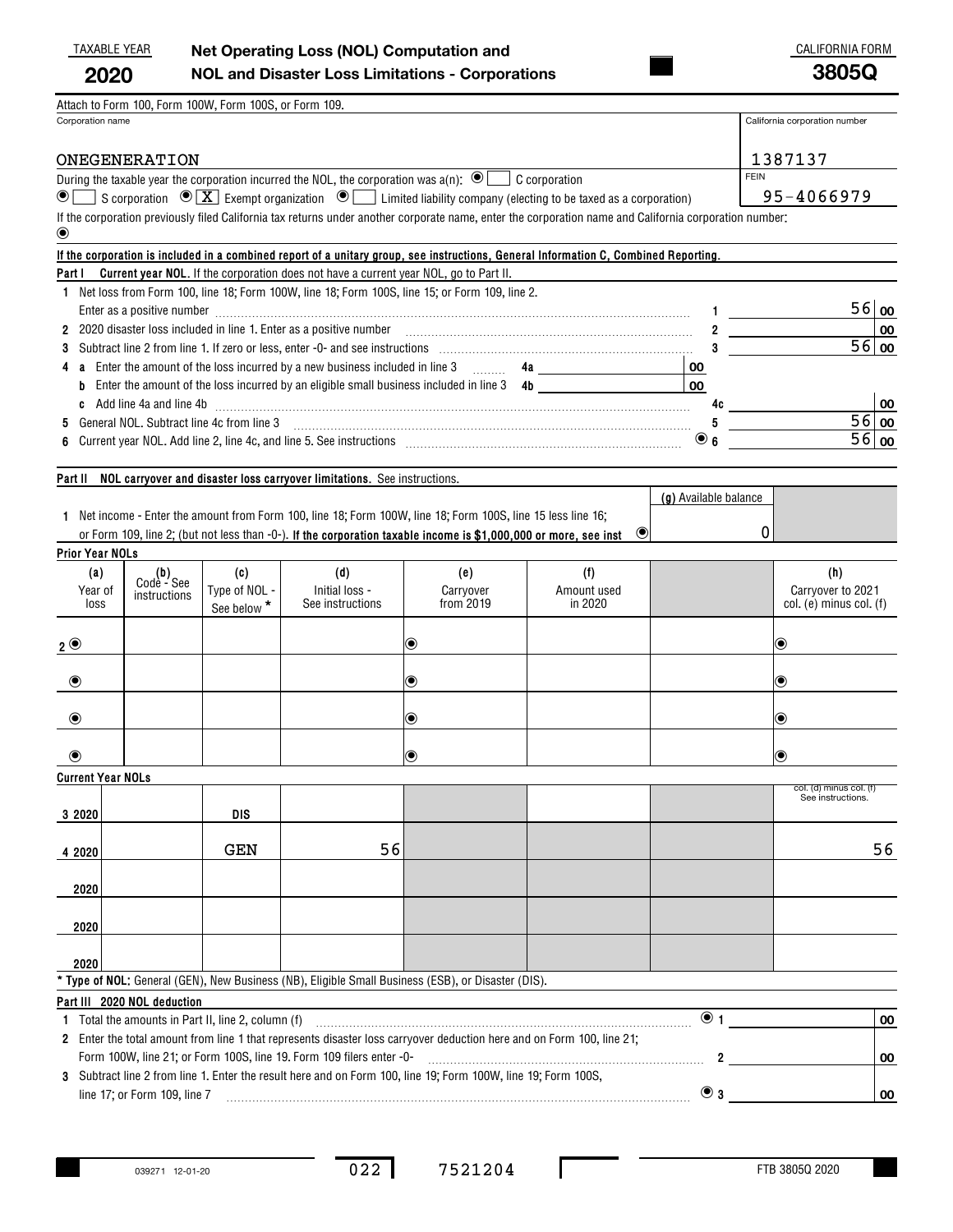TAXABLE YEAR **2020**

# Net Operating Loss (NOL) Computation and NOL and Disaster Loss Limitations - Corporations

CALIFORNIA FORM **3805Q**

Attach to Form 100, Form 100W, Form 100S, or Form 109.

| Corporation name | California corporation number |
|---|---|
| ONEGENERATION | 1387137 |
| | FEIN 95-4066979 |

During the taxable year the corporation incurred the NOL, the corporation was a(n): [ ] C corporation [ ] S corporation [X] Exempt organization [ ] Limited liability company (electing to be taxed as a corporation)

If the corporation previously filed California tax returns under another corporate name, enter the corporation name and California corporation number:

**If the corporation is included in a combined report of a unitary group, see instructions, General Information C, Combined Reporting.**

**Part I Current year NOL.** If the corporation does not have a current year NOL, go to Part II.

| | | | |
|---|---|---|---|
| 1 | Net loss from Form 100, line 18; Form 100W, line 18; Form 100S, line 15; or Form 109, line 2. Enter as a positive number | 1 | 56 00 |
| 2 | 2020 disaster loss included in line 1. Enter as a positive number | 2 | 00 |
| 3 | Subtract line 2 from line 1. If zero or less, enter -0- and see instructions | 3 | 56 00 |
| 4a | Enter the amount of the loss incurred by a new business included in line 3 | 4a | 00 |
| 4b | Enter the amount of the loss incurred by an eligible small business included in line 3 | 4b | 00 |
| 4c | Add line 4a and line 4b | 4c | 00 |
| 5 | General NOL. Subtract line 4c from line 3 | 5 | 56 00 |
| 6 | Current year NOL. Add line 2, line 4c, and line 5. See instructions | 6 | 56 00 |

**Part II NOL carryover and disaster loss carryover limitations.** See instructions.

1 Net income - Enter the amount from Form 100, line 18; Form 100W, line 18; Form 100S, line 15 less line 16; or Form 109, line 2; (but not less than -0-). **If the corporation taxable income is $1,000,000 or more, see inst** — (g) Available balance: 0

**Prior Year NOLs**

| | (a) Year of loss | (b) Code - See instructions | (c) Type of NOL - See below * | (d) Initial loss - See instructions | (e) Carryover from 2019 | (f) Amount used in 2020 | | (h) Carryover to 2021 col. (e) minus col. (f) |
|---|---|---|---|---|---|---|---|---|
| 2 | | | | | | | | |
| | | | | | | | | |
| | | | | | | | | |
| | | | | | | | | |

**Current Year NOLs**

| | (a) | (b) | (c) | (d) | (e) | (f) | | col. (d) minus col. (f) See instructions. |
|---|---|---|---|---|---|---|---|---|
| 3 | 2020 | | DIS | | | | | |
| 4 | 2020 | | GEN | 56 | | | | 56 |
| | 2020 | | | | | | | |
| | 2020 | | | | | | | |
| | 2020 | | | | | | | |

\* **Type of NOL:** General (GEN), New Business (NB), Eligible Small Business (ESB), or Disaster (DIS).

**Part III 2020 NOL deduction**

| | | | |
|---|---|---|---|
| 1 | Total the amounts in Part II, line 2, column (f) | 1 | 00 |
| 2 | Enter the total amount from line 1 that represents disaster loss carryover deduction here and on Form 100, line 21; Form 100W, line 21; or Form 100S, line 19. Form 109 filers enter -0- | 2 | 00 |
| 3 | Subtract line 2 from line 1. Enter the result here and on Form 100, line 19; Form 100W, line 19; Form 100S, line 17; or Form 109, line 7 | 3 | 00 |

039271 12-01-20 022 7521204 FTB 3805Q 2020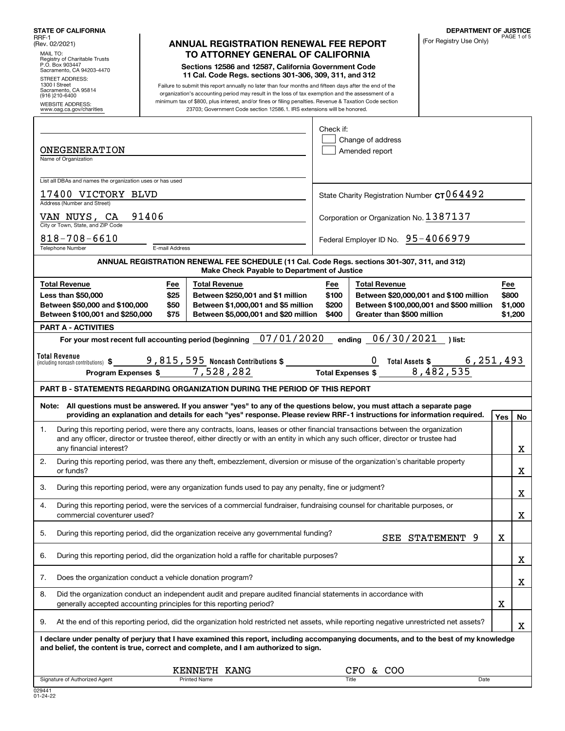STATE OF CALIFORNIA
RRF-1
(Rev. 02/2021)

MAIL TO:
Registry of Charitable Trusts
P.O. Box 903447
Sacramento, CA 94203-4470

STREET ADDRESS:
1300 I Street
Sacramento, CA 95814
(916 )210-6400

WEBSITE ADDRESS:
www.oag.ca.gov/charities

# ANNUAL REGISTRATION RENEWAL FEE REPORT TO ATTORNEY GENERAL OF CALIFORNIA

**Sections 12586 and 12587, California Government Code**
**11 Cal. Code Regs. sections 301-306, 309, 311, and 312**

Failure to submit this report annually no later than four months and fifteen days after the end of the organization's accounting period may result in the loss of tax exemption and the assessment of a minimum tax of $800, plus interest, and/or fines or filing penalties. Revenue & Taxation Code section 23703; Government Code section 12586.1. IRS extensions will be honored.

DEPARTMENT OF JUSTICE
(For Registry Use Only)

ONEGENERATION
Name of Organization

List all DBAs and names the organization uses or has used

17400 VICTORY BLVD
Address (Number and Street)

VAN NUYS, CA 91406
City or Town, State, and ZIP Code

818-708-6610
Telephone Number

E-mail Address

Check if:
☐ Change of address
☐ Amended report

State Charity Registration Number CT 064492

Corporation or Organization No. 1387137

Federal Employer ID No. 95-4066979

**ANNUAL REGISTRATION RENEWAL FEE SCHEDULE (11 Cal. Code Regs. sections 301-307, 311, and 312)**
**Make Check Payable to Department of Justice**

| Total Revenue | Fee | Total Revenue | Fee | Total Revenue | Fee |
|---|---|---|---|---|---|
| Less than $50,000 | $25 | Between $250,001 and $1 million | $100 | Between $20,000,001 and $100 million | $800 |
| Between $50,000 and $100,000 | $50 | Between $1,000,001 and $5 million | $200 | Between $100,000,001 and $500 million | $1,000 |
| Between $100,001 and $250,000 | $75 | Between $5,000,001 and $20 million | $400 | Greater than $500 million | $1,200 |

**PART A - ACTIVITIES**

For your most recent full accounting period (beginning 07/01/2020 ending 06/30/2021 ) list:

Total Revenue (including noncash contributions) $ 9,815,595 Noncash Contributions $ 0 Total Assets $ 6,251,493

Program Expenses $ 7,528,282 Total Expenses $ 8,482,535

**PART B - STATEMENTS REGARDING ORGANIZATION DURING THE PERIOD OF THIS REPORT**

**Note: All questions must be answered. If you answer "yes" to any of the questions below, you must attach a separate page providing an explanation and details for each "yes" response. Please review RRF-1 instructions for information required.**

| | Question | Yes | No |
|---|---|---|---|
| 1. | During this reporting period, were there any contracts, loans, leases or other financial transactions between the organization and any officer, director or trustee thereof, either directly or with an entity in which any such officer, director or trustee had any financial interest? | | X |
| 2. | During this reporting period, was there any theft, embezzlement, diversion or misuse of the organization's charitable property or funds? | | X |
| 3. | During this reporting period, were any organization funds used to pay any penalty, fine or judgment? | | X |
| 4. | During this reporting period, were the services of a commercial fundraiser, fundraising counsel for charitable purposes, or commercial coventurer used? | | X |
| 5. | During this reporting period, did the organization receive any governmental funding? SEE STATEMENT 9 | X | |
| 6. | During this reporting period, did the organization hold a raffle for charitable purposes? | | X |
| 7. | Does the organization conduct a vehicle donation program? | | X |
| 8. | Did the organization conduct an independent audit and prepare audited financial statements in accordance with generally accepted accounting principles for this reporting period? | X | |
| 9. | At the end of this reporting period, did the organization hold restricted net assets, while reporting negative unrestricted net assets? | | X |

**I declare under penalty of perjury that I have examined this report, including accompanying documents, and to the best of my knowledge and belief, the content is true, correct and complete, and I am authorized to sign.**

| Signature of Authorized Agent | KENNETH KANG<br>Printed Name | CFO & COO<br>Title | Date |
|---|---|---|---|

029441
01-24-22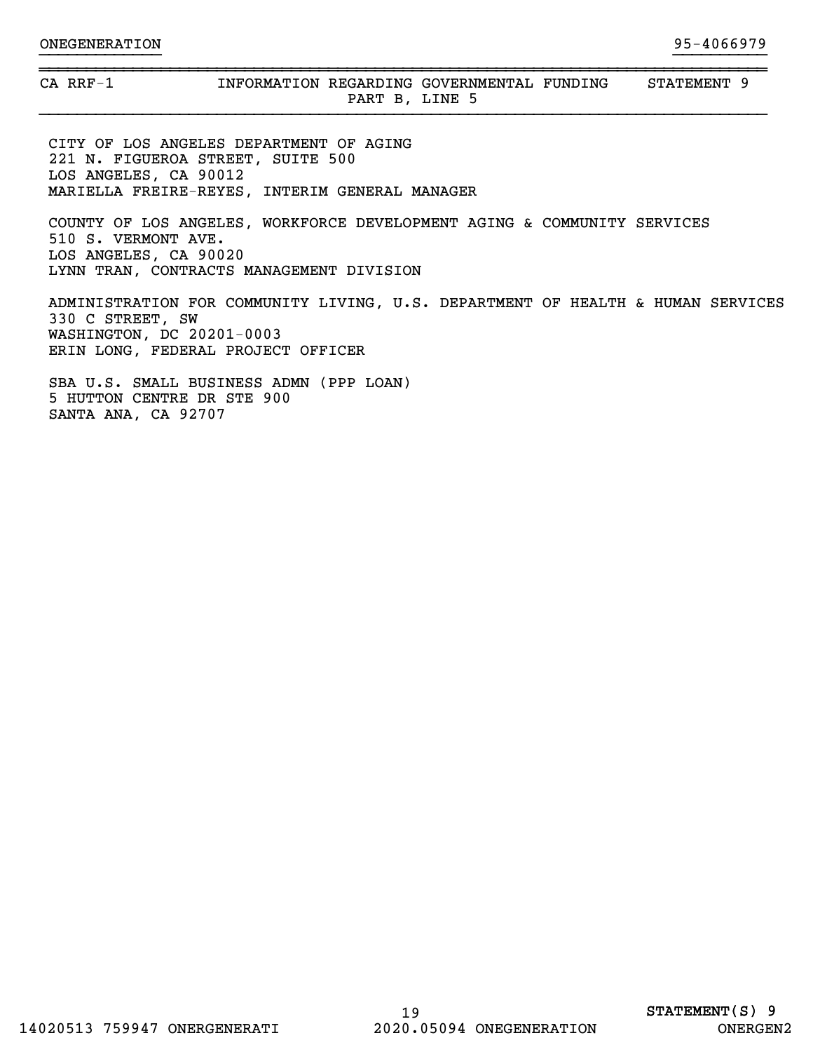CA RRF-1 — INFORMATION REGARDING GOVERNMENTAL FUNDING — PART B, LINE 5 — STATEMENT 9

CITY OF LOS ANGELES DEPARTMENT OF AGING
221 N. FIGUEROA STREET, SUITE 500
LOS ANGELES, CA 90012
MARIELLA FREIRE-REYES, INTERIM GENERAL MANAGER

COUNTY OF LOS ANGELES, WORKFORCE DEVELOPMENT AGING & COMMUNITY SERVICES
510 S. VERMONT AVE.
LOS ANGELES, CA 90020
LYNN TRAN, CONTRACTS MANAGEMENT DIVISION

ADMINISTRATION FOR COMMUNITY LIVING, U.S. DEPARTMENT OF HEALTH & HUMAN SERVICES
330 C STREET, SW
WASHINGTON, DC 20201-0003
ERIN LONG, FEDERAL PROJECT OFFICER

SBA U.S. SMALL BUSINESS ADMN (PPP LOAN)
5 HUTTON CENTRE DR STE 900
SANTA ANA, CA 92707